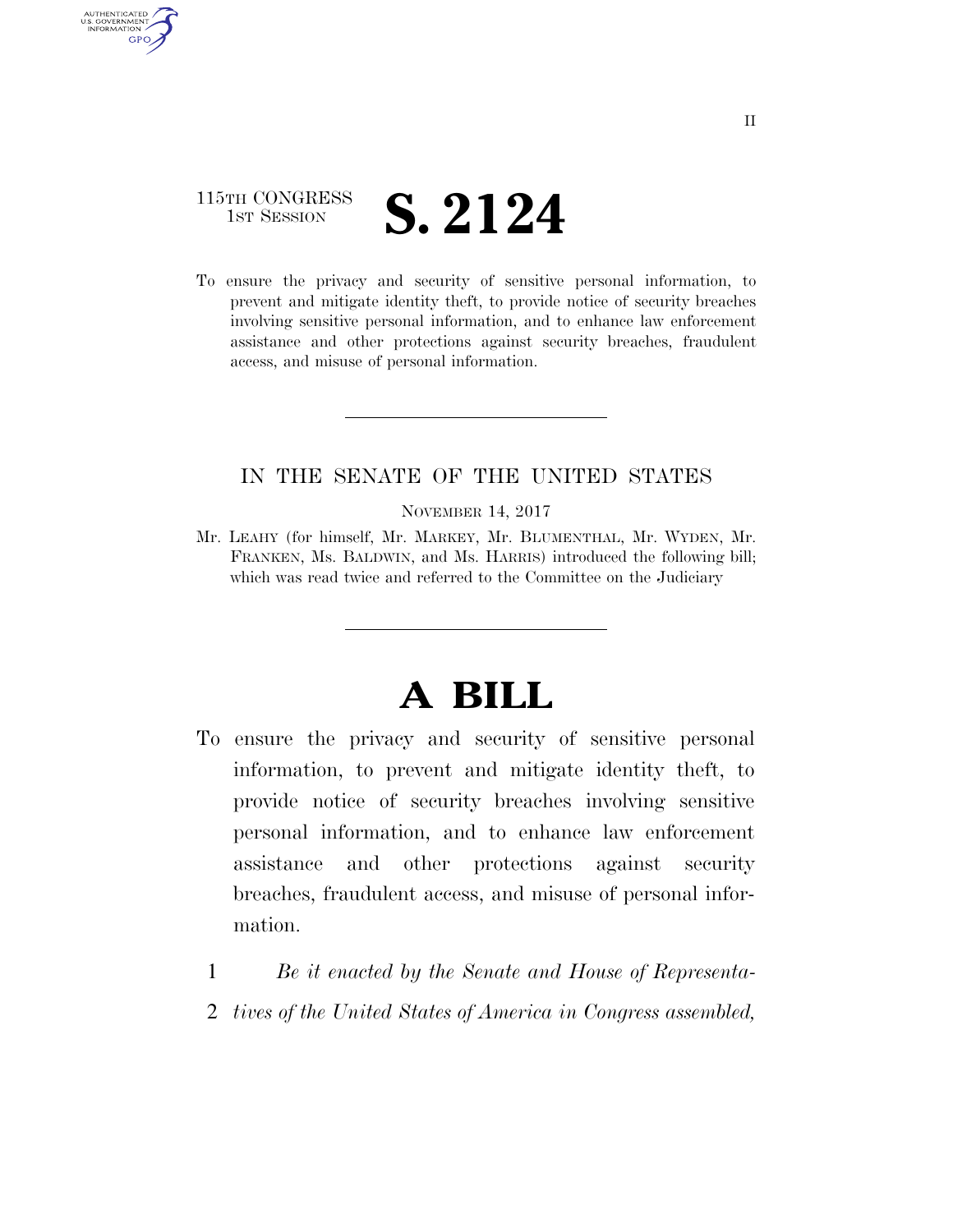115TH CONGRESS
1ST SESSION

# S. 2124

To ensure the privacy and security of sensitive personal information, to prevent and mitigate identity theft, to provide notice of security breaches involving sensitive personal information, and to enhance law enforcement assistance and other protections against security breaches, fraudulent access, and misuse of personal information.

---

IN THE SENATE OF THE UNITED STATES

NOVEMBER 14, 2017

Mr. LEAHY (for himself, Mr. MARKEY, Mr. BLUMENTHAL, Mr. WYDEN, Mr. FRANKEN, Ms. BALDWIN, and Ms. HARRIS) introduced the following bill; which was read twice and referred to the Committee on the Judiciary

---

# A BILL

To ensure the privacy and security of sensitive personal information, to prevent and mitigate identity theft, to provide notice of security breaches involving sensitive personal information, and to enhance law enforcement assistance and other protections against security breaches, fraudulent access, and misuse of personal information.

1 *Be it enacted by the Senate and House of Representa-*
2 *tives of the United States of America in Congress assembled,*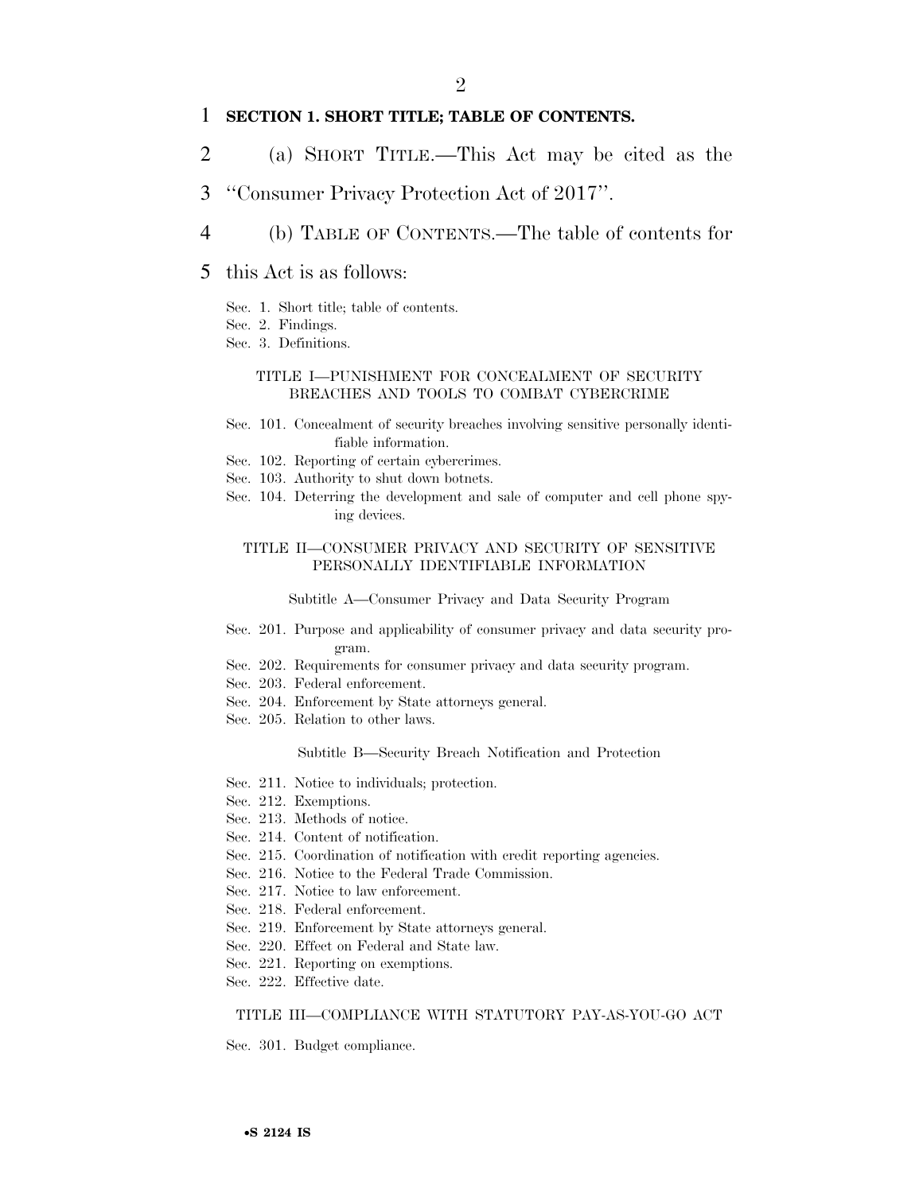**SECTION 1. SHORT TITLE; TABLE OF CONTENTS.**

(a) SHORT TITLE.—This Act may be cited as the "Consumer Privacy Protection Act of 2017".

(b) TABLE OF CONTENTS.—The table of contents for this Act is as follows:

Sec. 1. Short title; table of contents.
Sec. 2. Findings.
Sec. 3. Definitions.

TITLE I—PUNISHMENT FOR CONCEALMENT OF SECURITY BREACHES AND TOOLS TO COMBAT CYBERCRIME

Sec. 101. Concealment of security breaches involving sensitive personally identifiable information.
Sec. 102. Reporting of certain cybercrimes.
Sec. 103. Authority to shut down botnets.
Sec. 104. Deterring the development and sale of computer and cell phone spying devices.

TITLE II—CONSUMER PRIVACY AND SECURITY OF SENSITIVE PERSONALLY IDENTIFIABLE INFORMATION

Subtitle A—Consumer Privacy and Data Security Program

Sec. 201. Purpose and applicability of consumer privacy and data security program.
Sec. 202. Requirements for consumer privacy and data security program.
Sec. 203. Federal enforcement.
Sec. 204. Enforcement by State attorneys general.
Sec. 205. Relation to other laws.

Subtitle B—Security Breach Notification and Protection

Sec. 211. Notice to individuals; protection.
Sec. 212. Exemptions.
Sec. 213. Methods of notice.
Sec. 214. Content of notification.
Sec. 215. Coordination of notification with credit reporting agencies.
Sec. 216. Notice to the Federal Trade Commission.
Sec. 217. Notice to law enforcement.
Sec. 218. Federal enforcement.
Sec. 219. Enforcement by State attorneys general.
Sec. 220. Effect on Federal and State law.
Sec. 221. Reporting on exemptions.
Sec. 222. Effective date.

TITLE III—COMPLIANCE WITH STATUTORY PAY-AS-YOU-GO ACT

Sec. 301. Budget compliance.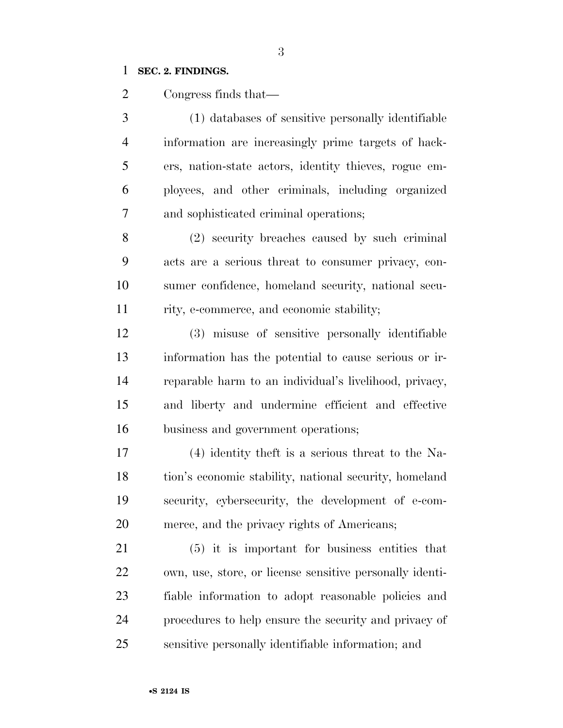**SEC. 2. FINDINGS.**

Congress finds that—

(1) databases of sensitive personally identifiable information are increasingly prime targets of hackers, nation-state actors, identity thieves, rogue employees, and other criminals, including organized and sophisticated criminal operations;

(2) security breaches caused by such criminal acts are a serious threat to consumer privacy, consumer confidence, homeland security, national security, e-commerce, and economic stability;

(3) misuse of sensitive personally identifiable information has the potential to cause serious or irreparable harm to an individual's livelihood, privacy, and liberty and undermine efficient and effective business and government operations;

(4) identity theft is a serious threat to the Nation's economic stability, national security, homeland security, cybersecurity, the development of e-commerce, and the privacy rights of Americans;

(5) it is important for business entities that own, use, store, or license sensitive personally identifiable information to adopt reasonable policies and procedures to help ensure the security and privacy of sensitive personally identifiable information; and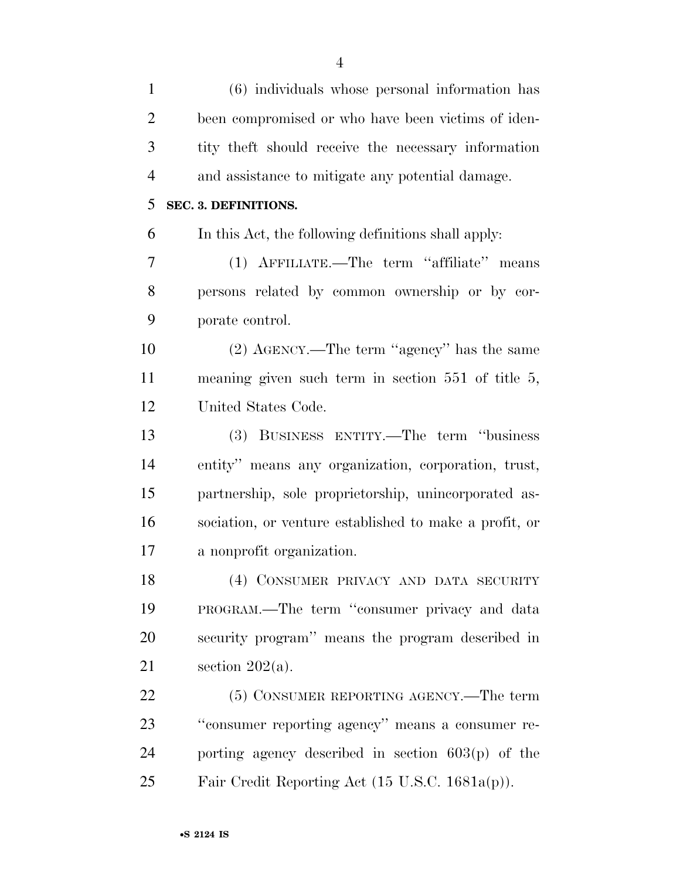(6) individuals whose personal information has been compromised or who have been victims of identity theft should receive the necessary information and assistance to mitigate any potential damage.

**SEC. 3. DEFINITIONS.**

In this Act, the following definitions shall apply:

(1) AFFILIATE.—The term ''affiliate'' means persons related by common ownership or by corporate control.

(2) AGENCY.—The term ''agency'' has the same meaning given such term in section 551 of title 5, United States Code.

(3) BUSINESS ENTITY.—The term ''business entity'' means any organization, corporation, trust, partnership, sole proprietorship, unincorporated association, or venture established to make a profit, or a nonprofit organization.

(4) CONSUMER PRIVACY AND DATA SECURITY PROGRAM.—The term ''consumer privacy and data security program'' means the program described in section 202(a).

(5) CONSUMER REPORTING AGENCY.—The term ''consumer reporting agency'' means a consumer reporting agency described in section 603(p) of the Fair Credit Reporting Act (15 U.S.C. 1681a(p)).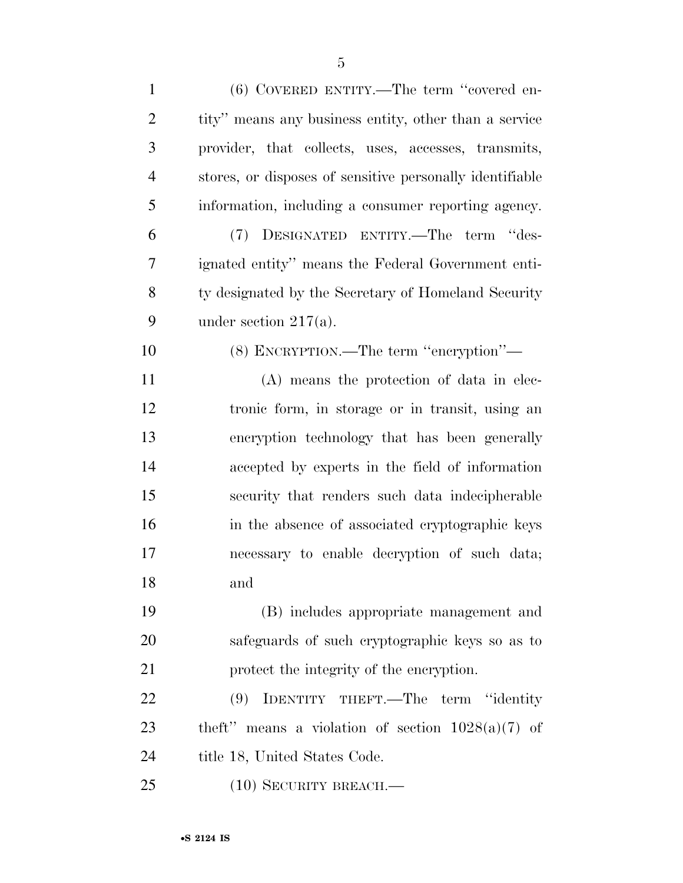(6) COVERED ENTITY.—The term "covered entity" means any business entity, other than a service provider, that collects, uses, accesses, transmits, stores, or disposes of sensitive personally identifiable information, including a consumer reporting agency.

(7) DESIGNATED ENTITY.—The term "designated entity" means the Federal Government entity designated by the Secretary of Homeland Security under section 217(a).

(8) ENCRYPTION.—The term "encryption"—

(A) means the protection of data in electronic form, in storage or in transit, using an encryption technology that has been generally accepted by experts in the field of information security that renders such data indecipherable in the absence of associated cryptographic keys necessary to enable decryption of such data; and

(B) includes appropriate management and safeguards of such cryptographic keys so as to protect the integrity of the encryption.

(9) IDENTITY THEFT.—The term "identity theft" means a violation of section 1028(a)(7) of title 18, United States Code.

(10) SECURITY BREACH.—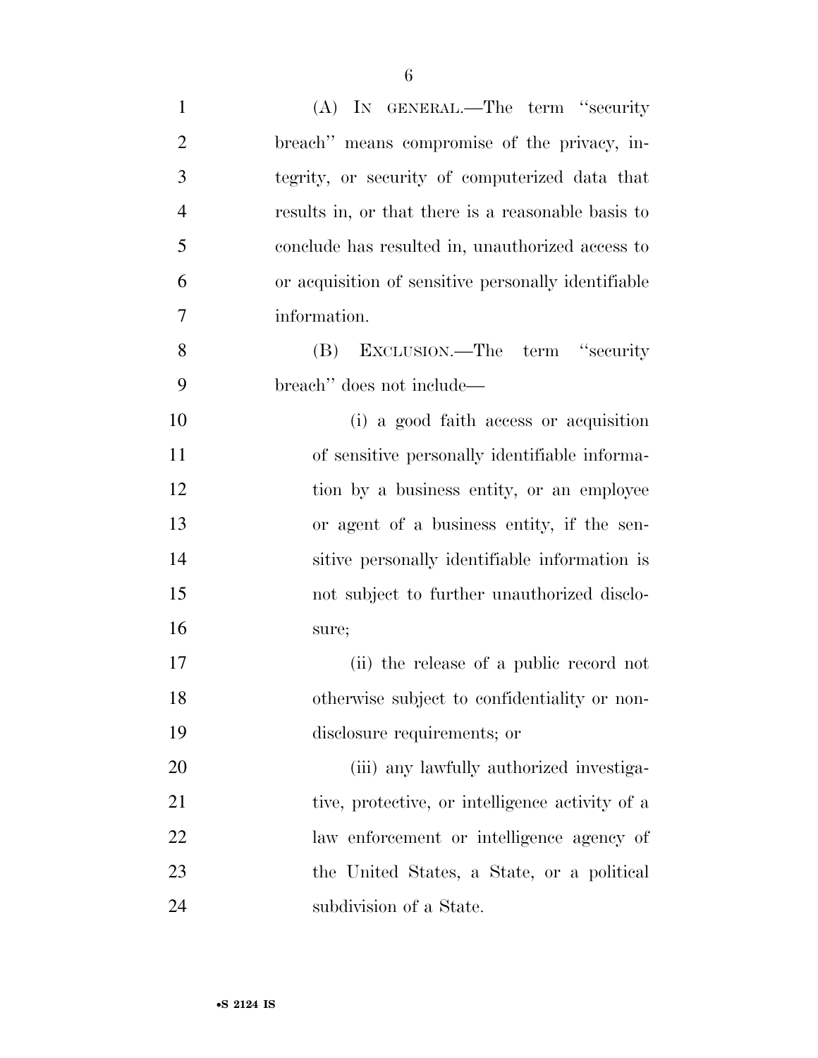(A) IN GENERAL.—The term ''security breach'' means compromise of the privacy, integrity, or security of computerized data that results in, or that there is a reasonable basis to conclude has resulted in, unauthorized access to or acquisition of sensitive personally identifiable information.

(B) EXCLUSION.—The term ''security breach'' does not include—

(i) a good faith access or acquisition of sensitive personally identifiable information by a business entity, or an employee or agent of a business entity, if the sensitive personally identifiable information is not subject to further unauthorized disclosure;

(ii) the release of a public record not otherwise subject to confidentiality or nondisclosure requirements; or

(iii) any lawfully authorized investigative, protective, or intelligence activity of a law enforcement or intelligence agency of the United States, a State, or a political subdivision of a State.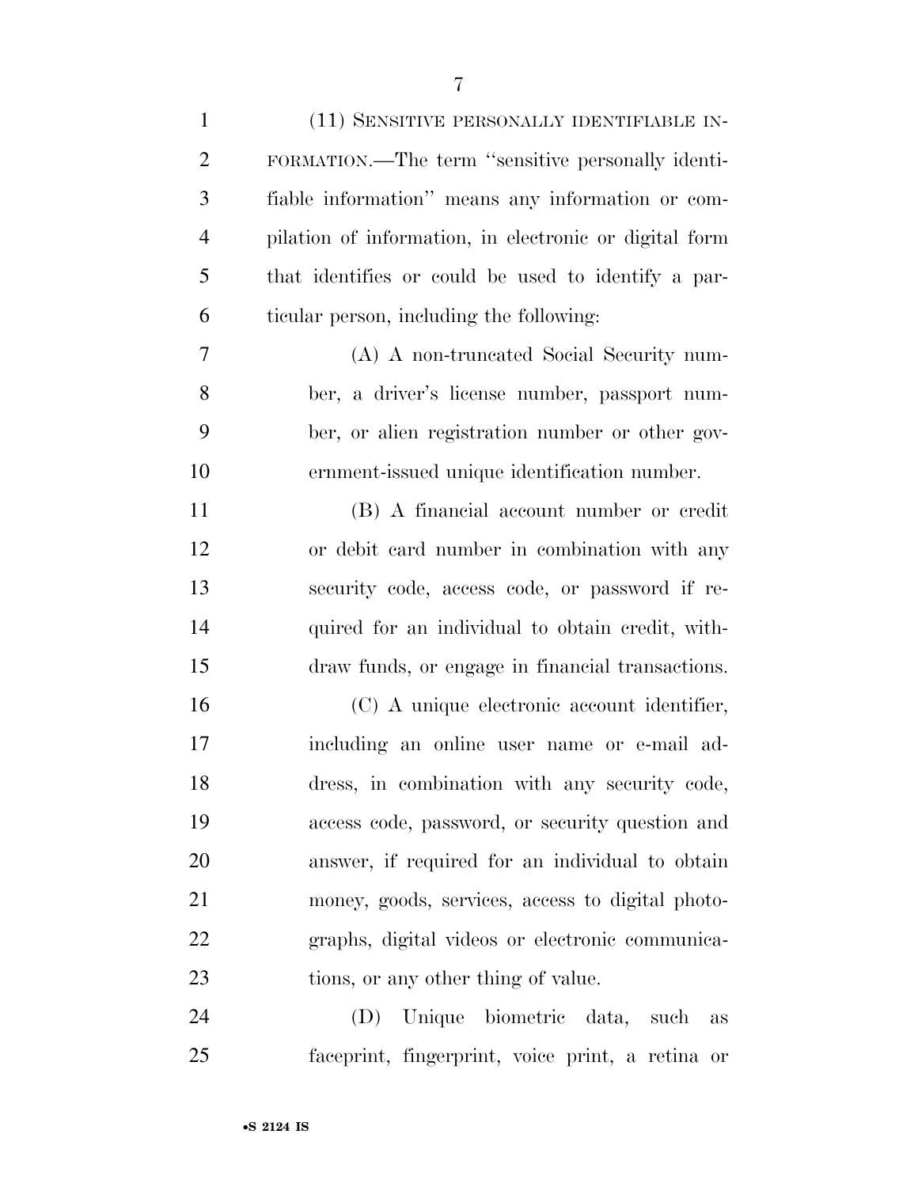(11) SENSITIVE PERSONALLY IDENTIFIABLE INFORMATION.—The term ''sensitive personally identifiable information'' means any information or compilation of information, in electronic or digital form that identifies or could be used to identify a particular person, including the following:

(A) A non-truncated Social Security number, a driver's license number, passport number, or alien registration number or other government-issued unique identification number.

(B) A financial account number or credit or debit card number in combination with any security code, access code, or password if required for an individual to obtain credit, withdraw funds, or engage in financial transactions.

(C) A unique electronic account identifier, including an online user name or e-mail address, in combination with any security code, access code, password, or security question and answer, if required for an individual to obtain money, goods, services, access to digital photographs, digital videos or electronic communications, or any other thing of value.

(D) Unique biometric data, such as faceprint, fingerprint, voice print, a retina or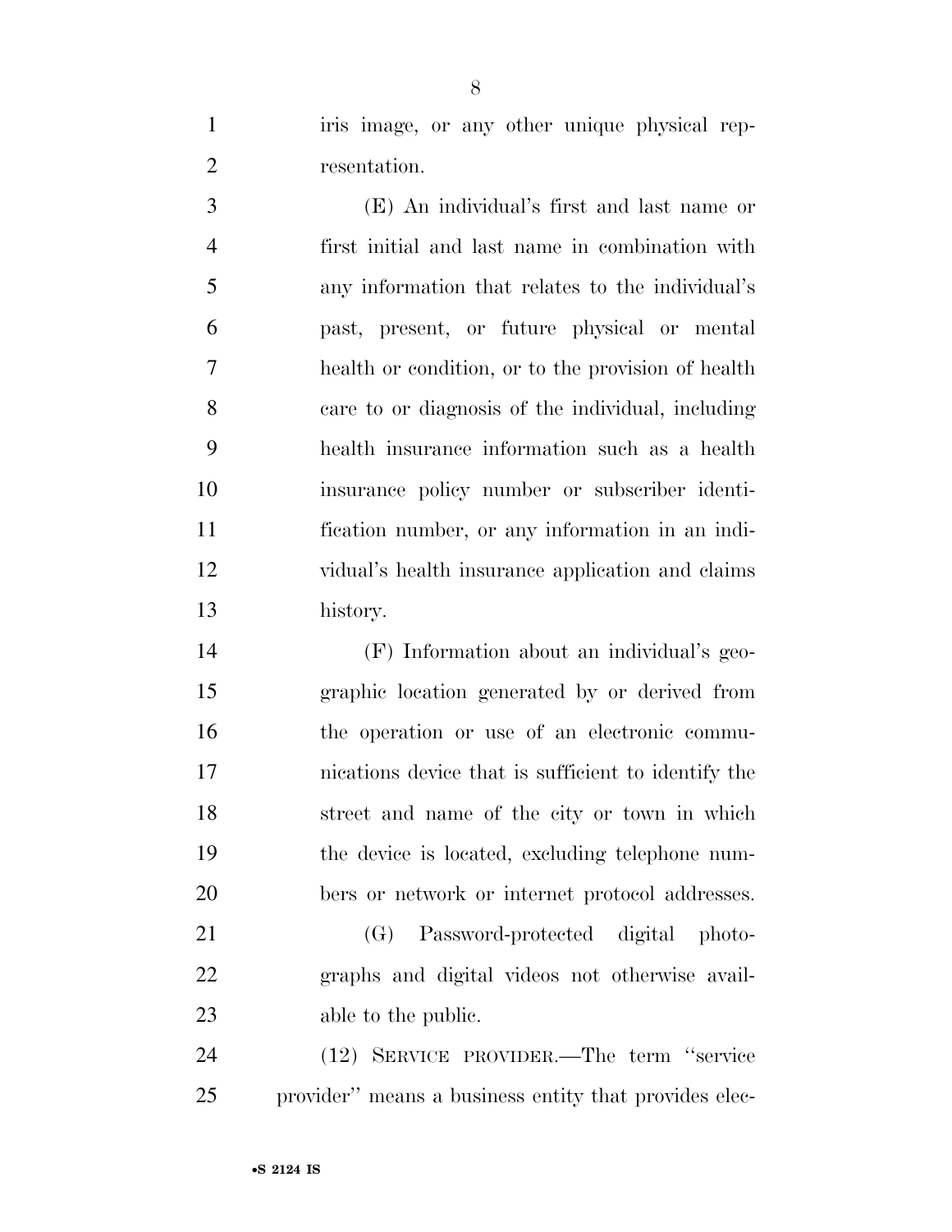iris image, or any other unique physical representation.

(E) An individual's first and last name or first initial and last name in combination with any information that relates to the individual's past, present, or future physical or mental health or condition, or to the provision of health care to or diagnosis of the individual, including health insurance information such as a health insurance policy number or subscriber identification number, or any information in an individual's health insurance application and claims history.

(F) Information about an individual's geographic location generated by or derived from the operation or use of an electronic communications device that is sufficient to identify the street and name of the city or town in which the device is located, excluding telephone numbers or network or internet protocol addresses.

(G) Password-protected digital photographs and digital videos not otherwise available to the public.

(12) SERVICE PROVIDER.—The term ''service provider'' means a business entity that provides elec-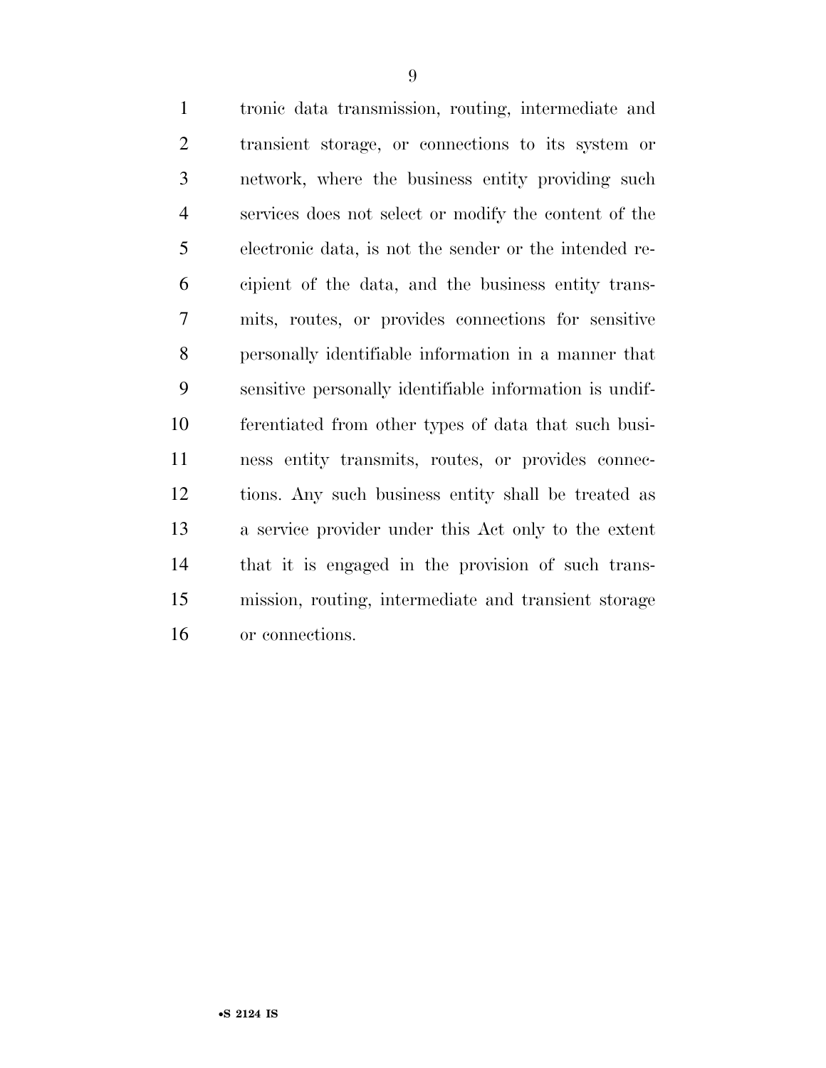tronic data transmission, routing, intermediate and transient storage, or connections to its system or network, where the business entity providing such services does not select or modify the content of the electronic data, is not the sender or the intended recipient of the data, and the business entity transmits, routes, or provides connections for sensitive personally identifiable information in a manner that sensitive personally identifiable information is undifferentiated from other types of data that such business entity transmits, routes, or provides connections. Any such business entity shall be treated as a service provider under this Act only to the extent that it is engaged in the provision of such transmission, routing, intermediate and transient storage or connections.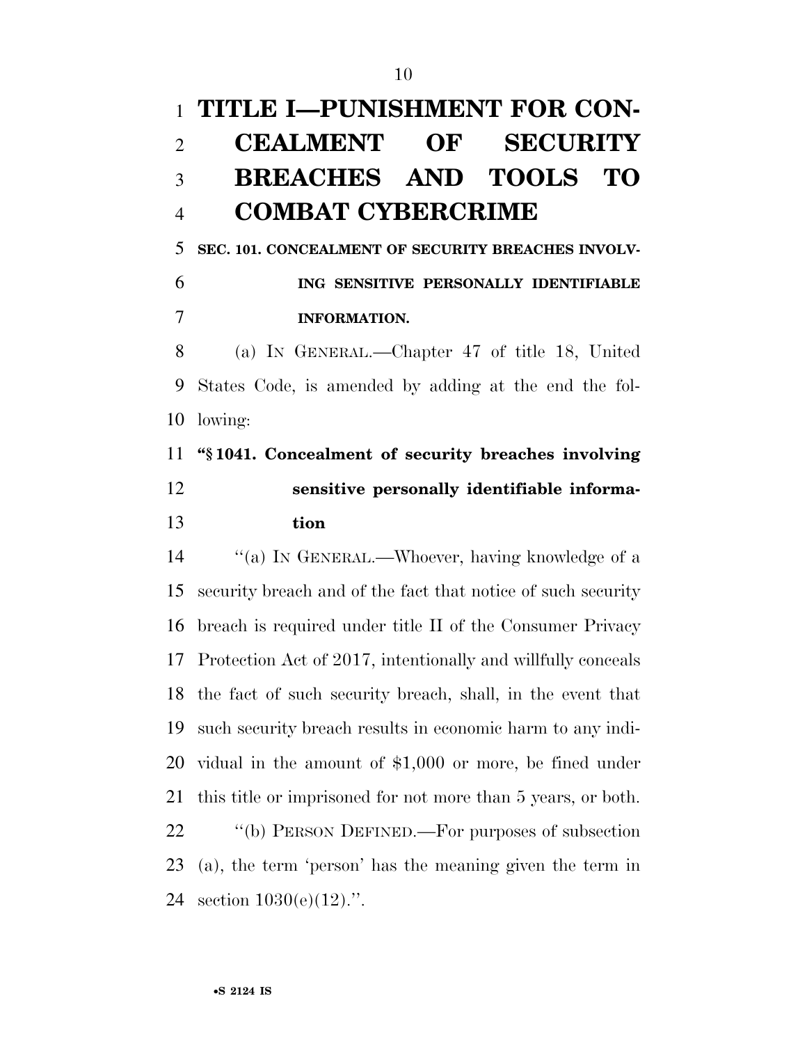# TITLE I—PUNISHMENT FOR CONCEALMENT OF SECURITY BREACHES AND TOOLS TO COMBAT CYBERCRIME

## SEC. 101. CONCEALMENT OF SECURITY BREACHES INVOLVING SENSITIVE PERSONALLY IDENTIFIABLE INFORMATION.

(a) IN GENERAL.—Chapter 47 of title 18, United States Code, is amended by adding at the end the following:

**"§ 1041. Concealment of security breaches involving sensitive personally identifiable information**

"(a) IN GENERAL.—Whoever, having knowledge of a security breach and of the fact that notice of such security breach is required under title II of the Consumer Privacy Protection Act of 2017, intentionally and willfully conceals the fact of such security breach, shall, in the event that such security breach results in economic harm to any individual in the amount of $1,000 or more, be fined under this title or imprisoned for not more than 5 years, or both.

"(b) PERSON DEFINED.—For purposes of subsection (a), the term 'person' has the meaning given the term in section 1030(e)(12).".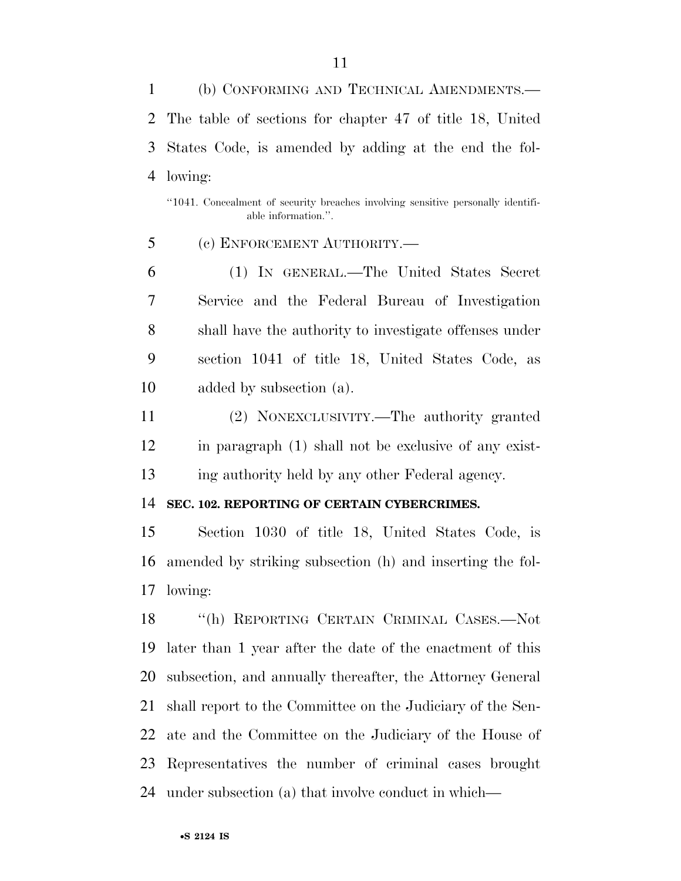(b) CONFORMING AND TECHNICAL AMENDMENTS.—The table of sections for chapter 47 of title 18, United States Code, is amended by adding at the end the following:

"1041. Concealment of security breaches involving sensitive personally identifiable information.".

(c) ENFORCEMENT AUTHORITY.—

(1) IN GENERAL.—The United States Secret Service and the Federal Bureau of Investigation shall have the authority to investigate offenses under section 1041 of title 18, United States Code, as added by subsection (a).

(2) NONEXCLUSIVITY.—The authority granted in paragraph (1) shall not be exclusive of any existing authority held by any other Federal agency.

**SEC. 102. REPORTING OF CERTAIN CYBERCRIMES.**

Section 1030 of title 18, United States Code, is amended by striking subsection (h) and inserting the following:

"(h) REPORTING CERTAIN CRIMINAL CASES.—Not later than 1 year after the date of the enactment of this subsection, and annually thereafter, the Attorney General shall report to the Committee on the Judiciary of the Senate and the Committee on the Judiciary of the House of Representatives the number of criminal cases brought under subsection (a) that involve conduct in which—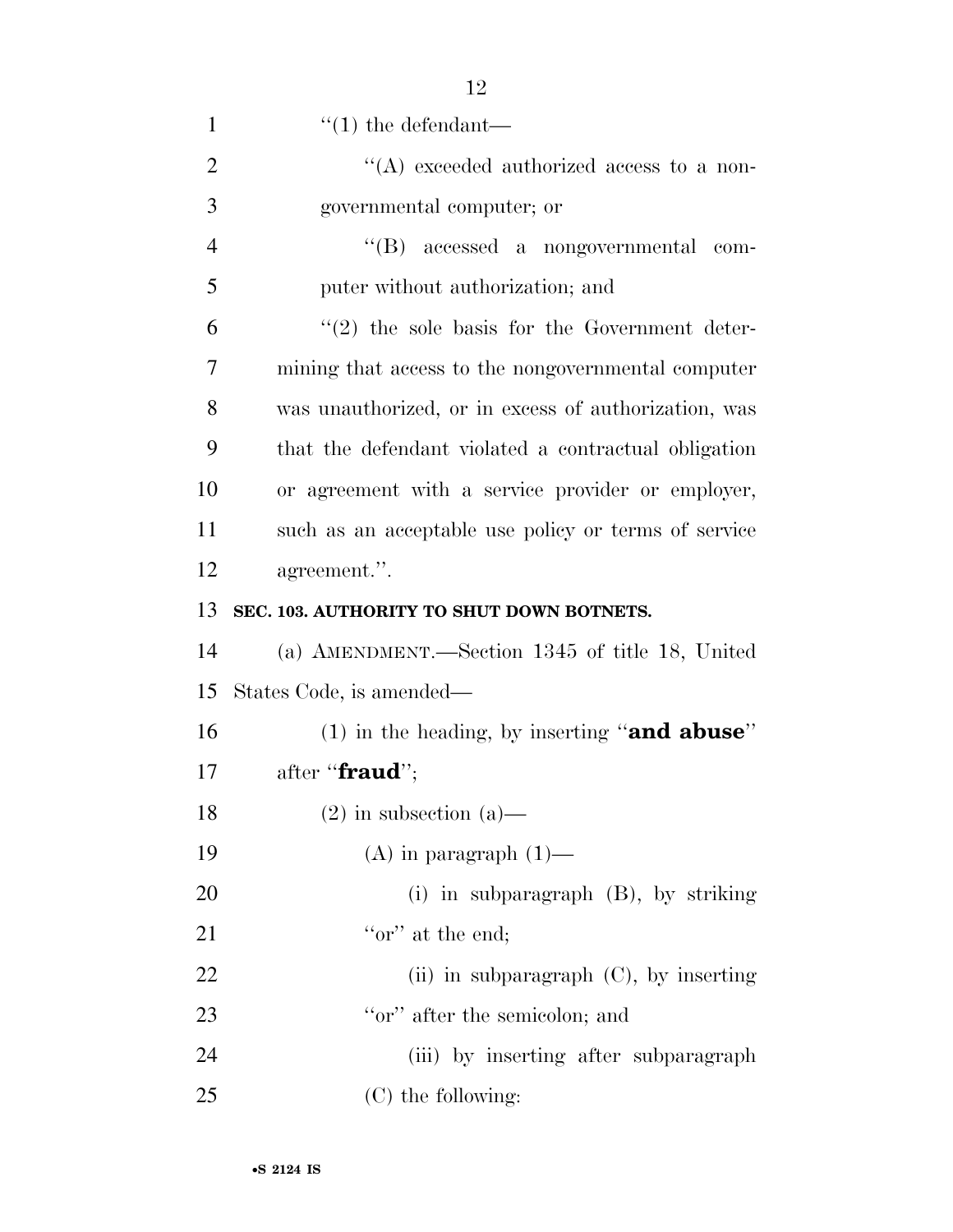''(1) the defendant—

''(A) exceeded authorized access to a non-governmental computer; or

''(B) accessed a nongovernmental computer without authorization; and

''(2) the sole basis for the Government determining that access to the nongovernmental computer was unauthorized, or in excess of authorization, was that the defendant violated a contractual obligation or agreement with a service provider or employer, such as an acceptable use policy or terms of service agreement.''.

**SEC. 103. AUTHORITY TO SHUT DOWN BOTNETS.**

(a) AMENDMENT.—Section 1345 of title 18, United States Code, is amended—

(1) in the heading, by inserting ''**and abuse**'' after ''**fraud**'';

(2) in subsection (a)—

(A) in paragraph (1)—

(i) in subparagraph (B), by striking ''or'' at the end;

(ii) in subparagraph (C), by inserting ''or'' after the semicolon; and

(iii) by inserting after subparagraph (C) the following: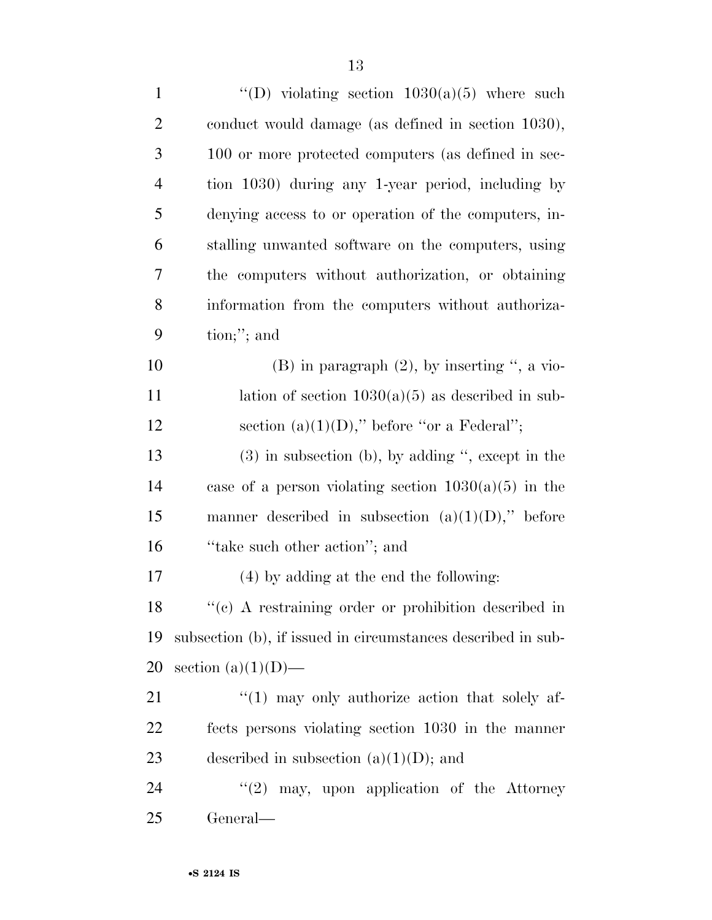"(D) violating section 1030(a)(5) where such conduct would damage (as defined in section 1030), 100 or more protected computers (as defined in section 1030) during any 1-year period, including by denying access to or operation of the computers, installing unwanted software on the computers, using the computers without authorization, or obtaining information from the computers without authorization;"; and

(B) in paragraph (2), by inserting ", a violation of section 1030(a)(5) as described in subsection (a)(1)(D)," before "or a Federal";

(3) in subsection (b), by adding ", except in the case of a person violating section 1030(a)(5) in the manner described in subsection (a)(1)(D)," before "take such other action"; and

(4) by adding at the end the following:

"(c) A restraining order or prohibition described in subsection (b), if issued in circumstances described in subsection (a)(1)(D)—

"(1) may only authorize action that solely affects persons violating section 1030 in the manner described in subsection (a)(1)(D); and

"(2) may, upon application of the Attorney General—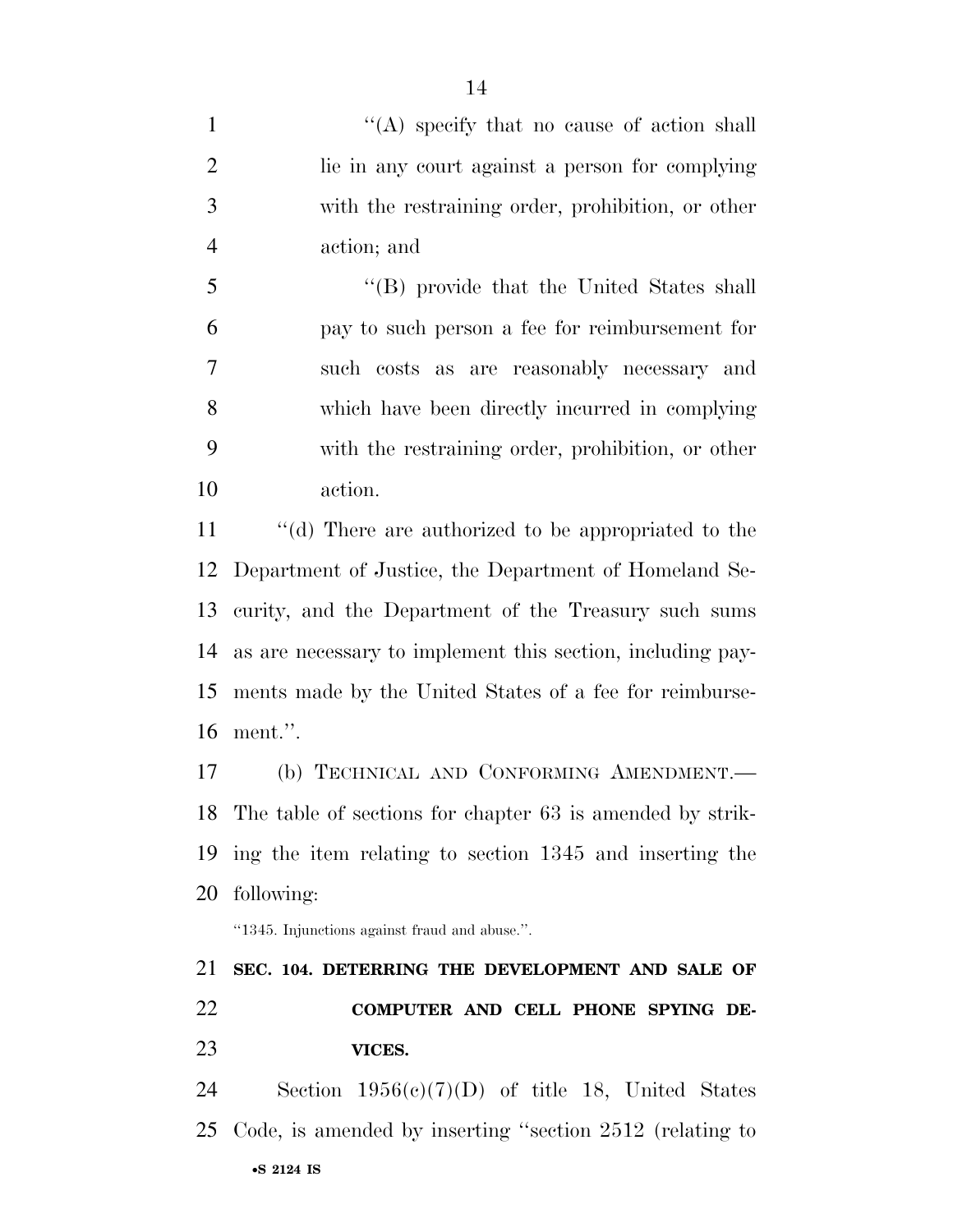''(A) specify that no cause of action shall lie in any court against a person for complying with the restraining order, prohibition, or other action; and

''(B) provide that the United States shall pay to such person a fee for reimbursement for such costs as are reasonably necessary and which have been directly incurred in complying with the restraining order, prohibition, or other action.

''(d) There are authorized to be appropriated to the Department of Justice, the Department of Homeland Security, and the Department of the Treasury such sums as are necessary to implement this section, including payments made by the United States of a fee for reimbursement.''.

(b) TECHNICAL AND CONFORMING AMENDMENT.—The table of sections for chapter 63 is amended by striking the item relating to section 1345 and inserting the following:

''1345. Injunctions against fraud and abuse.''.

**SEC. 104. DETERRING THE DEVELOPMENT AND SALE OF COMPUTER AND CELL PHONE SPYING DEVICES.**

Section 1956(c)(7)(D) of title 18, United States Code, is amended by inserting ''section 2512 (relating to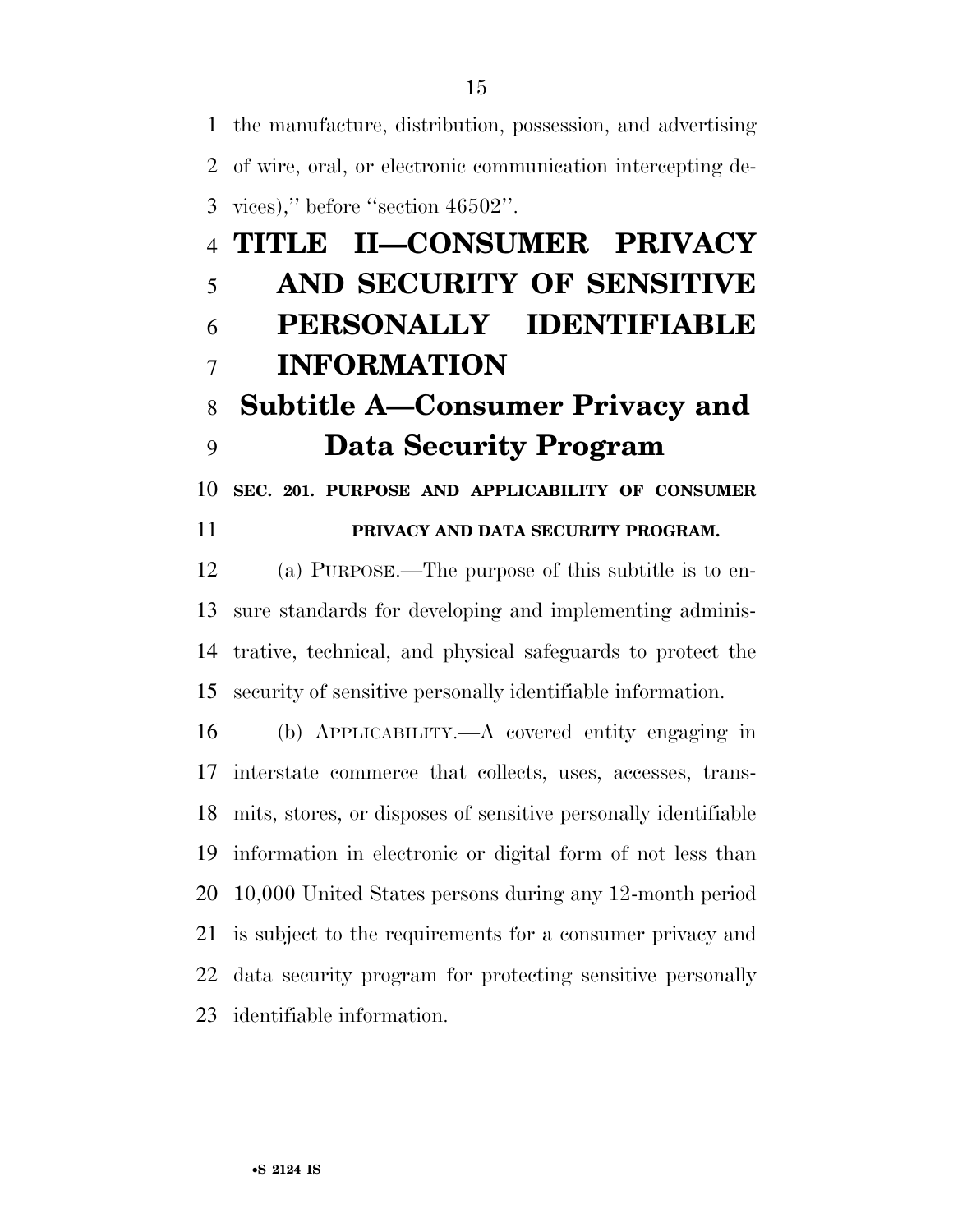the manufacture, distribution, possession, and advertising of wire, oral, or electronic communication intercepting devices),'' before ''section 46502''.

# TITLE II—CONSUMER PRIVACY AND SECURITY OF SENSITIVE PERSONALLY IDENTIFIABLE INFORMATION

## Subtitle A—Consumer Privacy and Data Security Program

### SEC. 201. PURPOSE AND APPLICABILITY OF CONSUMER PRIVACY AND DATA SECURITY PROGRAM.

(a) PURPOSE.—The purpose of this subtitle is to ensure standards for developing and implementing administrative, technical, and physical safeguards to protect the security of sensitive personally identifiable information.

(b) APPLICABILITY.—A covered entity engaging in interstate commerce that collects, uses, accesses, transmits, stores, or disposes of sensitive personally identifiable information in electronic or digital form of not less than 10,000 United States persons during any 12-month period is subject to the requirements for a consumer privacy and data security program for protecting sensitive personally identifiable information.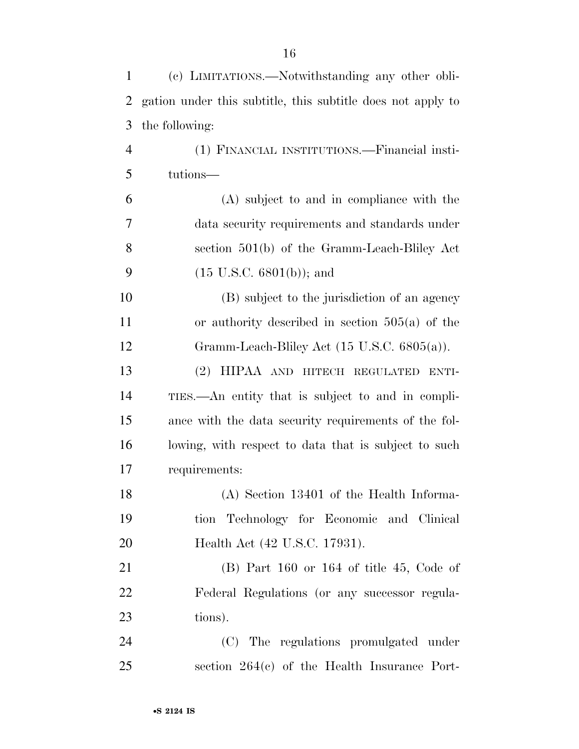(c) LIMITATIONS.—Notwithstanding any other obligation under this subtitle, this subtitle does not apply to the following:

(1) FINANCIAL INSTITUTIONS.—Financial institutions—

(A) subject to and in compliance with the data security requirements and standards under section 501(b) of the Gramm-Leach-Bliley Act (15 U.S.C. 6801(b)); and

(B) subject to the jurisdiction of an agency or authority described in section 505(a) of the Gramm-Leach-Bliley Act (15 U.S.C. 6805(a)).

(2) HIPAA AND HITECH REGULATED ENTITIES.—An entity that is subject to and in compliance with the data security requirements of the following, with respect to data that is subject to such requirements:

(A) Section 13401 of the Health Information Technology for Economic and Clinical Health Act (42 U.S.C. 17931).

(B) Part 160 or 164 of title 45, Code of Federal Regulations (or any successor regulations).

(C) The regulations promulgated under section 264(c) of the Health Insurance Port-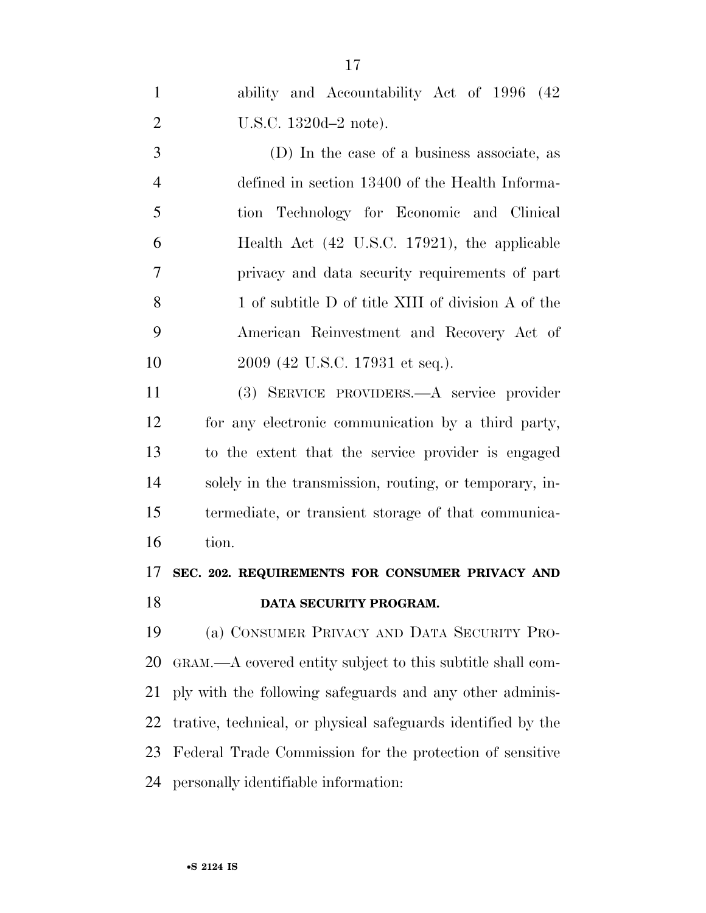ability and Accountability Act of 1996 (42 U.S.C. 1320d–2 note).

(D) In the case of a business associate, as defined in section 13400 of the Health Information Technology for Economic and Clinical Health Act (42 U.S.C. 17921), the applicable privacy and data security requirements of part 1 of subtitle D of title XIII of division A of the American Reinvestment and Recovery Act of 2009 (42 U.S.C. 17931 et seq.).

(3) SERVICE PROVIDERS.—A service provider for any electronic communication by a third party, to the extent that the service provider is engaged solely in the transmission, routing, or temporary, intermediate, or transient storage of that communication.

## SEC. 202. REQUIREMENTS FOR CONSUMER PRIVACY AND DATA SECURITY PROGRAM.

(a) CONSUMER PRIVACY AND DATA SECURITY PROGRAM.—A covered entity subject to this subtitle shall comply with the following safeguards and any other administrative, technical, or physical safeguards identified by the Federal Trade Commission for the protection of sensitive personally identifiable information: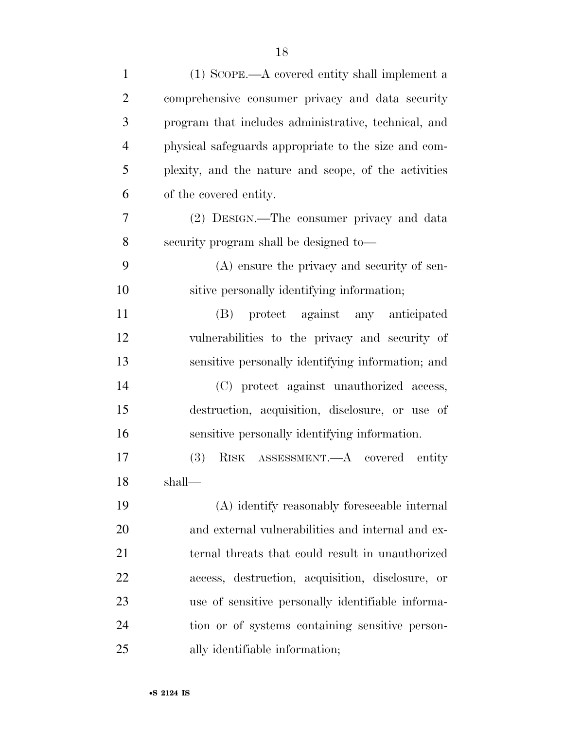(1) SCOPE.—A covered entity shall implement a comprehensive consumer privacy and data security program that includes administrative, technical, and physical safeguards appropriate to the size and complexity, and the nature and scope, of the activities of the covered entity.

(2) DESIGN.—The consumer privacy and data security program shall be designed to—

(A) ensure the privacy and security of sensitive personally identifying information;

(B) protect against any anticipated vulnerabilities to the privacy and security of sensitive personally identifying information; and

(C) protect against unauthorized access, destruction, acquisition, disclosure, or use of sensitive personally identifying information.

(3) RISK ASSESSMENT.—A covered entity shall—

(A) identify reasonably foreseeable internal and external vulnerabilities and internal and external threats that could result in unauthorized access, destruction, acquisition, disclosure, or use of sensitive personally identifiable information or of systems containing sensitive personally identifiable information;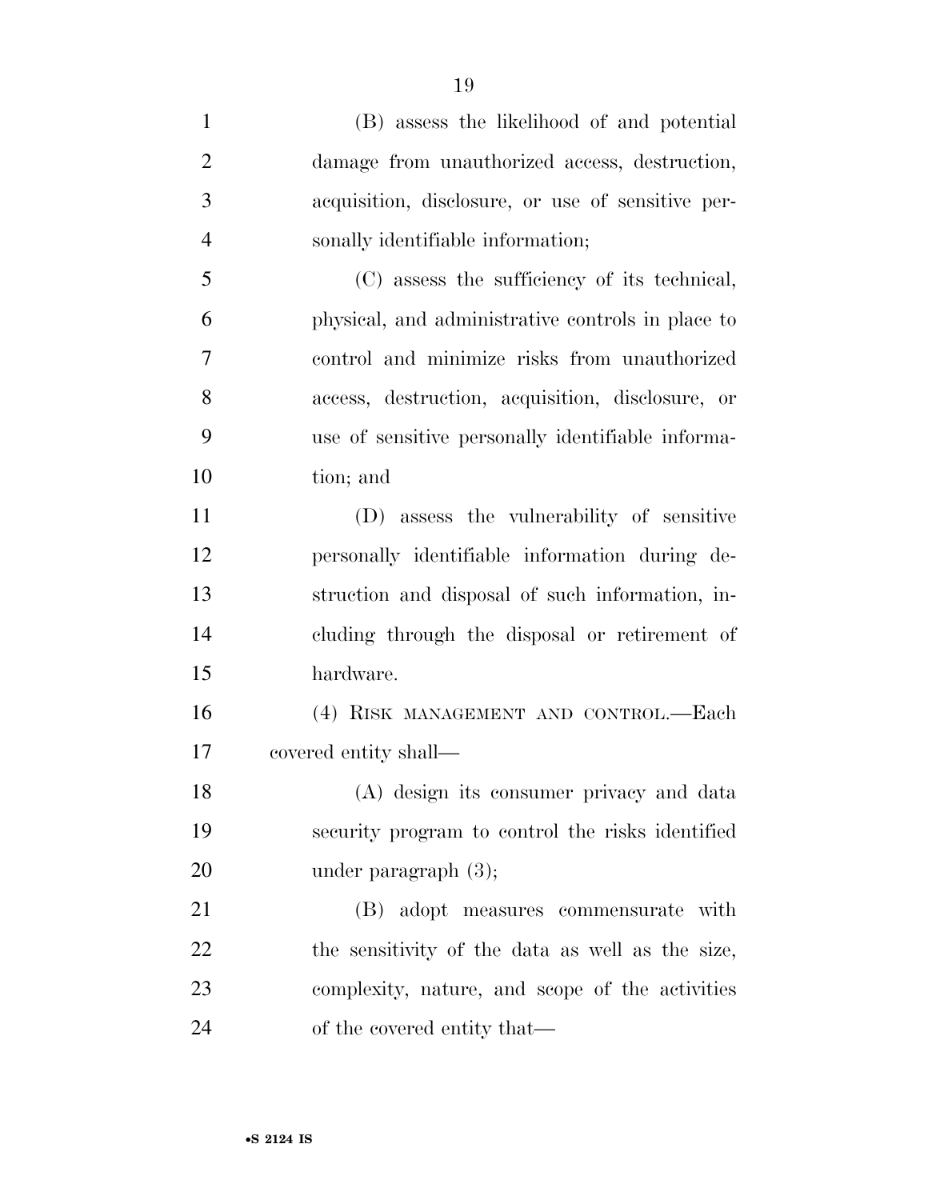(B) assess the likelihood of and potential damage from unauthorized access, destruction, acquisition, disclosure, or use of sensitive personally identifiable information;

(C) assess the sufficiency of its technical, physical, and administrative controls in place to control and minimize risks from unauthorized access, destruction, acquisition, disclosure, or use of sensitive personally identifiable information; and

(D) assess the vulnerability of sensitive personally identifiable information during destruction and disposal of such information, including through the disposal or retirement of hardware.

(4) RISK MANAGEMENT AND CONTROL.—Each covered entity shall—

(A) design its consumer privacy and data security program to control the risks identified under paragraph (3);

(B) adopt measures commensurate with the sensitivity of the data as well as the size, complexity, nature, and scope of the activities of the covered entity that—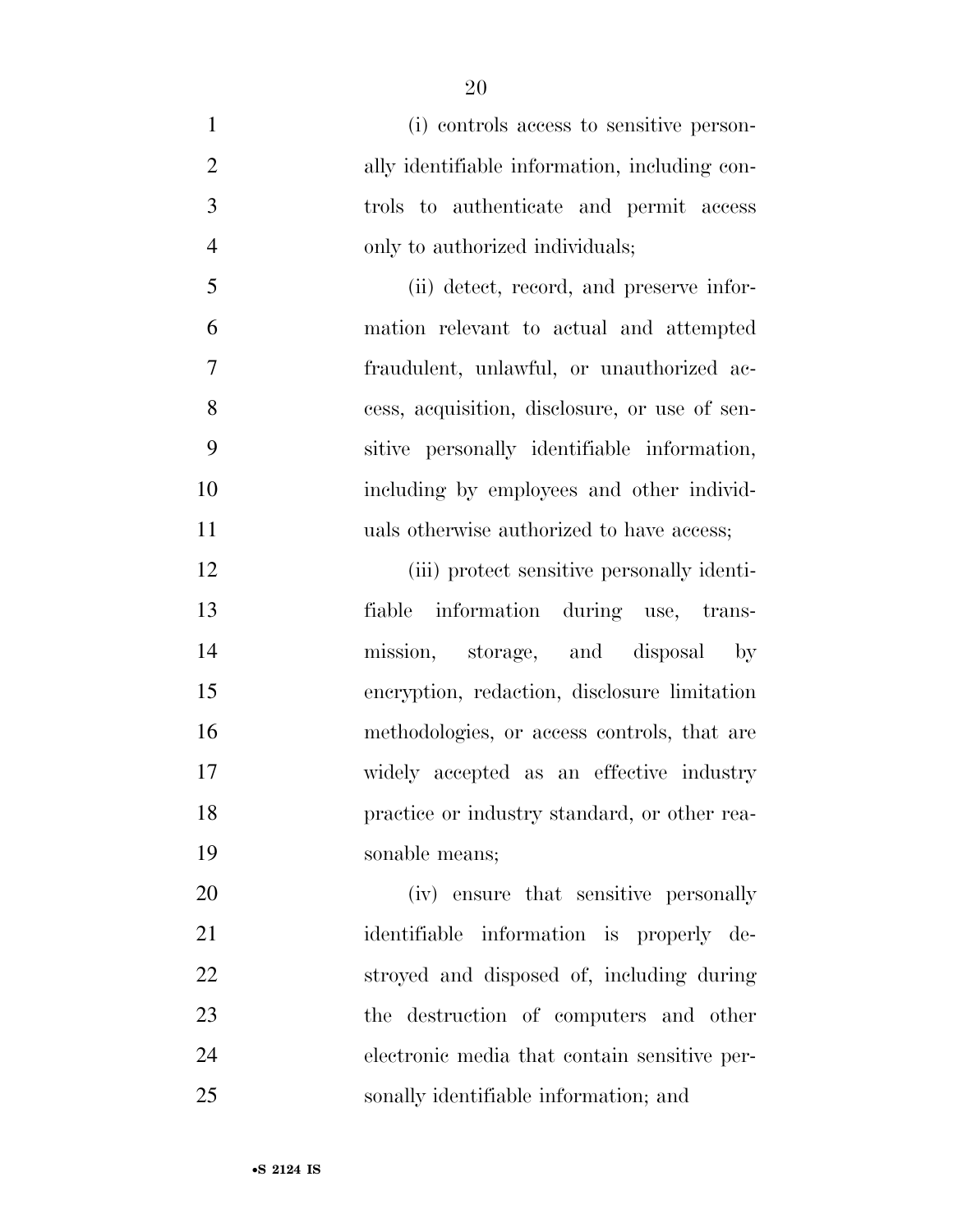(i) controls access to sensitive personally identifiable information, including controls to authenticate and permit access only to authorized individuals;

(ii) detect, record, and preserve information relevant to actual and attempted fraudulent, unlawful, or unauthorized access, acquisition, disclosure, or use of sensitive personally identifiable information, including by employees and other individuals otherwise authorized to have access;

(iii) protect sensitive personally identifiable information during use, transmission, storage, and disposal by encryption, redaction, disclosure limitation methodologies, or access controls, that are widely accepted as an effective industry practice or industry standard, or other reasonable means;

(iv) ensure that sensitive personally identifiable information is properly destroyed and disposed of, including during the destruction of computers and other electronic media that contain sensitive personally identifiable information; and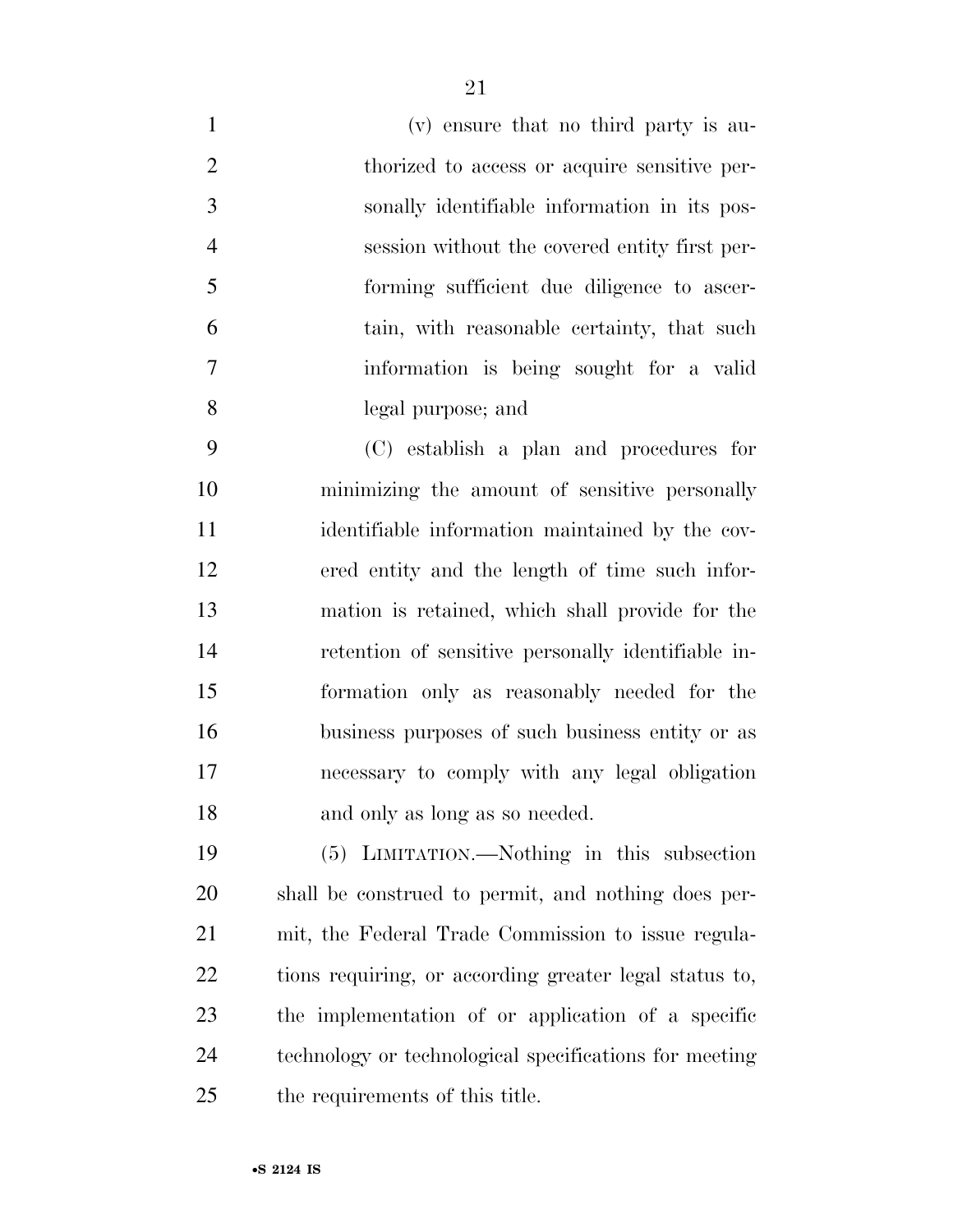(v) ensure that no third party is authorized to access or acquire sensitive personally identifiable information in its possession without the covered entity first performing sufficient due diligence to ascertain, with reasonable certainty, that such information is being sought for a valid legal purpose; and

(C) establish a plan and procedures for minimizing the amount of sensitive personally identifiable information maintained by the covered entity and the length of time such information is retained, which shall provide for the retention of sensitive personally identifiable information only as reasonably needed for the business purposes of such business entity or as necessary to comply with any legal obligation and only as long as so needed.

(5) LIMITATION.—Nothing in this subsection shall be construed to permit, and nothing does permit, the Federal Trade Commission to issue regulations requiring, or according greater legal status to, the implementation of or application of a specific technology or technological specifications for meeting the requirements of this title.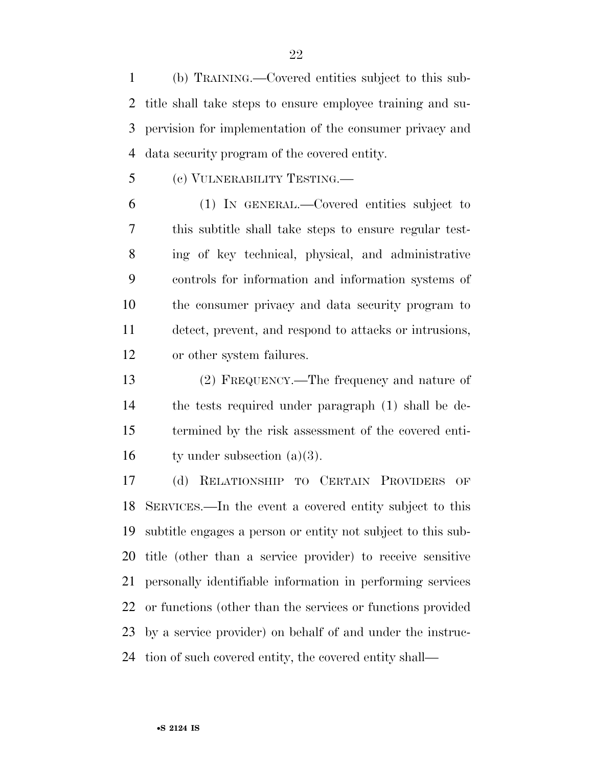(b) TRAINING.—Covered entities subject to this subtitle shall take steps to ensure employee training and supervision for implementation of the consumer privacy and data security program of the covered entity.

(c) VULNERABILITY TESTING.—

(1) IN GENERAL.—Covered entities subject to this subtitle shall take steps to ensure regular testing of key technical, physical, and administrative controls for information and information systems of the consumer privacy and data security program to detect, prevent, and respond to attacks or intrusions, or other system failures.

(2) FREQUENCY.—The frequency and nature of the tests required under paragraph (1) shall be determined by the risk assessment of the covered entity under subsection (a)(3).

(d) RELATIONSHIP TO CERTAIN PROVIDERS OF SERVICES.—In the event a covered entity subject to this subtitle engages a person or entity not subject to this subtitle (other than a service provider) to receive sensitive personally identifiable information in performing services or functions (other than the services or functions provided by a service provider) on behalf of and under the instruction of such covered entity, the covered entity shall—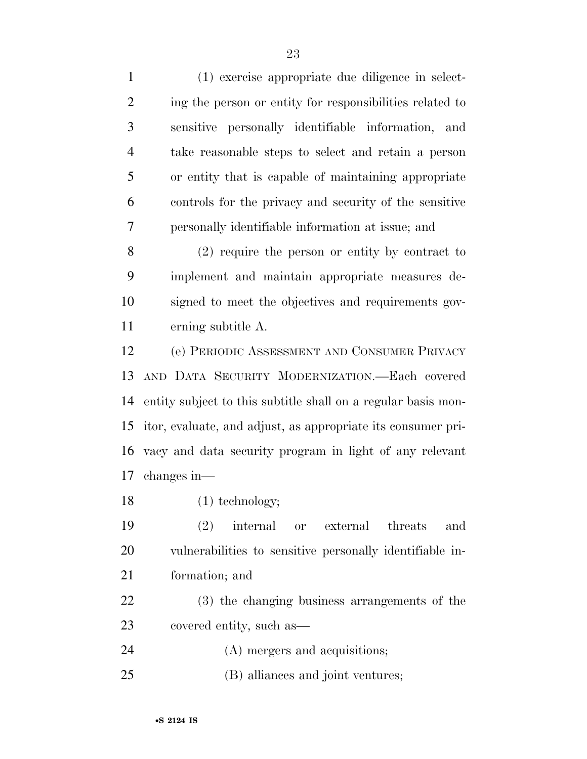(1) exercise appropriate due diligence in selecting the person or entity for responsibilities related to sensitive personally identifiable information, and take reasonable steps to select and retain a person or entity that is capable of maintaining appropriate controls for the privacy and security of the sensitive personally identifiable information at issue; and

(2) require the person or entity by contract to implement and maintain appropriate measures designed to meet the objectives and requirements governing subtitle A.

(e) PERIODIC ASSESSMENT AND CONSUMER PRIVACY AND DATA SECURITY MODERNIZATION.—Each covered entity subject to this subtitle shall on a regular basis monitor, evaluate, and adjust, as appropriate its consumer privacy and data security program in light of any relevant changes in—

(1) technology;

(2) internal or external threats and vulnerabilities to sensitive personally identifiable information; and

(3) the changing business arrangements of the covered entity, such as—

(A) mergers and acquisitions;

(B) alliances and joint ventures;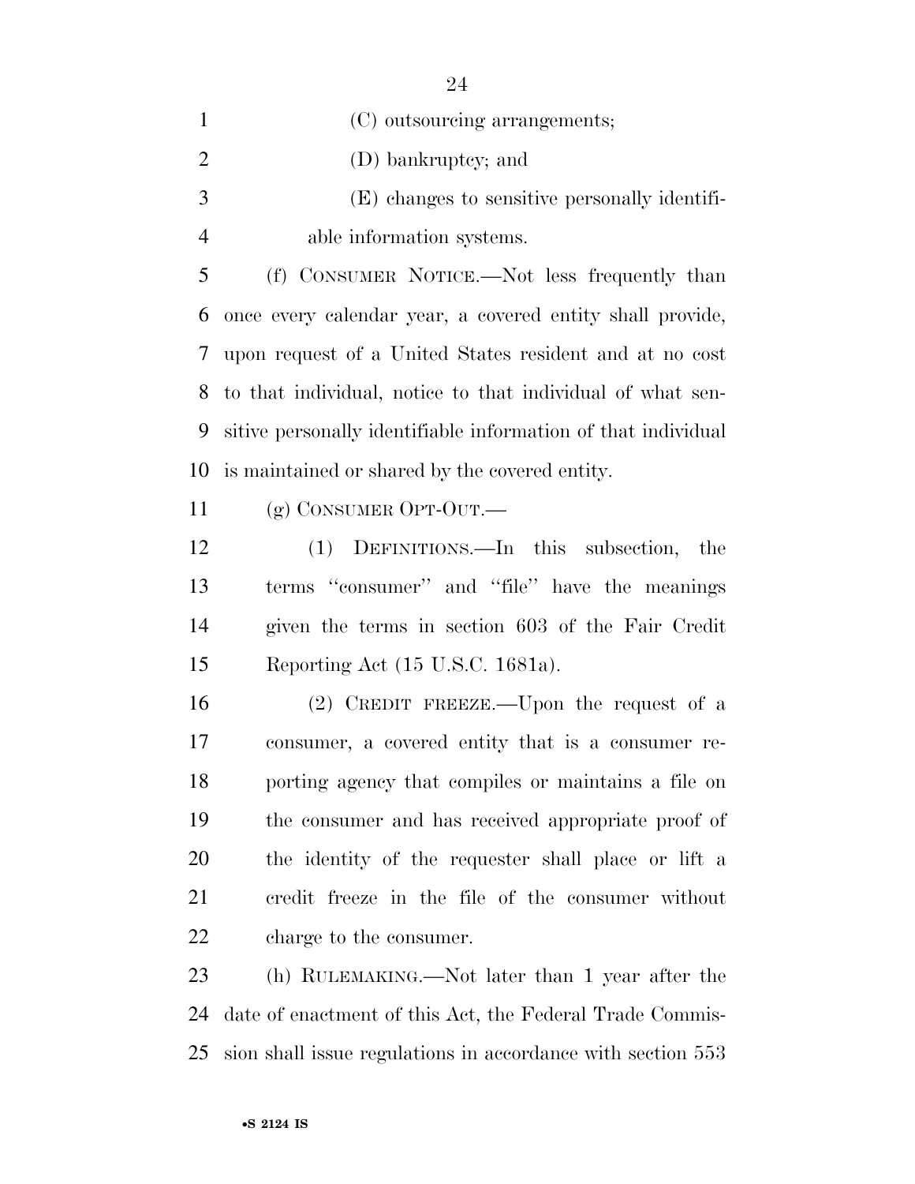(C) outsourcing arrangements;

(D) bankruptcy; and

(E) changes to sensitive personally identifiable information systems.

(f) CONSUMER NOTICE.—Not less frequently than once every calendar year, a covered entity shall provide, upon request of a United States resident and at no cost to that individual, notice to that individual of what sensitive personally identifiable information of that individual is maintained or shared by the covered entity.

(g) CONSUMER OPT-OUT.—

(1) DEFINITIONS.—In this subsection, the terms ''consumer'' and ''file'' have the meanings given the terms in section 603 of the Fair Credit Reporting Act (15 U.S.C. 1681a).

(2) CREDIT FREEZE.—Upon the request of a consumer, a covered entity that is a consumer reporting agency that compiles or maintains a file on the consumer and has received appropriate proof of the identity of the requester shall place or lift a credit freeze in the file of the consumer without charge to the consumer.

(h) RULEMAKING.—Not later than 1 year after the date of enactment of this Act, the Federal Trade Commission shall issue regulations in accordance with section 553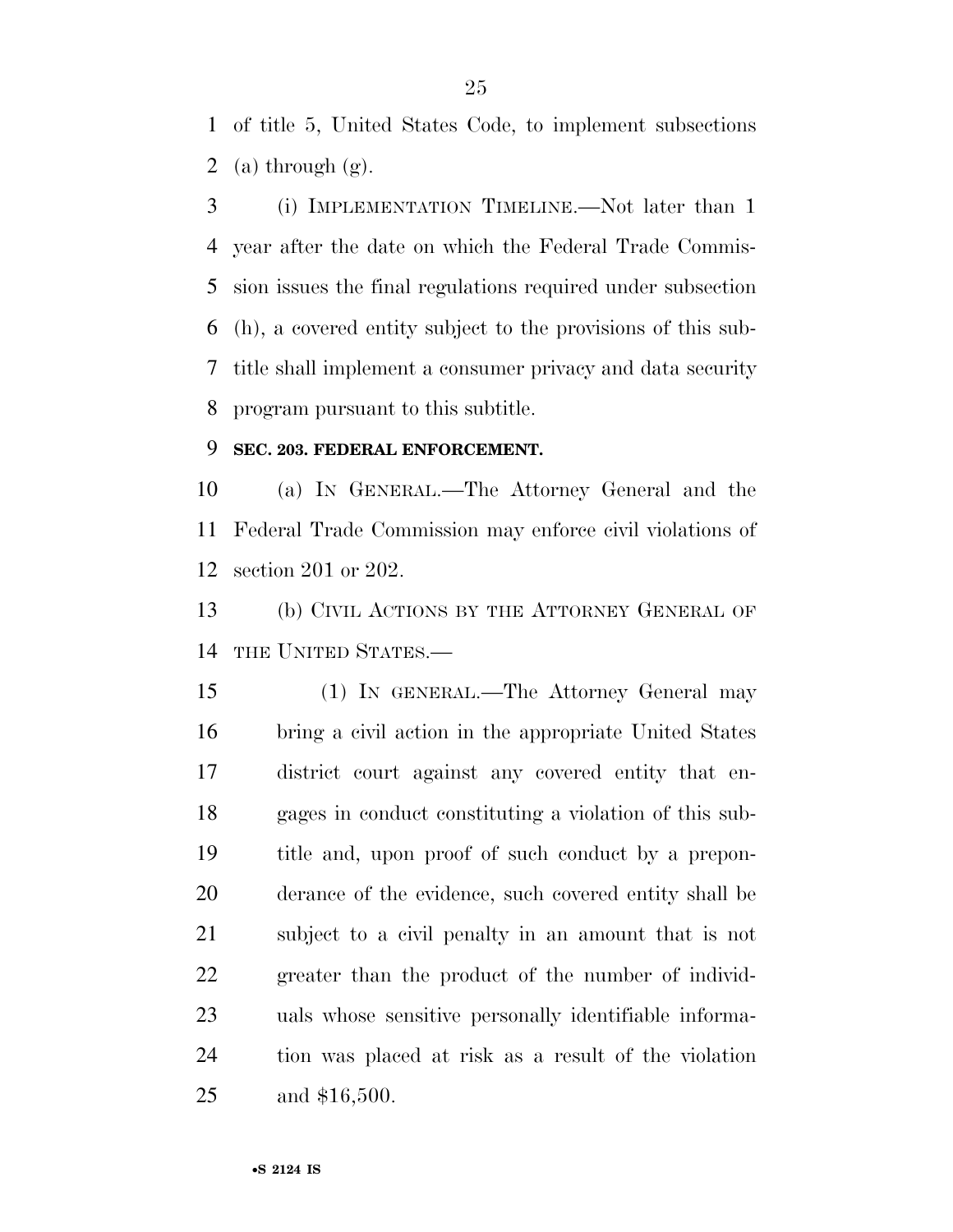of title 5, United States Code, to implement subsections (a) through (g).

(i) IMPLEMENTATION TIMELINE.—Not later than 1 year after the date on which the Federal Trade Commission issues the final regulations required under subsection (h), a covered entity subject to the provisions of this subtitle shall implement a consumer privacy and data security program pursuant to this subtitle.

### SEC. 203. FEDERAL ENFORCEMENT.

(a) IN GENERAL.—The Attorney General and the Federal Trade Commission may enforce civil violations of section 201 or 202.

(b) CIVIL ACTIONS BY THE ATTORNEY GENERAL OF THE UNITED STATES.—

(1) IN GENERAL.—The Attorney General may bring a civil action in the appropriate United States district court against any covered entity that engages in conduct constituting a violation of this subtitle and, upon proof of such conduct by a preponderance of the evidence, such covered entity shall be subject to a civil penalty in an amount that is not greater than the product of the number of individuals whose sensitive personally identifiable information was placed at risk as a result of the violation and $16,500.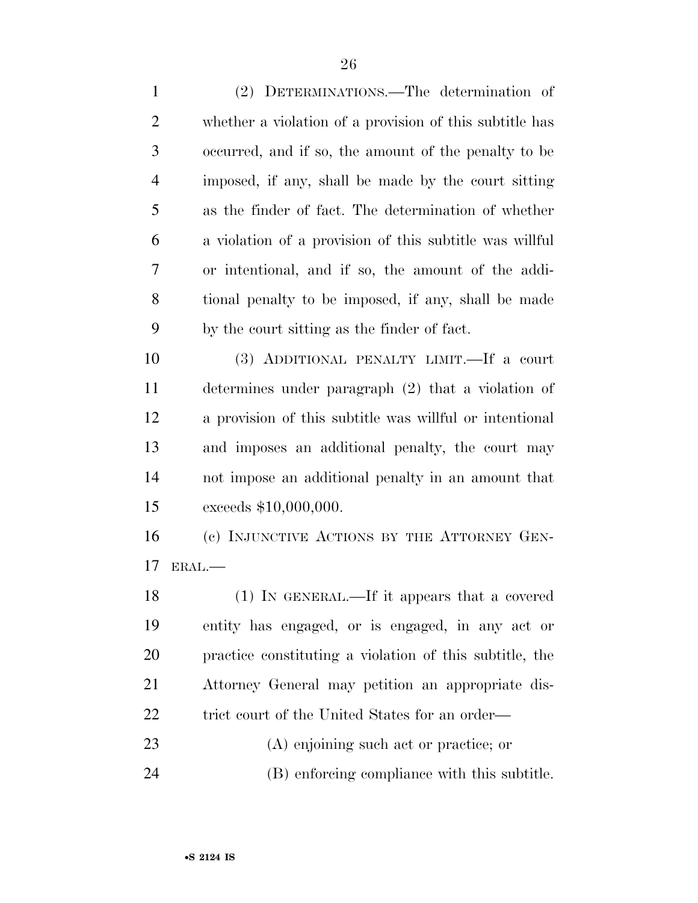(2) DETERMINATIONS.—The determination of whether a violation of a provision of this subtitle has occurred, and if so, the amount of the penalty to be imposed, if any, shall be made by the court sitting as the finder of fact. The determination of whether a violation of a provision of this subtitle was willful or intentional, and if so, the amount of the additional penalty to be imposed, if any, shall be made by the court sitting as the finder of fact.

(3) ADDITIONAL PENALTY LIMIT.—If a court determines under paragraph (2) that a violation of a provision of this subtitle was willful or intentional and imposes an additional penalty, the court may not impose an additional penalty in an amount that exceeds $10,000,000.

(c) INJUNCTIVE ACTIONS BY THE ATTORNEY GENERAL.—

(1) IN GENERAL.—If it appears that a covered entity has engaged, or is engaged, in any act or practice constituting a violation of this subtitle, the Attorney General may petition an appropriate district court of the United States for an order—

(A) enjoining such act or practice; or

(B) enforcing compliance with this subtitle.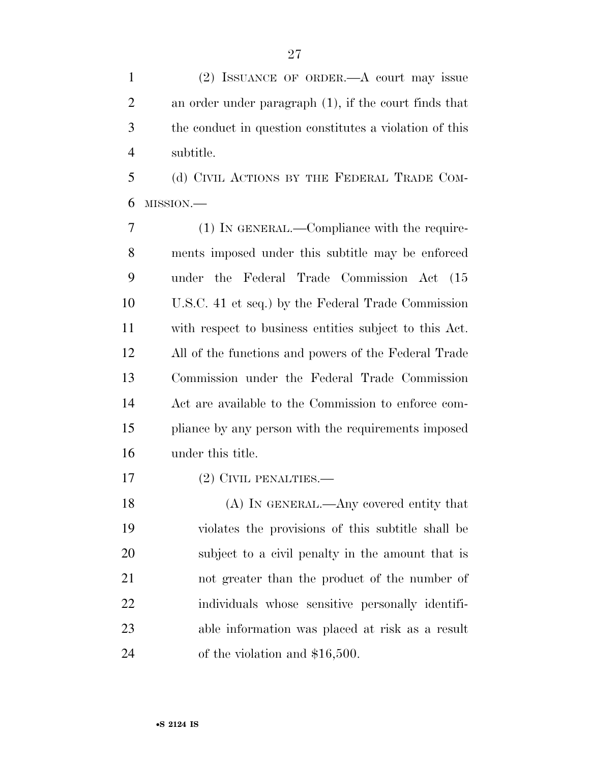(2) ISSUANCE OF ORDER.—A court may issue an order under paragraph (1), if the court finds that the conduct in question constitutes a violation of this subtitle.

(d) CIVIL ACTIONS BY THE FEDERAL TRADE COMMISSION.—

(1) IN GENERAL.—Compliance with the requirements imposed under this subtitle may be enforced under the Federal Trade Commission Act (15 U.S.C. 41 et seq.) by the Federal Trade Commission with respect to business entities subject to this Act. All of the functions and powers of the Federal Trade Commission under the Federal Trade Commission Act are available to the Commission to enforce compliance by any person with the requirements imposed under this title.

(2) CIVIL PENALTIES.—

(A) IN GENERAL.—Any covered entity that violates the provisions of this subtitle shall be subject to a civil penalty in the amount that is not greater than the product of the number of individuals whose sensitive personally identifiable information was placed at risk as a result of the violation and $16,500.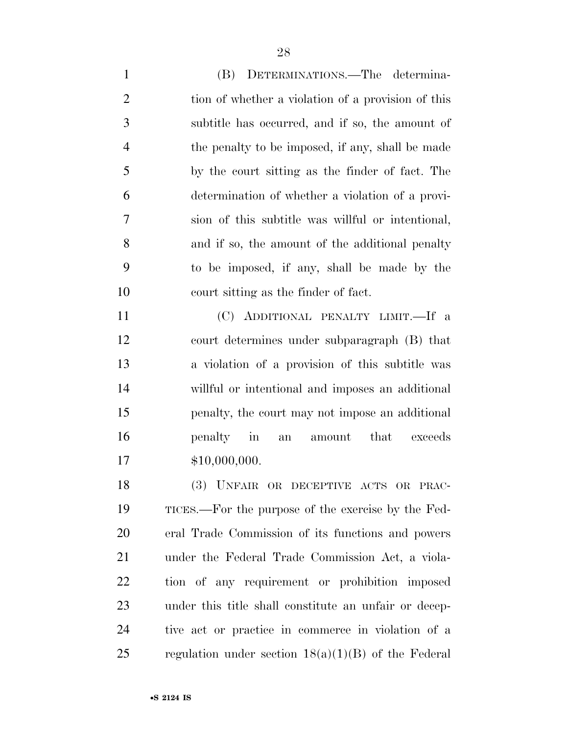(B) DETERMINATIONS.—The determination of whether a violation of a provision of this subtitle has occurred, and if so, the amount of the penalty to be imposed, if any, shall be made by the court sitting as the finder of fact. The determination of whether a violation of a provision of this subtitle was willful or intentional, and if so, the amount of the additional penalty to be imposed, if any, shall be made by the court sitting as the finder of fact.

(C) ADDITIONAL PENALTY LIMIT.—If a court determines under subparagraph (B) that a violation of a provision of this subtitle was willful or intentional and imposes an additional penalty, the court may not impose an additional penalty in an amount that exceeds $10,000,000.

(3) UNFAIR OR DECEPTIVE ACTS OR PRACTICES.—For the purpose of the exercise by the Federal Trade Commission of its functions and powers under the Federal Trade Commission Act, a violation of any requirement or prohibition imposed under this title shall constitute an unfair or deceptive act or practice in commerce in violation of a regulation under section 18(a)(1)(B) of the Federal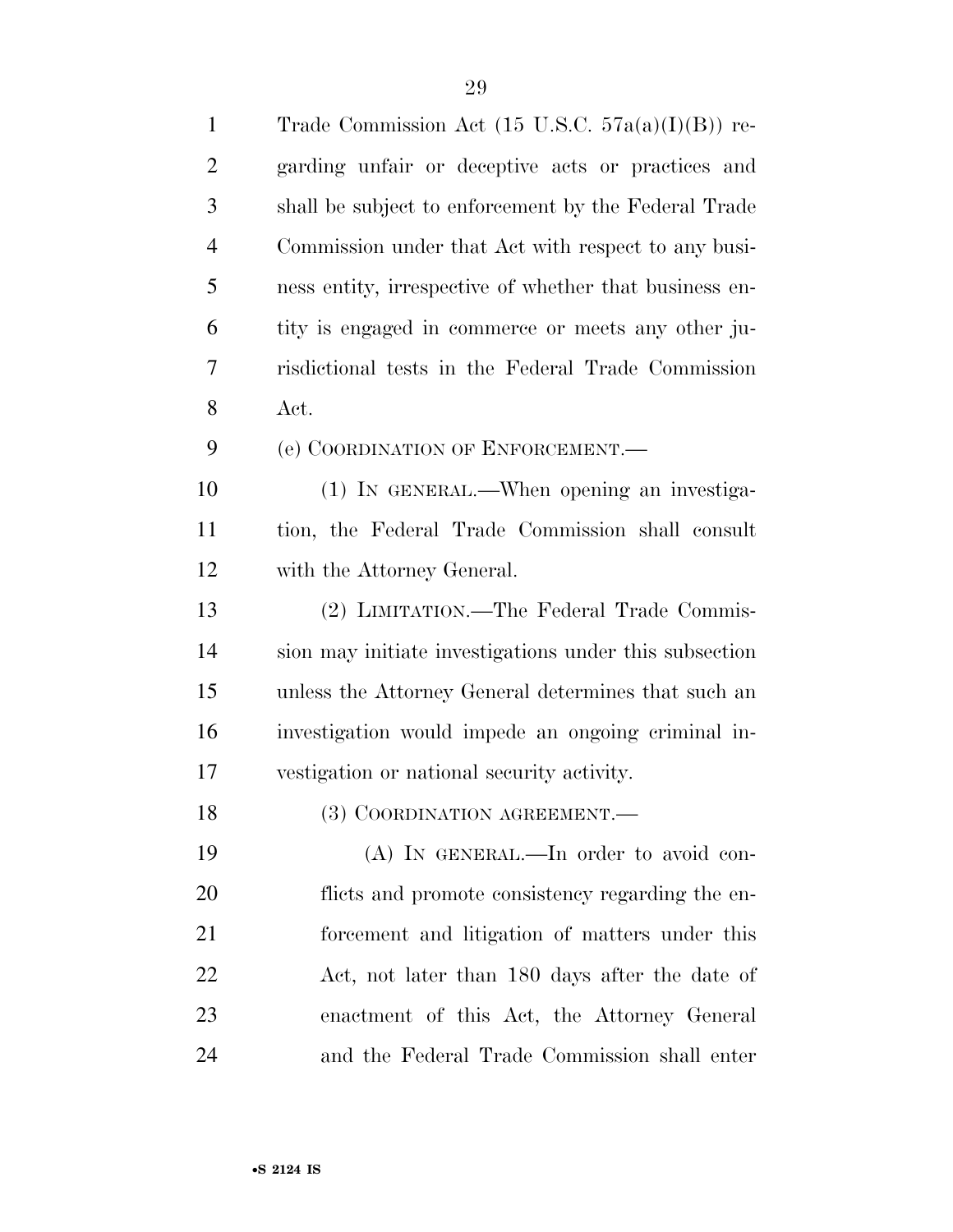Trade Commission Act (15 U.S.C. 57a(a)(I)(B)) regarding unfair or deceptive acts or practices and shall be subject to enforcement by the Federal Trade Commission under that Act with respect to any business entity, irrespective of whether that business entity is engaged in commerce or meets any other jurisdictional tests in the Federal Trade Commission Act.

(e) COORDINATION OF ENFORCEMENT.—

(1) IN GENERAL.—When opening an investigation, the Federal Trade Commission shall consult with the Attorney General.

(2) LIMITATION.—The Federal Trade Commission may initiate investigations under this subsection unless the Attorney General determines that such an investigation would impede an ongoing criminal investigation or national security activity.

(3) COORDINATION AGREEMENT.—

(A) IN GENERAL.—In order to avoid conflicts and promote consistency regarding the enforcement and litigation of matters under this Act, not later than 180 days after the date of enactment of this Act, the Attorney General and the Federal Trade Commission shall enter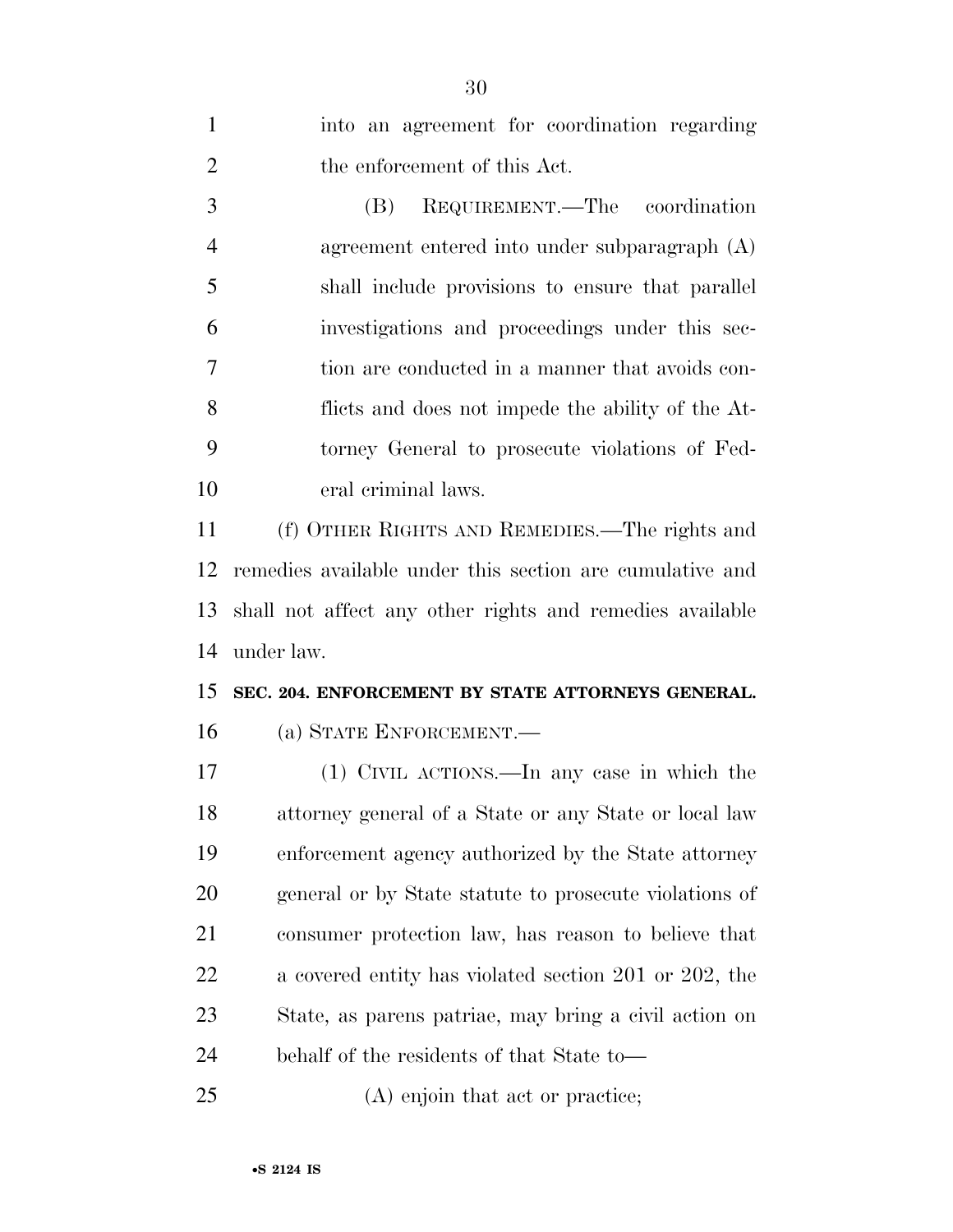into an agreement for coordination regarding the enforcement of this Act.

(B) REQUIREMENT.—The coordination agreement entered into under subparagraph (A) shall include provisions to ensure that parallel investigations and proceedings under this section are conducted in a manner that avoids conflicts and does not impede the ability of the Attorney General to prosecute violations of Federal criminal laws.

(f) OTHER RIGHTS AND REMEDIES.—The rights and remedies available under this section are cumulative and shall not affect any other rights and remedies available under law.

**SEC. 204. ENFORCEMENT BY STATE ATTORNEYS GENERAL.**

(a) STATE ENFORCEMENT.—

(1) CIVIL ACTIONS.—In any case in which the attorney general of a State or any State or local law enforcement agency authorized by the State attorney general or by State statute to prosecute violations of consumer protection law, has reason to believe that a covered entity has violated section 201 or 202, the State, as parens patriae, may bring a civil action on behalf of the residents of that State to—

(A) enjoin that act or practice;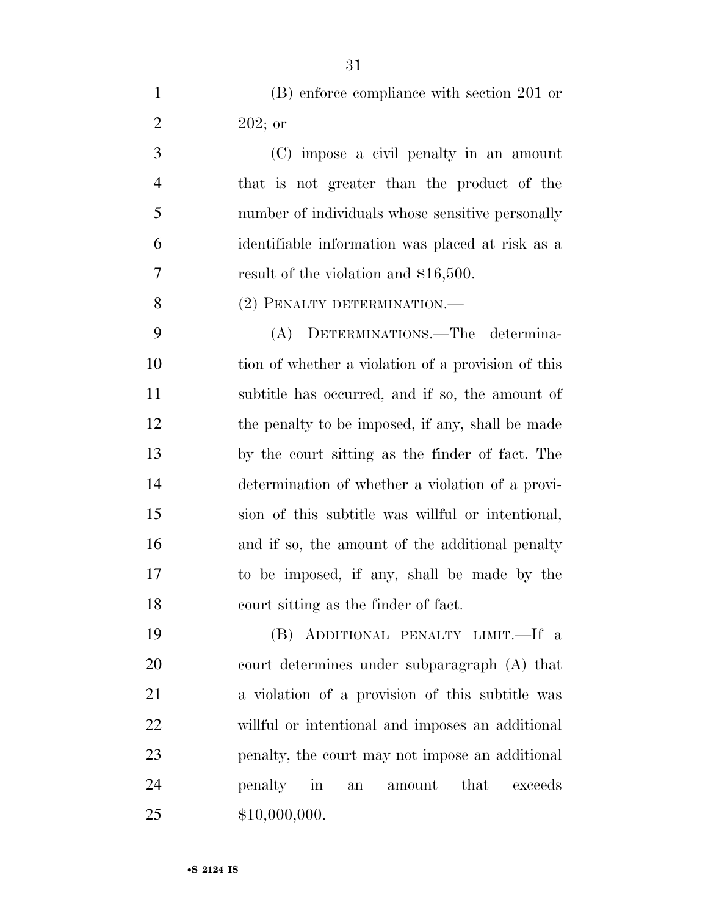(B) enforce compliance with section 201 or 202; or

(C) impose a civil penalty in an amount that is not greater than the product of the number of individuals whose sensitive personally identifiable information was placed at risk as a result of the violation and $16,500.

(2) PENALTY DETERMINATION.—

(A) DETERMINATIONS.—The determination of whether a violation of a provision of this subtitle has occurred, and if so, the amount of the penalty to be imposed, if any, shall be made by the court sitting as the finder of fact. The determination of whether a violation of a provision of this subtitle was willful or intentional, and if so, the amount of the additional penalty to be imposed, if any, shall be made by the court sitting as the finder of fact.

(B) ADDITIONAL PENALTY LIMIT.—If a court determines under subparagraph (A) that a violation of a provision of this subtitle was willful or intentional and imposes an additional penalty, the court may not impose an additional penalty in an amount that exceeds $10,000,000.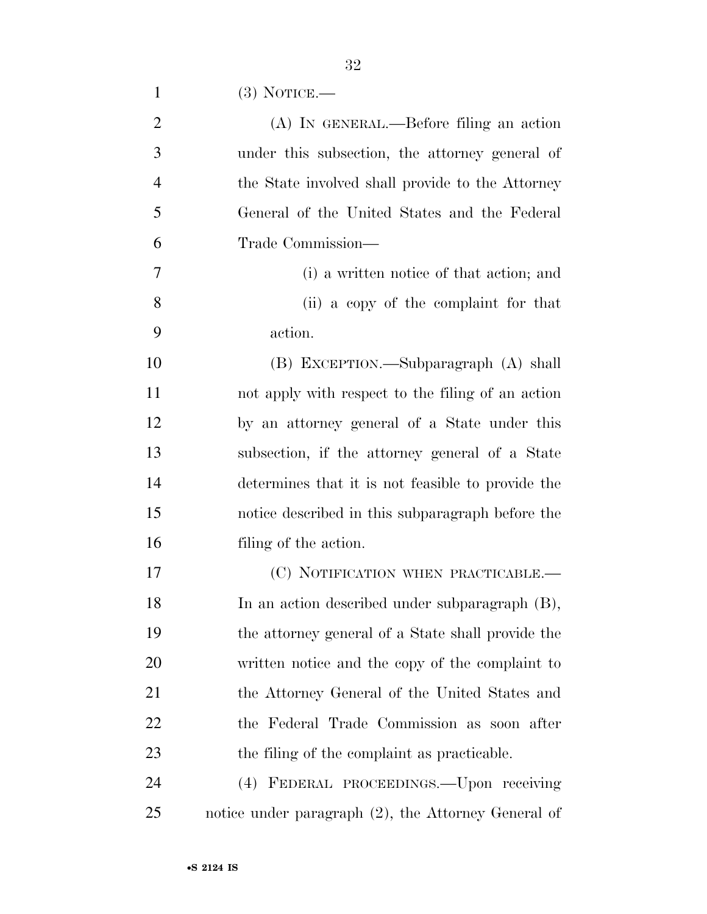(3) NOTICE.—

(A) IN GENERAL.—Before filing an action under this subsection, the attorney general of the State involved shall provide to the Attorney General of the United States and the Federal Trade Commission—

(i) a written notice of that action; and

(ii) a copy of the complaint for that action.

(B) EXCEPTION.—Subparagraph (A) shall not apply with respect to the filing of an action by an attorney general of a State under this subsection, if the attorney general of a State determines that it is not feasible to provide the notice described in this subparagraph before the filing of the action.

(C) NOTIFICATION WHEN PRACTICABLE.— In an action described under subparagraph (B), the attorney general of a State shall provide the written notice and the copy of the complaint to the Attorney General of the United States and the Federal Trade Commission as soon after the filing of the complaint as practicable.

(4) FEDERAL PROCEEDINGS.—Upon receiving notice under paragraph (2), the Attorney General of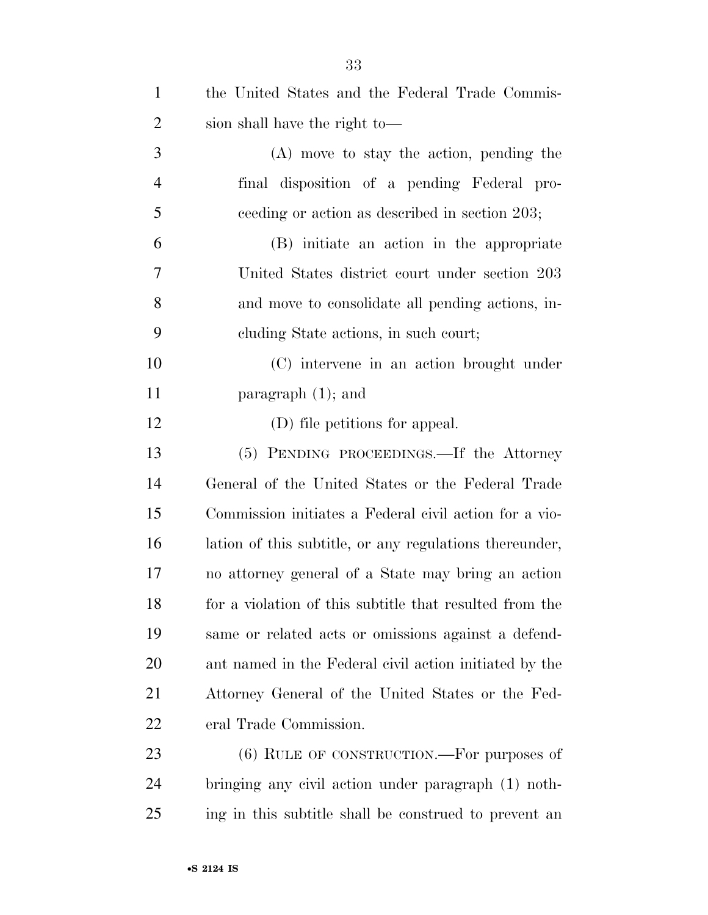the United States and the Federal Trade Commission shall have the right to—

(A) move to stay the action, pending the final disposition of a pending Federal proceeding or action as described in section 203;

(B) initiate an action in the appropriate United States district court under section 203 and move to consolidate all pending actions, including State actions, in such court;

(C) intervene in an action brought under paragraph (1); and

(D) file petitions for appeal.

(5) PENDING PROCEEDINGS.—If the Attorney General of the United States or the Federal Trade Commission initiates a Federal civil action for a violation of this subtitle, or any regulations thereunder, no attorney general of a State may bring an action for a violation of this subtitle that resulted from the same or related acts or omissions against a defendant named in the Federal civil action initiated by the Attorney General of the United States or the Federal Trade Commission.

(6) RULE OF CONSTRUCTION.—For purposes of bringing any civil action under paragraph (1) nothing in this subtitle shall be construed to prevent an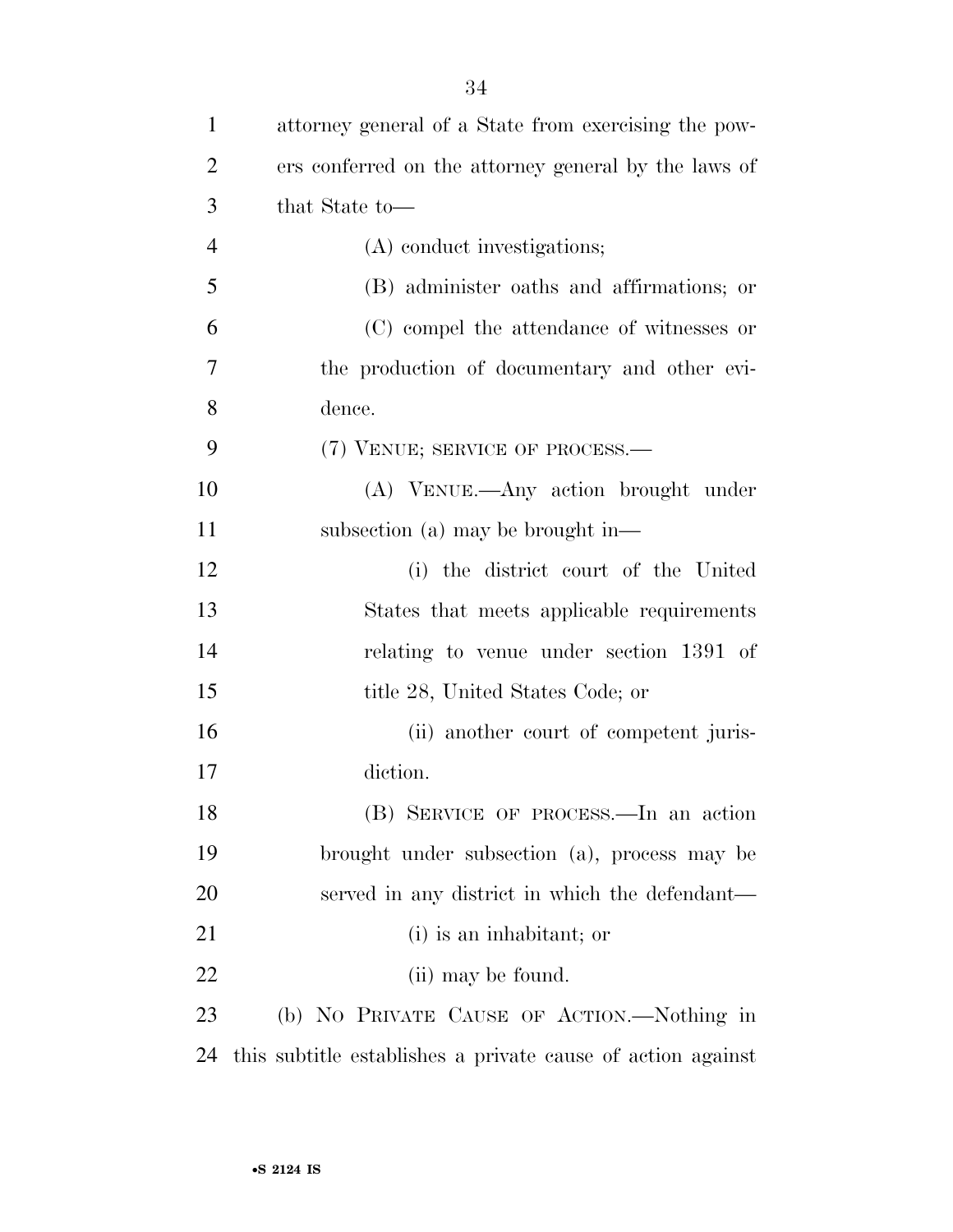attorney general of a State from exercising the powers conferred on the attorney general by the laws of that State to—

(A) conduct investigations;

(B) administer oaths and affirmations; or

(C) compel the attendance of witnesses or the production of documentary and other evidence.

(7) VENUE; SERVICE OF PROCESS.—

(A) VENUE.—Any action brought under subsection (a) may be brought in—

(i) the district court of the United States that meets applicable requirements relating to venue under section 1391 of title 28, United States Code; or

(ii) another court of competent jurisdiction.

(B) SERVICE OF PROCESS.—In an action brought under subsection (a), process may be served in any district in which the defendant—

(i) is an inhabitant; or

(ii) may be found.

(b) NO PRIVATE CAUSE OF ACTION.—Nothing in this subtitle establishes a private cause of action against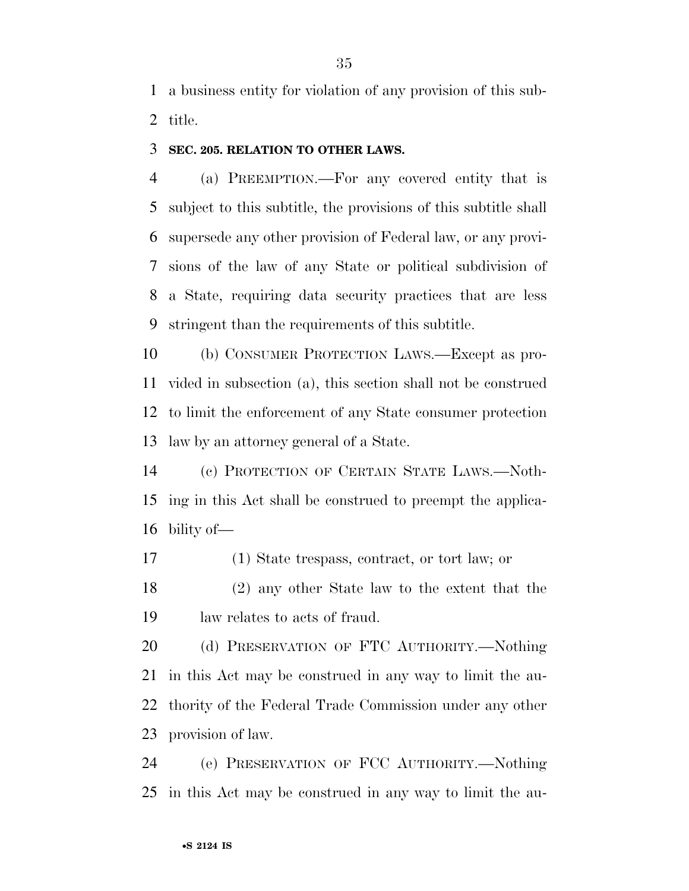a business entity for violation of any provision of this subtitle.

### SEC. 205. RELATION TO OTHER LAWS.

(a) PREEMPTION.—For any covered entity that is subject to this subtitle, the provisions of this subtitle shall supersede any other provision of Federal law, or any provisions of the law of any State or political subdivision of a State, requiring data security practices that are less stringent than the requirements of this subtitle.

(b) CONSUMER PROTECTION LAWS.—Except as provided in subsection (a), this section shall not be construed to limit the enforcement of any State consumer protection law by an attorney general of a State.

(c) PROTECTION OF CERTAIN STATE LAWS.—Nothing in this Act shall be construed to preempt the applicability of—

(1) State trespass, contract, or tort law; or

(2) any other State law to the extent that the law relates to acts of fraud.

(d) PRESERVATION OF FTC AUTHORITY.—Nothing in this Act may be construed in any way to limit the authority of the Federal Trade Commission under any other provision of law.

(e) PRESERVATION OF FCC AUTHORITY.—Nothing in this Act may be construed in any way to limit the au-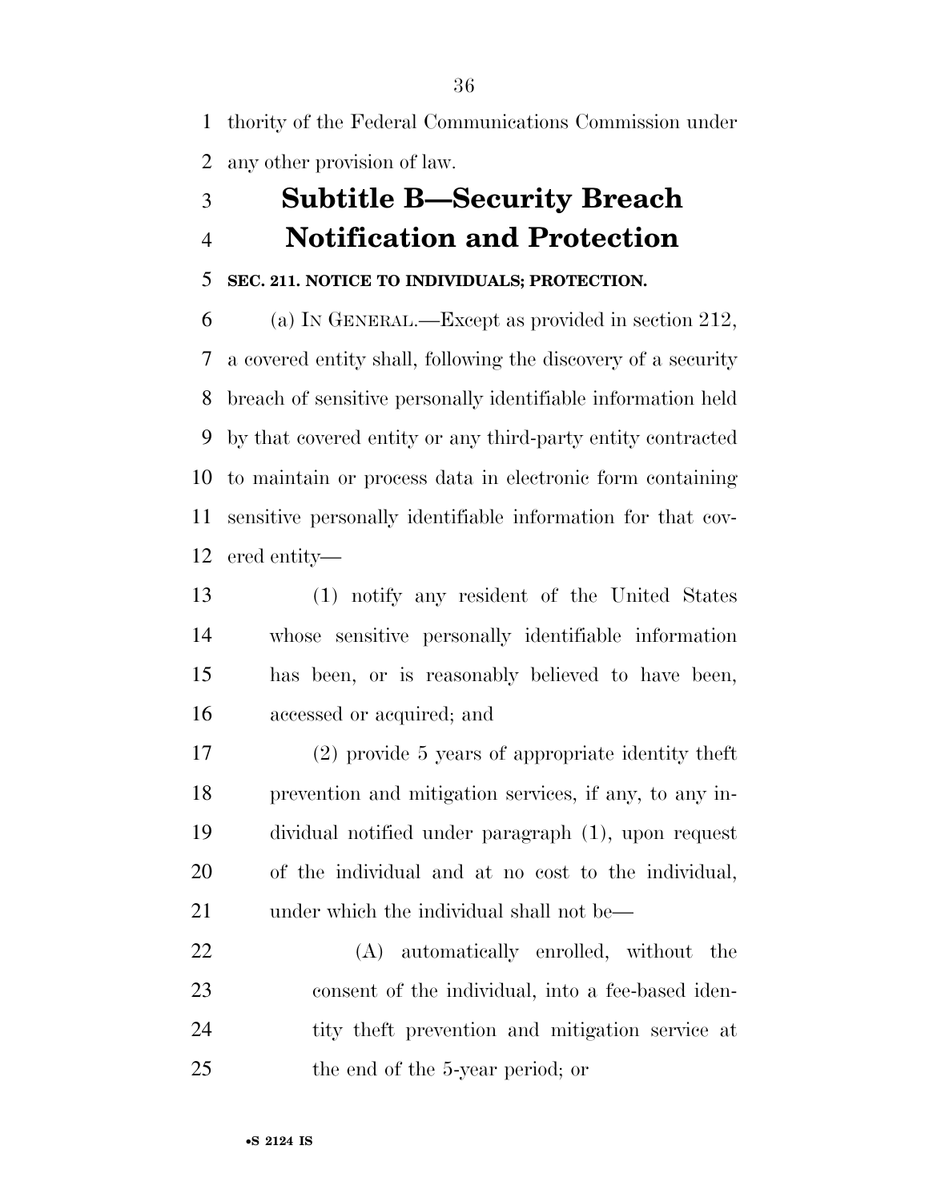thority of the Federal Communications Commission under any other provision of law.

## Subtitle B—Security Breach Notification and Protection

### SEC. 211. NOTICE TO INDIVIDUALS; PROTECTION.

(a) IN GENERAL.—Except as provided in section 212, a covered entity shall, following the discovery of a security breach of sensitive personally identifiable information held by that covered entity or any third-party entity contracted to maintain or process data in electronic form containing sensitive personally identifiable information for that covered entity—

(1) notify any resident of the United States whose sensitive personally identifiable information has been, or is reasonably believed to have been, accessed or acquired; and

(2) provide 5 years of appropriate identity theft prevention and mitigation services, if any, to any individual notified under paragraph (1), upon request of the individual and at no cost to the individual, under which the individual shall not be—

(A) automatically enrolled, without the consent of the individual, into a fee-based identity theft prevention and mitigation service at the end of the 5-year period; or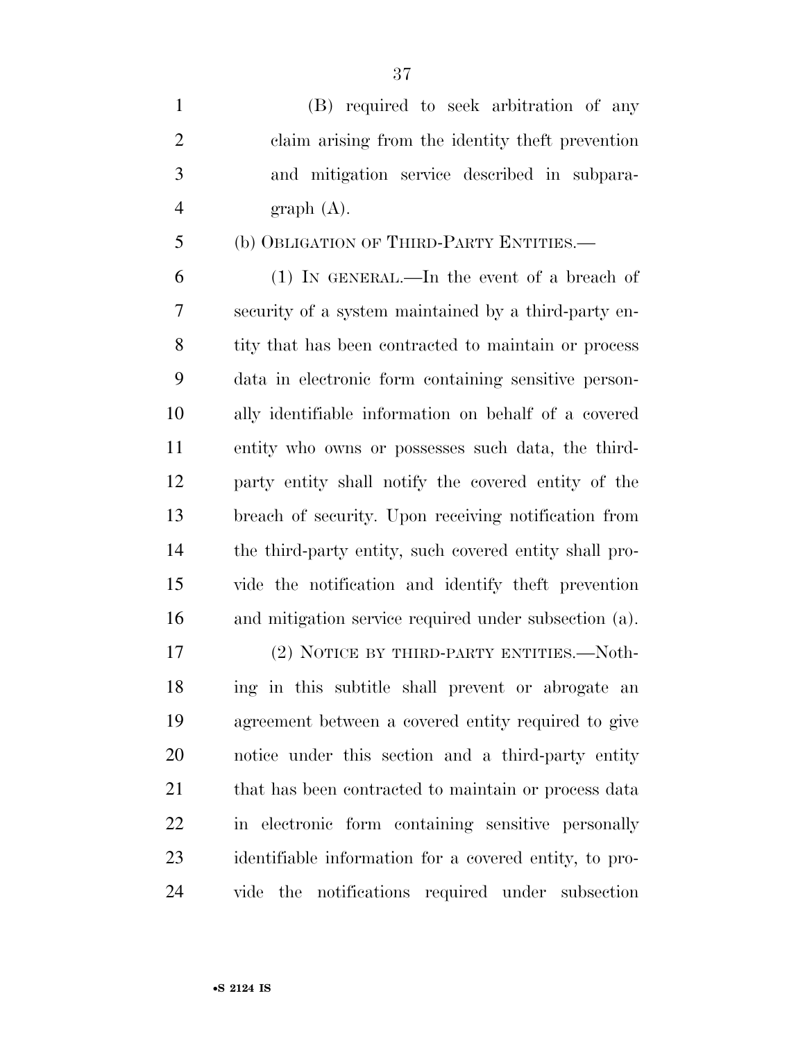(B) required to seek arbitration of any claim arising from the identity theft prevention and mitigation service described in subparagraph (A).

(b) OBLIGATION OF THIRD-PARTY ENTITIES.—

(1) IN GENERAL.—In the event of a breach of security of a system maintained by a third-party entity that has been contracted to maintain or process data in electronic form containing sensitive personally identifiable information on behalf of a covered entity who owns or possesses such data, the third-party entity shall notify the covered entity of the breach of security. Upon receiving notification from the third-party entity, such covered entity shall provide the notification and identify theft prevention and mitigation service required under subsection (a).

(2) NOTICE BY THIRD-PARTY ENTITIES.—Nothing in this subtitle shall prevent or abrogate an agreement between a covered entity required to give notice under this section and a third-party entity that has been contracted to maintain or process data in electronic form containing sensitive personally identifiable information for a covered entity, to provide the notifications required under subsection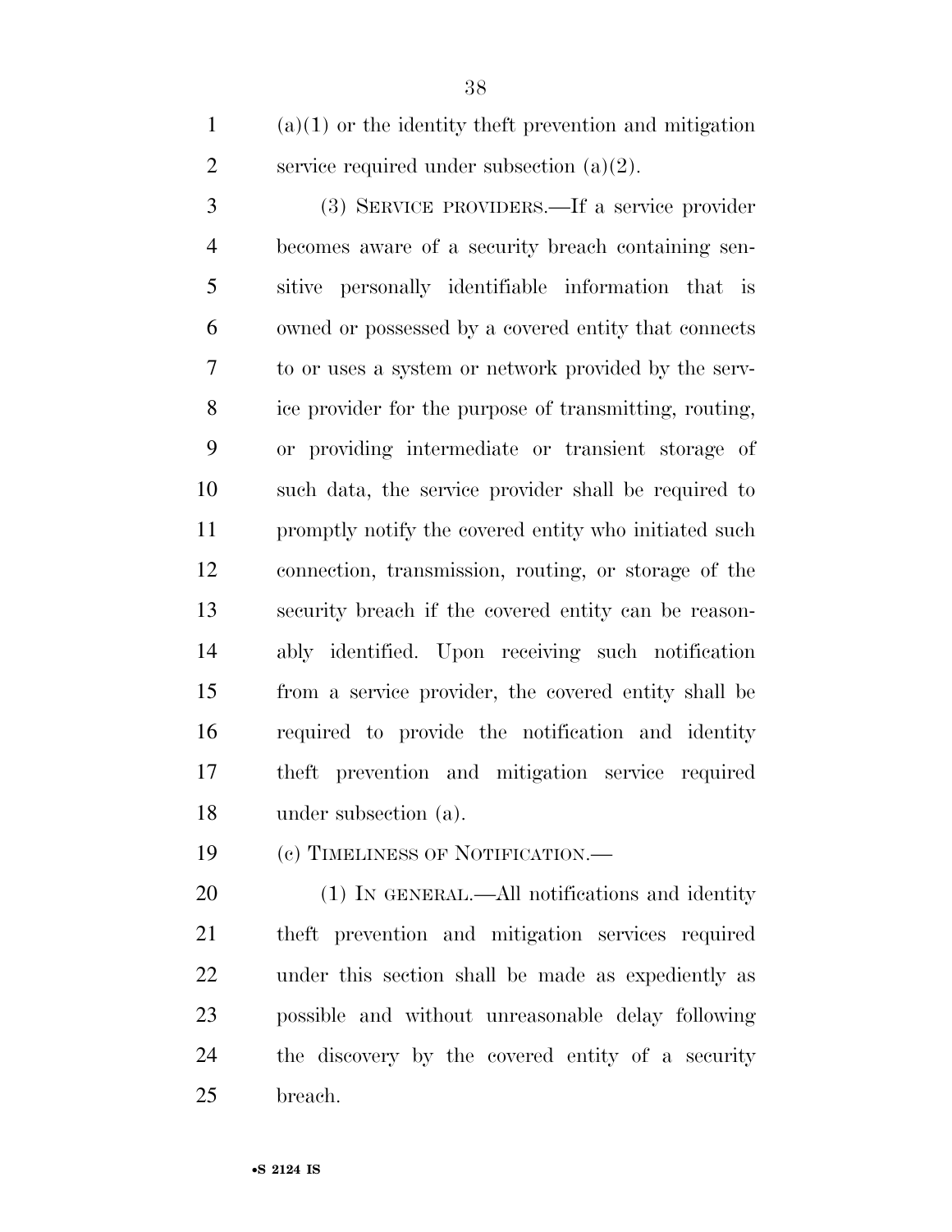(a)(1) or the identity theft prevention and mitigation service required under subsection (a)(2).

(3) SERVICE PROVIDERS.—If a service provider becomes aware of a security breach containing sensitive personally identifiable information that is owned or possessed by a covered entity that connects to or uses a system or network provided by the service provider for the purpose of transmitting, routing, or providing intermediate or transient storage of such data, the service provider shall be required to promptly notify the covered entity who initiated such connection, transmission, routing, or storage of the security breach if the covered entity can be reasonably identified. Upon receiving such notification from a service provider, the covered entity shall be required to provide the notification and identity theft prevention and mitigation service required under subsection (a).

(c) TIMELINESS OF NOTIFICATION.—

(1) IN GENERAL.—All notifications and identity theft prevention and mitigation services required under this section shall be made as expediently as possible and without unreasonable delay following the discovery by the covered entity of a security breach.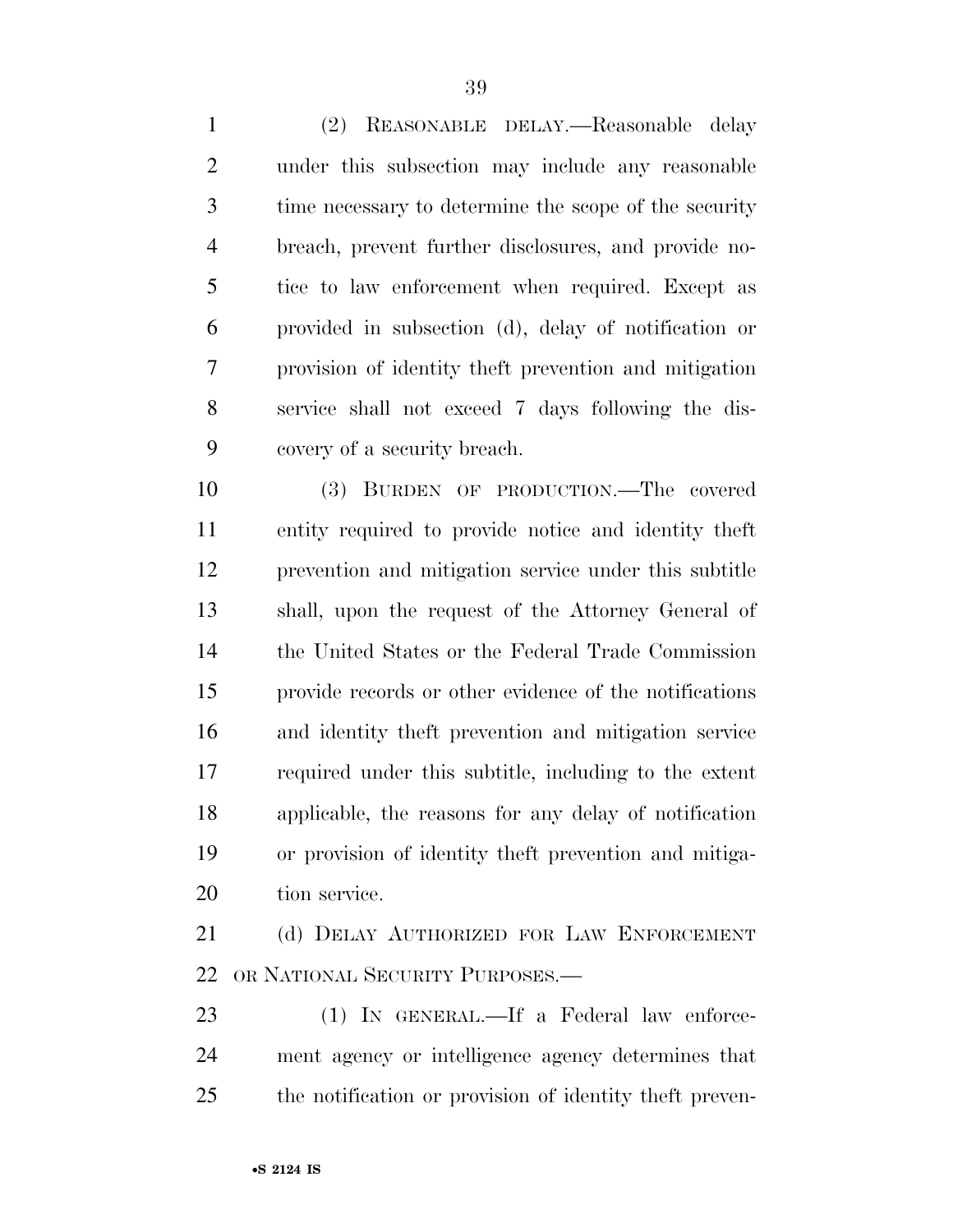(2) REASONABLE DELAY.—Reasonable delay under this subsection may include any reasonable time necessary to determine the scope of the security breach, prevent further disclosures, and provide notice to law enforcement when required. Except as provided in subsection (d), delay of notification or provision of identity theft prevention and mitigation service shall not exceed 7 days following the discovery of a security breach.

(3) BURDEN OF PRODUCTION.—The covered entity required to provide notice and identity theft prevention and mitigation service under this subtitle shall, upon the request of the Attorney General of the United States or the Federal Trade Commission provide records or other evidence of the notifications and identity theft prevention and mitigation service required under this subtitle, including to the extent applicable, the reasons for any delay of notification or provision of identity theft prevention and mitigation service.

(d) DELAY AUTHORIZED FOR LAW ENFORCEMENT OR NATIONAL SECURITY PURPOSES.—

(1) IN GENERAL.—If a Federal law enforcement agency or intelligence agency determines that the notification or provision of identity theft preven-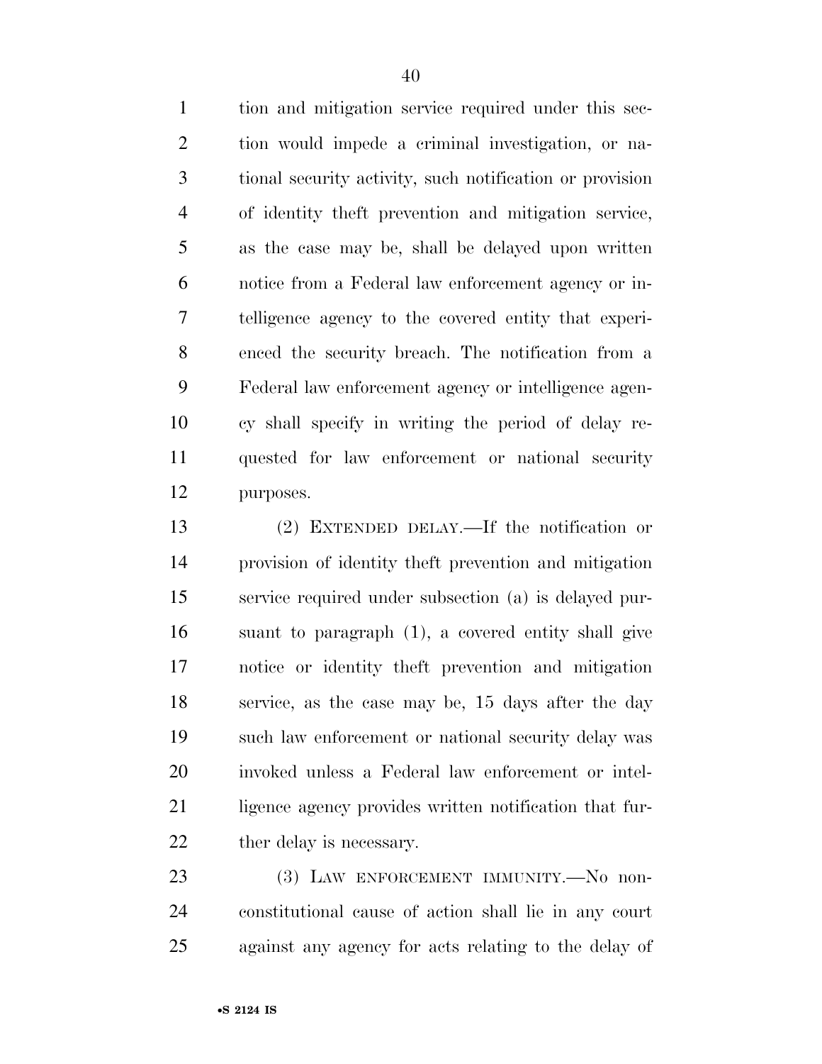tion and mitigation service required under this section would impede a criminal investigation, or national security activity, such notification or provision of identity theft prevention and mitigation service, as the case may be, shall be delayed upon written notice from a Federal law enforcement agency or intelligence agency to the covered entity that experienced the security breach. The notification from a Federal law enforcement agency or intelligence agency shall specify in writing the period of delay requested for law enforcement or national security purposes.

(2) EXTENDED DELAY.—If the notification or provision of identity theft prevention and mitigation service required under subsection (a) is delayed pursuant to paragraph (1), a covered entity shall give notice or identity theft prevention and mitigation service, as the case may be, 15 days after the day such law enforcement or national security delay was invoked unless a Federal law enforcement or intelligence agency provides written notification that further delay is necessary.

(3) LAW ENFORCEMENT IMMUNITY.—No non-constitutional cause of action shall lie in any court against any agency for acts relating to the delay of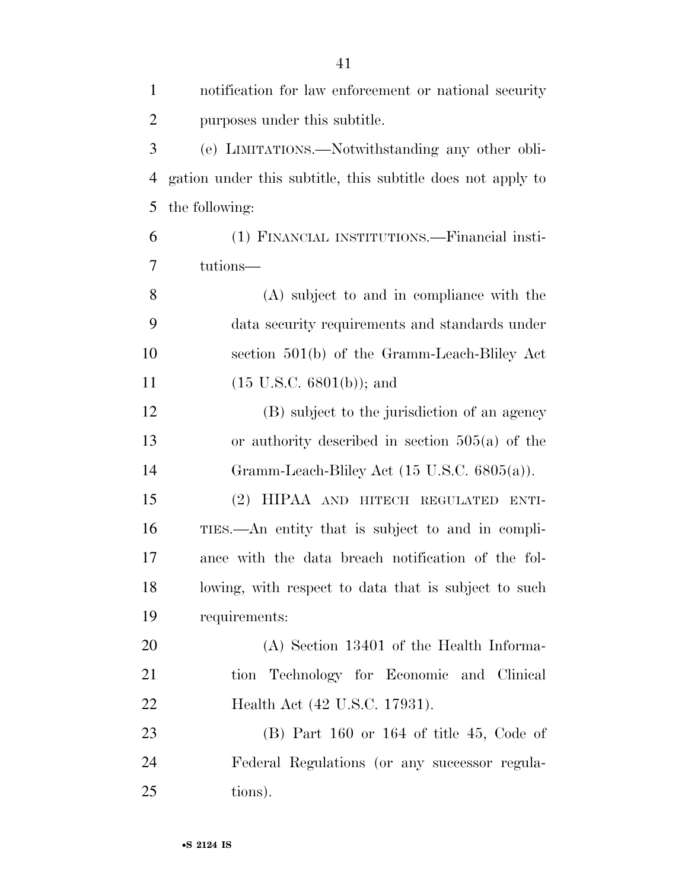notification for law enforcement or national security purposes under this subtitle.

(e) LIMITATIONS.—Notwithstanding any other obligation under this subtitle, this subtitle does not apply to the following:

(1) FINANCIAL INSTITUTIONS.—Financial institutions—

(A) subject to and in compliance with the data security requirements and standards under section 501(b) of the Gramm-Leach-Bliley Act (15 U.S.C. 6801(b)); and

(B) subject to the jurisdiction of an agency or authority described in section 505(a) of the Gramm-Leach-Bliley Act (15 U.S.C. 6805(a)).

(2) HIPAA AND HITECH REGULATED ENTITIES.—An entity that is subject to and in compliance with the data breach notification of the following, with respect to data that is subject to such requirements:

(A) Section 13401 of the Health Information Technology for Economic and Clinical Health Act (42 U.S.C. 17931).

(B) Part 160 or 164 of title 45, Code of Federal Regulations (or any successor regulations).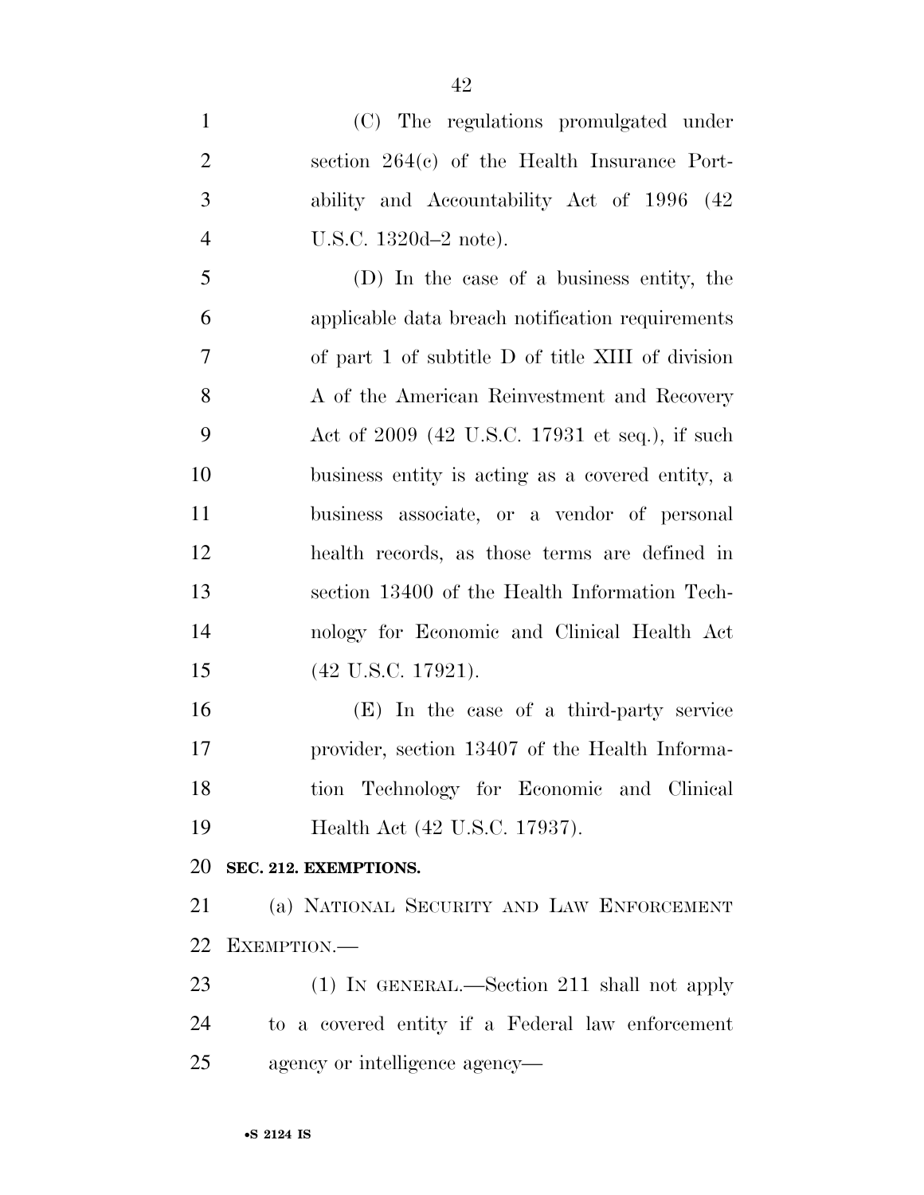(C) The regulations promulgated under section 264(c) of the Health Insurance Portability and Accountability Act of 1996 (42 U.S.C. 1320d–2 note).

(D) In the case of a business entity, the applicable data breach notification requirements of part 1 of subtitle D of title XIII of division A of the American Reinvestment and Recovery Act of 2009 (42 U.S.C. 17931 et seq.), if such business entity is acting as a covered entity, a business associate, or a vendor of personal health records, as those terms are defined in section 13400 of the Health Information Technology for Economic and Clinical Health Act (42 U.S.C. 17921).

(E) In the case of a third-party service provider, section 13407 of the Health Information Technology for Economic and Clinical Health Act (42 U.S.C. 17937).

**SEC. 212. EXEMPTIONS.**

(a) NATIONAL SECURITY AND LAW ENFORCEMENT EXEMPTION.—

(1) IN GENERAL.—Section 211 shall not apply to a covered entity if a Federal law enforcement agency or intelligence agency—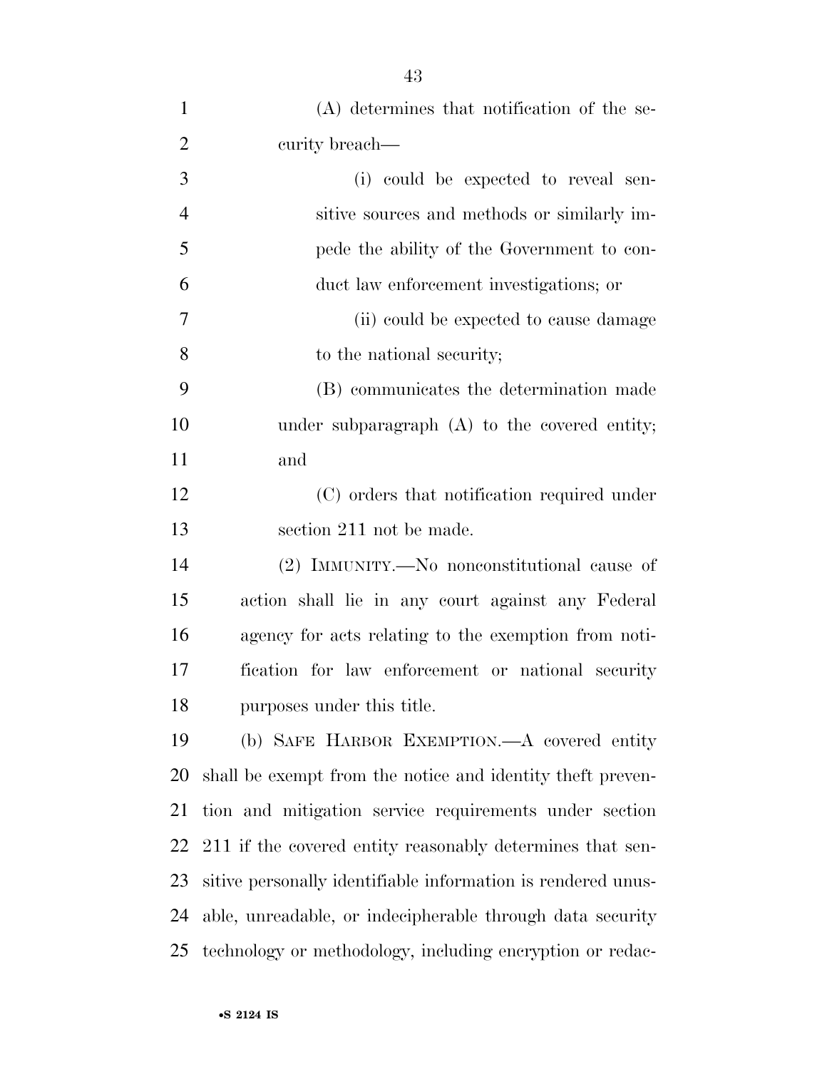(A) determines that notification of the security breach—

(i) could be expected to reveal sensitive sources and methods or similarly impede the ability of the Government to conduct law enforcement investigations; or

(ii) could be expected to cause damage to the national security;

(B) communicates the determination made under subparagraph (A) to the covered entity; and

(C) orders that notification required under section 211 not be made.

(2) IMMUNITY.—No nonconstitutional cause of action shall lie in any court against any Federal agency for acts relating to the exemption from notification for law enforcement or national security purposes under this title.

(b) SAFE HARBOR EXEMPTION.—A covered entity shall be exempt from the notice and identity theft prevention and mitigation service requirements under section 211 if the covered entity reasonably determines that sensitive personally identifiable information is rendered unusable, unreadable, or indecipherable through data security technology or methodology, including encryption or redac-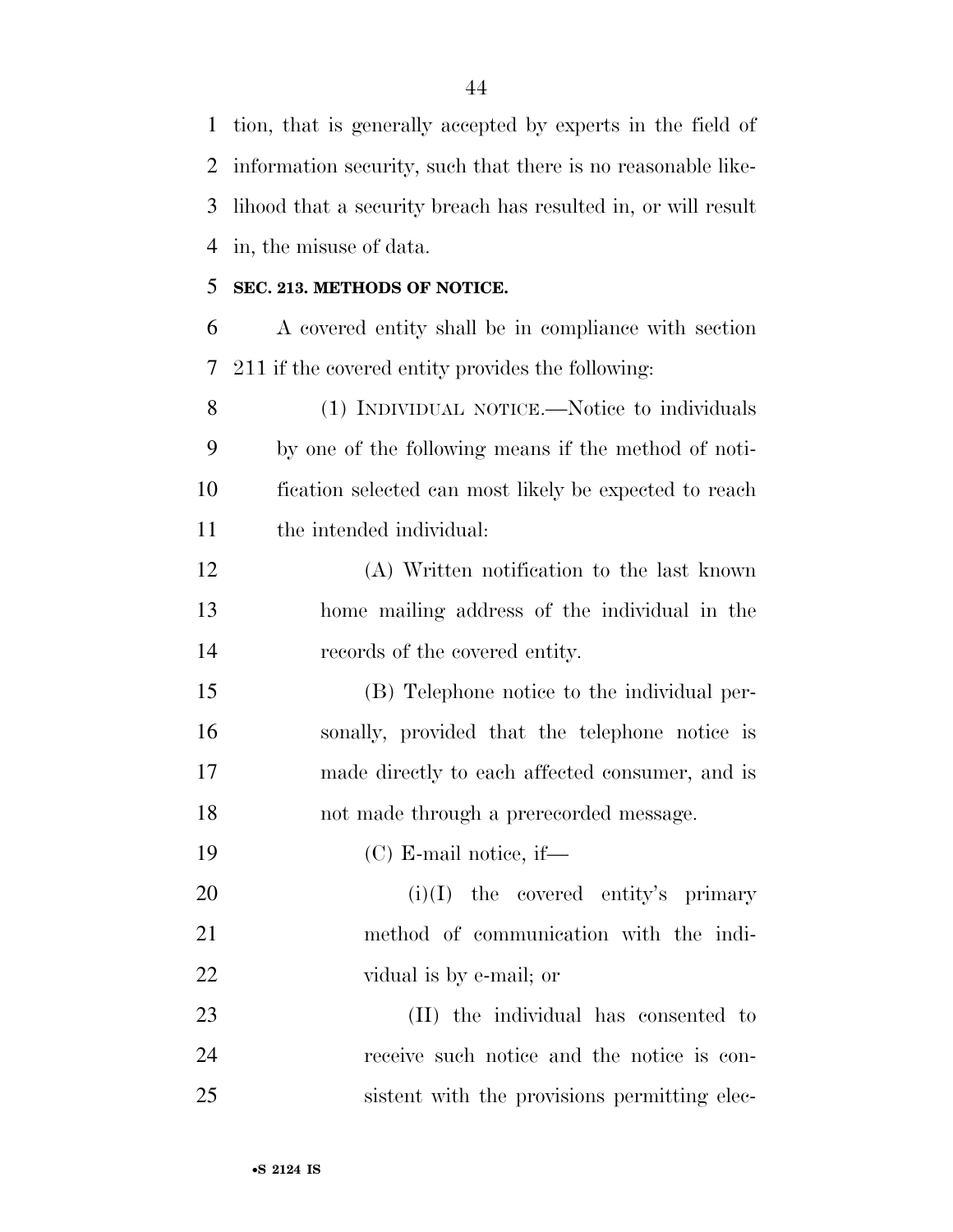tion, that is generally accepted by experts in the field of information security, such that there is no reasonable likelihood that a security breach has resulted in, or will result in, the misuse of data.

**SEC. 213. METHODS OF NOTICE.**

A covered entity shall be in compliance with section 211 if the covered entity provides the following:

(1) INDIVIDUAL NOTICE.—Notice to individuals by one of the following means if the method of notification selected can most likely be expected to reach the intended individual:

(A) Written notification to the last known home mailing address of the individual in the records of the covered entity.

(B) Telephone notice to the individual personally, provided that the telephone notice is made directly to each affected consumer, and is not made through a prerecorded message.

(C) E-mail notice, if—

(i)(I) the covered entity's primary method of communication with the individual is by e-mail; or

(II) the individual has consented to receive such notice and the notice is consistent with the provisions permitting elec-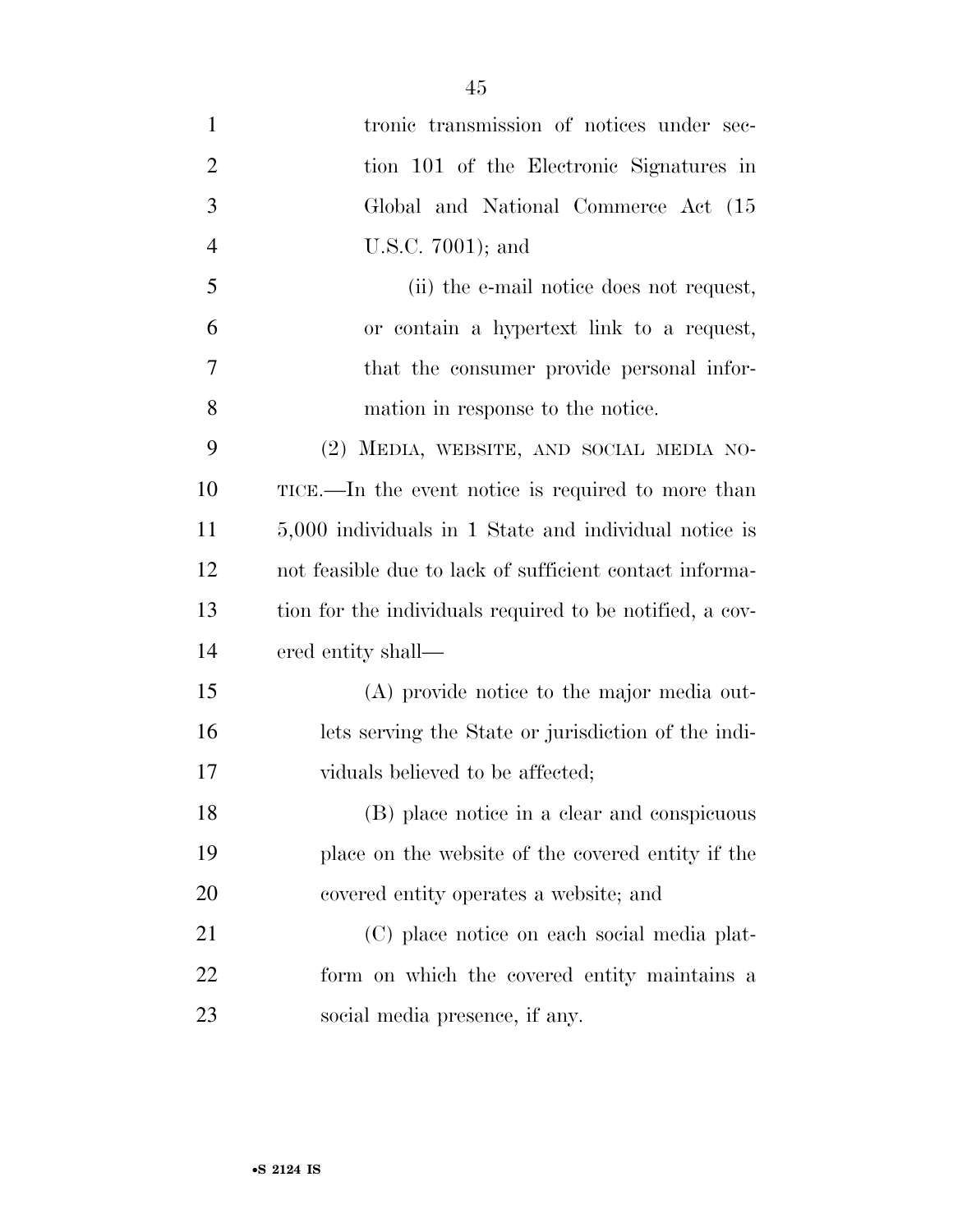tronic transmission of notices under section 101 of the Electronic Signatures in Global and National Commerce Act (15 U.S.C. 7001); and

(ii) the e-mail notice does not request, or contain a hypertext link to a request, that the consumer provide personal information in response to the notice.

(2) MEDIA, WEBSITE, AND SOCIAL MEDIA NOTICE.—In the event notice is required to more than 5,000 individuals in 1 State and individual notice is not feasible due to lack of sufficient contact information for the individuals required to be notified, a covered entity shall—

(A) provide notice to the major media outlets serving the State or jurisdiction of the individuals believed to be affected;

(B) place notice in a clear and conspicuous place on the website of the covered entity if the covered entity operates a website; and

(C) place notice on each social media platform on which the covered entity maintains a social media presence, if any.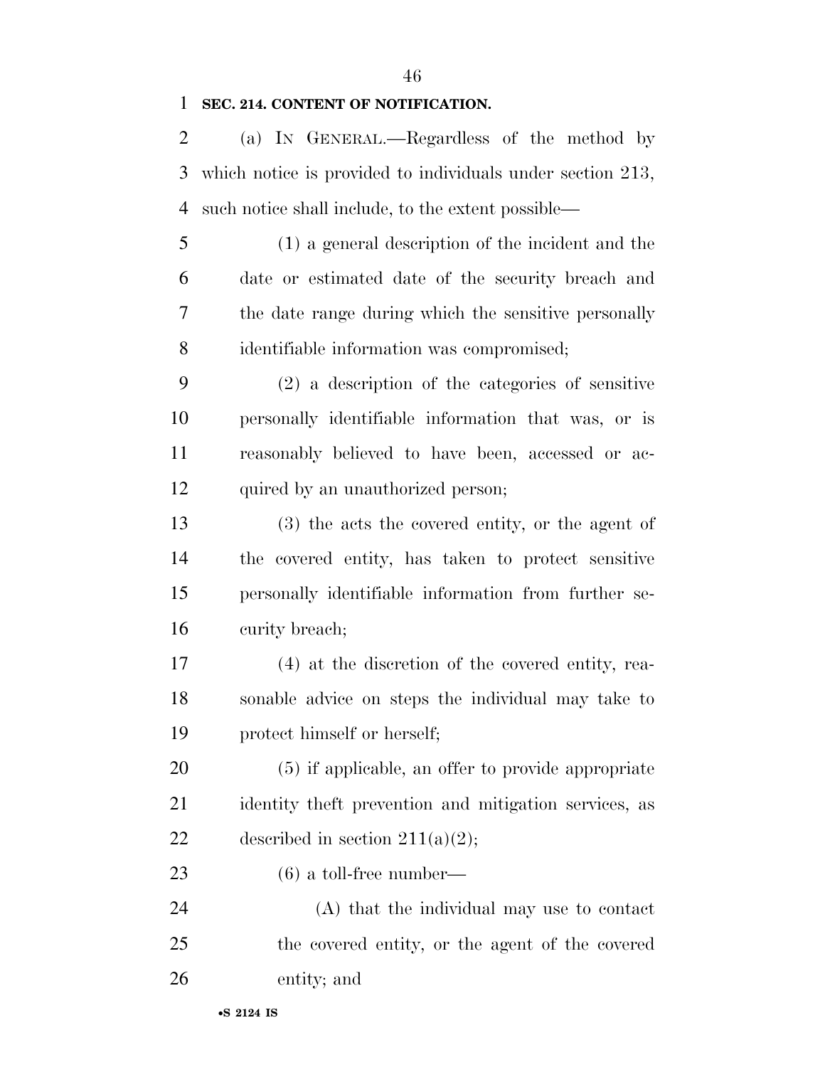**SEC. 214. CONTENT OF NOTIFICATION.**

(a) IN GENERAL.—Regardless of the method by which notice is provided to individuals under section 213, such notice shall include, to the extent possible—

(1) a general description of the incident and the date or estimated date of the security breach and the date range during which the sensitive personally identifiable information was compromised;

(2) a description of the categories of sensitive personally identifiable information that was, or is reasonably believed to have been, accessed or acquired by an unauthorized person;

(3) the acts the covered entity, or the agent of the covered entity, has taken to protect sensitive personally identifiable information from further security breach;

(4) at the discretion of the covered entity, reasonable advice on steps the individual may take to protect himself or herself;

(5) if applicable, an offer to provide appropriate identity theft prevention and mitigation services, as described in section 211(a)(2);

(6) a toll-free number—

(A) that the individual may use to contact the covered entity, or the agent of the covered entity; and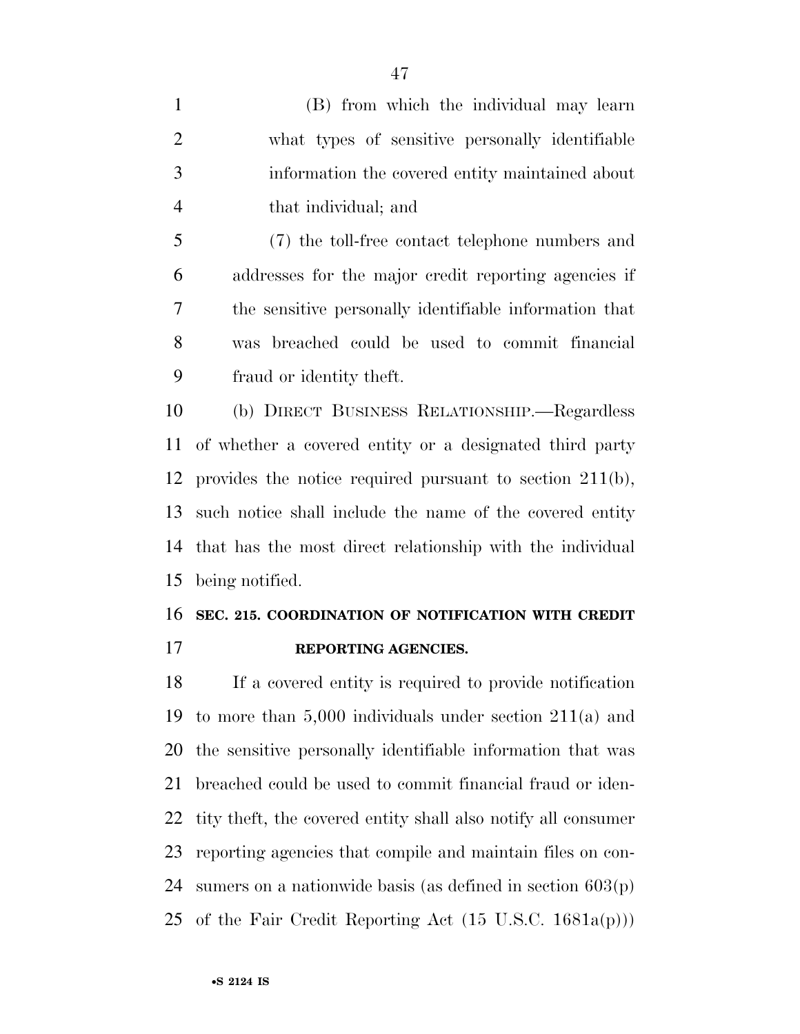(B) from which the individual may learn what types of sensitive personally identifiable information the covered entity maintained about that individual; and

(7) the toll-free contact telephone numbers and addresses for the major credit reporting agencies if the sensitive personally identifiable information that was breached could be used to commit financial fraud or identity theft.

(b) DIRECT BUSINESS RELATIONSHIP.—Regardless of whether a covered entity or a designated third party provides the notice required pursuant to section 211(b), such notice shall include the name of the covered entity that has the most direct relationship with the individual being notified.

**SEC. 215. COORDINATION OF NOTIFICATION WITH CREDIT REPORTING AGENCIES.**

If a covered entity is required to provide notification to more than 5,000 individuals under section 211(a) and the sensitive personally identifiable information that was breached could be used to commit financial fraud or identity theft, the covered entity shall also notify all consumer reporting agencies that compile and maintain files on consumers on a nationwide basis (as defined in section 603(p) of the Fair Credit Reporting Act (15 U.S.C. 1681a(p)))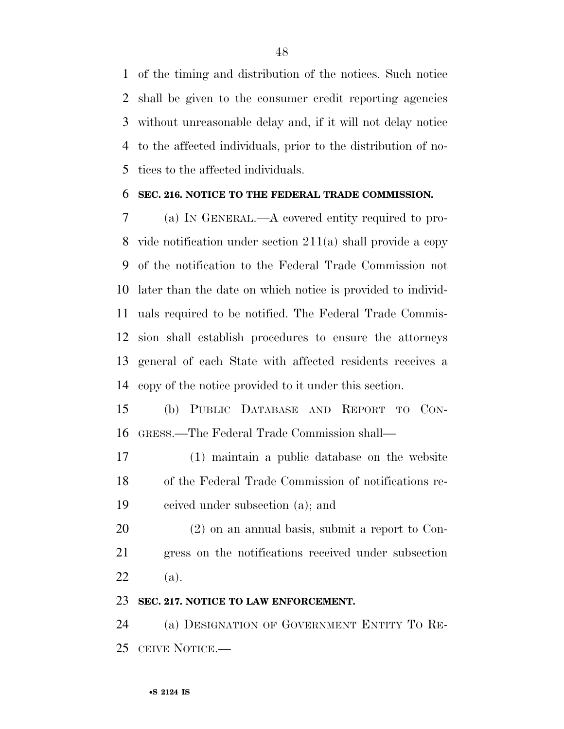of the timing and distribution of the notices. Such notice shall be given to the consumer credit reporting agencies without unreasonable delay and, if it will not delay notice to the affected individuals, prior to the distribution of notices to the affected individuals.

### SEC. 216. NOTICE TO THE FEDERAL TRADE COMMISSION.

(a) IN GENERAL.—A covered entity required to provide notification under section 211(a) shall provide a copy of the notification to the Federal Trade Commission not later than the date on which notice is provided to individuals required to be notified. The Federal Trade Commission shall establish procedures to ensure the attorneys general of each State with affected residents receives a copy of the notice provided to it under this section.

(b) PUBLIC DATABASE AND REPORT TO CONGRESS.—The Federal Trade Commission shall—

(1) maintain a public database on the website of the Federal Trade Commission of notifications received under subsection (a); and

(2) on an annual basis, submit a report to Congress on the notifications received under subsection (a).

### SEC. 217. NOTICE TO LAW ENFORCEMENT.

(a) DESIGNATION OF GOVERNMENT ENTITY TO RECEIVE NOTICE.—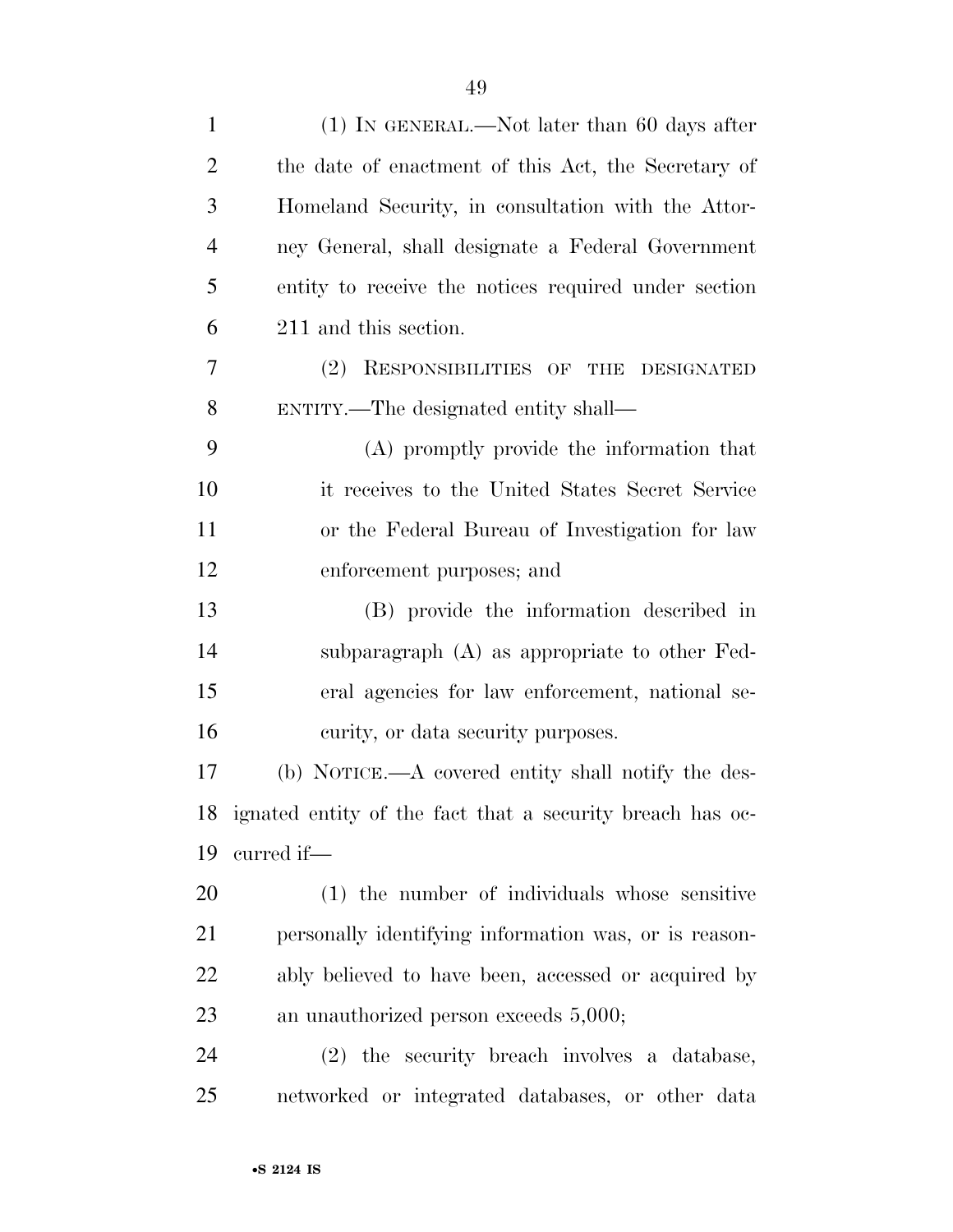(1) IN GENERAL.—Not later than 60 days after the date of enactment of this Act, the Secretary of Homeland Security, in consultation with the Attorney General, shall designate a Federal Government entity to receive the notices required under section 211 and this section.

(2) RESPONSIBILITIES OF THE DESIGNATED ENTITY.—The designated entity shall—

(A) promptly provide the information that it receives to the United States Secret Service or the Federal Bureau of Investigation for law enforcement purposes; and

(B) provide the information described in subparagraph (A) as appropriate to other Federal agencies for law enforcement, national security, or data security purposes.

(b) NOTICE.—A covered entity shall notify the designated entity of the fact that a security breach has occurred if—

(1) the number of individuals whose sensitive personally identifying information was, or is reasonably believed to have been, accessed or acquired by an unauthorized person exceeds 5,000;

(2) the security breach involves a database, networked or integrated databases, or other data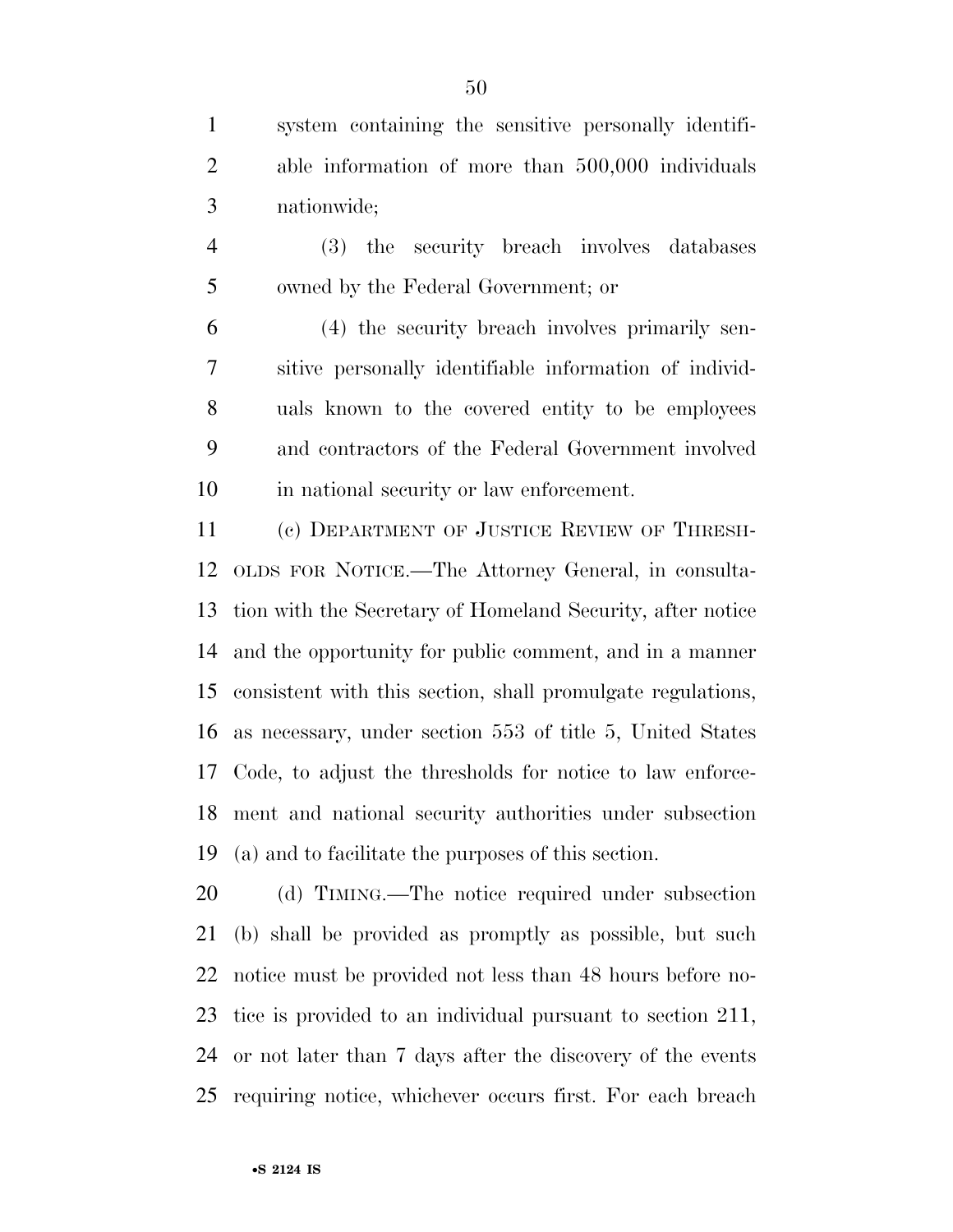system containing the sensitive personally identifiable information of more than 500,000 individuals nationwide;

(3) the security breach involves databases owned by the Federal Government; or

(4) the security breach involves primarily sensitive personally identifiable information of individuals known to the covered entity to be employees and contractors of the Federal Government involved in national security or law enforcement.

(c) DEPARTMENT OF JUSTICE REVIEW OF THRESHOLDS FOR NOTICE.—The Attorney General, in consultation with the Secretary of Homeland Security, after notice and the opportunity for public comment, and in a manner consistent with this section, shall promulgate regulations, as necessary, under section 553 of title 5, United States Code, to adjust the thresholds for notice to law enforcement and national security authorities under subsection (a) and to facilitate the purposes of this section.

(d) TIMING.—The notice required under subsection (b) shall be provided as promptly as possible, but such notice must be provided not less than 48 hours before notice is provided to an individual pursuant to section 211, or not later than 7 days after the discovery of the events requiring notice, whichever occurs first. For each breach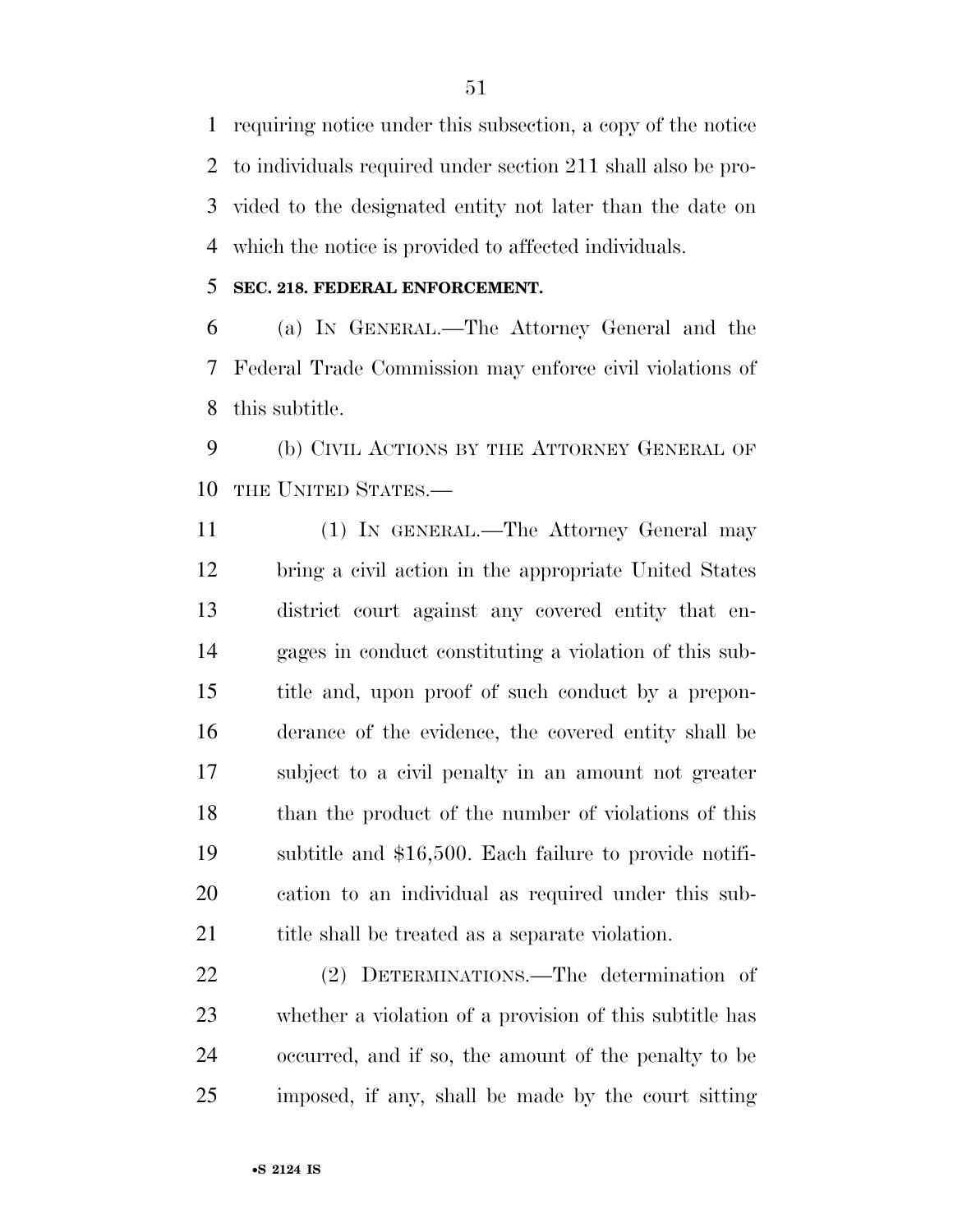requiring notice under this subsection, a copy of the notice to individuals required under section 211 shall also be provided to the designated entity not later than the date on which the notice is provided to affected individuals.

**SEC. 218. FEDERAL ENFORCEMENT.**

(a) IN GENERAL.—The Attorney General and the Federal Trade Commission may enforce civil violations of this subtitle.

(b) CIVIL ACTIONS BY THE ATTORNEY GENERAL OF THE UNITED STATES.—

(1) IN GENERAL.—The Attorney General may bring a civil action in the appropriate United States district court against any covered entity that engages in conduct constituting a violation of this subtitle and, upon proof of such conduct by a preponderance of the evidence, the covered entity shall be subject to a civil penalty in an amount not greater than the product of the number of violations of this subtitle and $16,500. Each failure to provide notification to an individual as required under this subtitle shall be treated as a separate violation.

(2) DETERMINATIONS.—The determination of whether a violation of a provision of this subtitle has occurred, and if so, the amount of the penalty to be imposed, if any, shall be made by the court sitting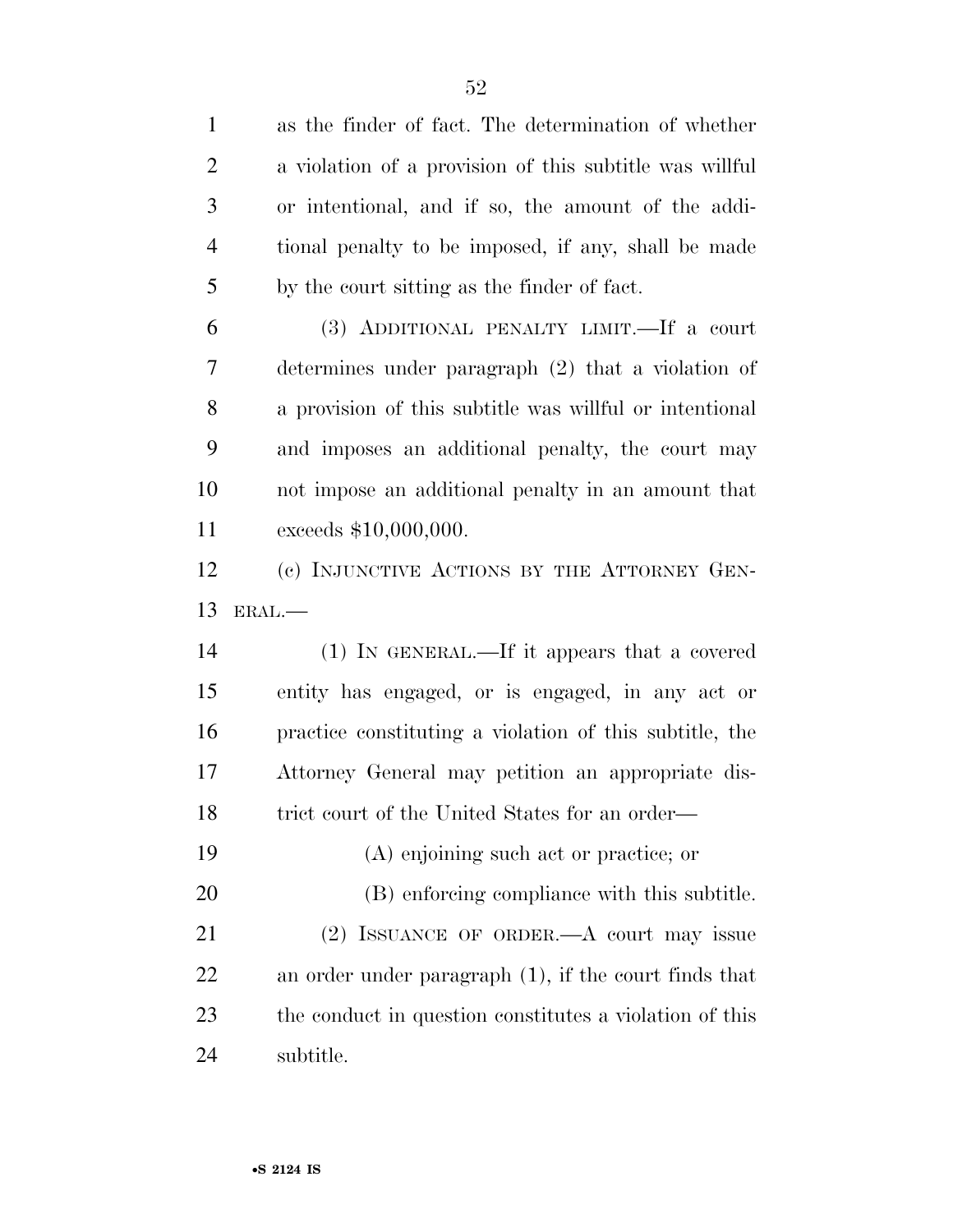as the finder of fact. The determination of whether a violation of a provision of this subtitle was willful or intentional, and if so, the amount of the additional penalty to be imposed, if any, shall be made by the court sitting as the finder of fact.

(3) ADDITIONAL PENALTY LIMIT.—If a court determines under paragraph (2) that a violation of a provision of this subtitle was willful or intentional and imposes an additional penalty, the court may not impose an additional penalty in an amount that exceeds $10,000,000.

(c) INJUNCTIVE ACTIONS BY THE ATTORNEY GENERAL.—

(1) IN GENERAL.—If it appears that a covered entity has engaged, or is engaged, in any act or practice constituting a violation of this subtitle, the Attorney General may petition an appropriate district court of the United States for an order—

(A) enjoining such act or practice; or

(B) enforcing compliance with this subtitle.

(2) ISSUANCE OF ORDER.—A court may issue an order under paragraph (1), if the court finds that the conduct in question constitutes a violation of this subtitle.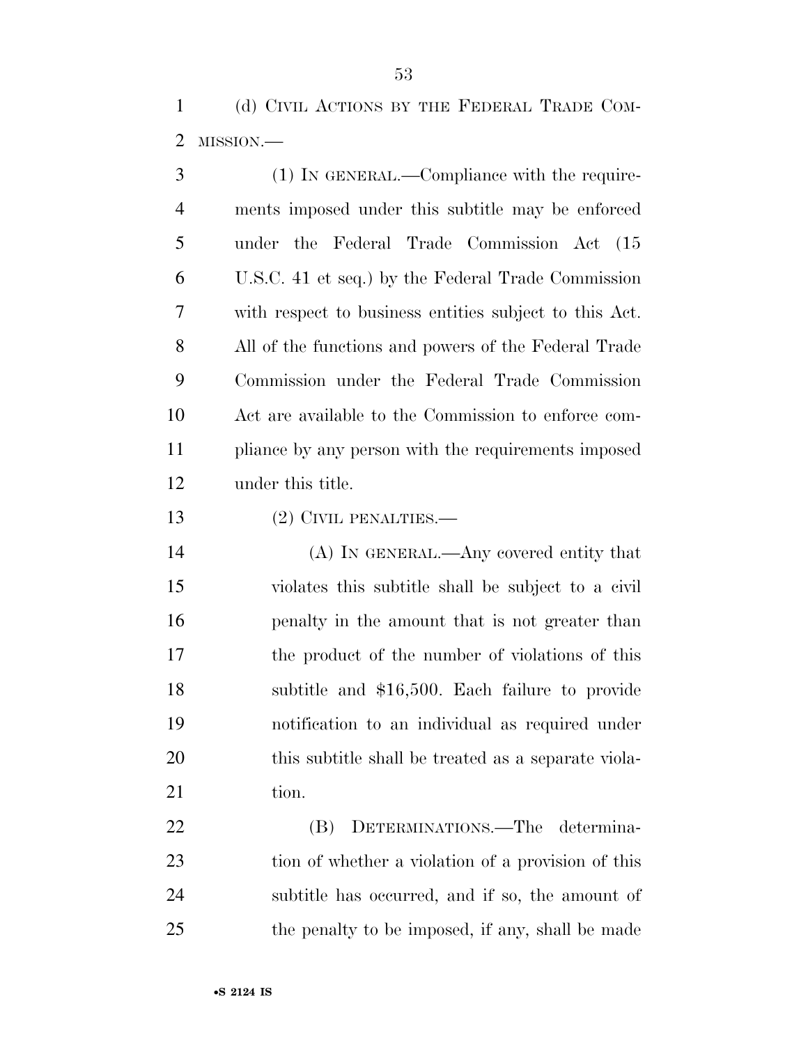(d) CIVIL ACTIONS BY THE FEDERAL TRADE COMMISSION.—

(1) IN GENERAL.—Compliance with the requirements imposed under this subtitle may be enforced under the Federal Trade Commission Act (15 U.S.C. 41 et seq.) by the Federal Trade Commission with respect to business entities subject to this Act. All of the functions and powers of the Federal Trade Commission under the Federal Trade Commission Act are available to the Commission to enforce compliance by any person with the requirements imposed under this title.

(2) CIVIL PENALTIES.—

(A) IN GENERAL.—Any covered entity that violates this subtitle shall be subject to a civil penalty in the amount that is not greater than the product of the number of violations of this subtitle and $16,500. Each failure to provide notification to an individual as required under this subtitle shall be treated as a separate violation.

(B) DETERMINATIONS.—The determination of whether a violation of a provision of this subtitle has occurred, and if so, the amount of the penalty to be imposed, if any, shall be made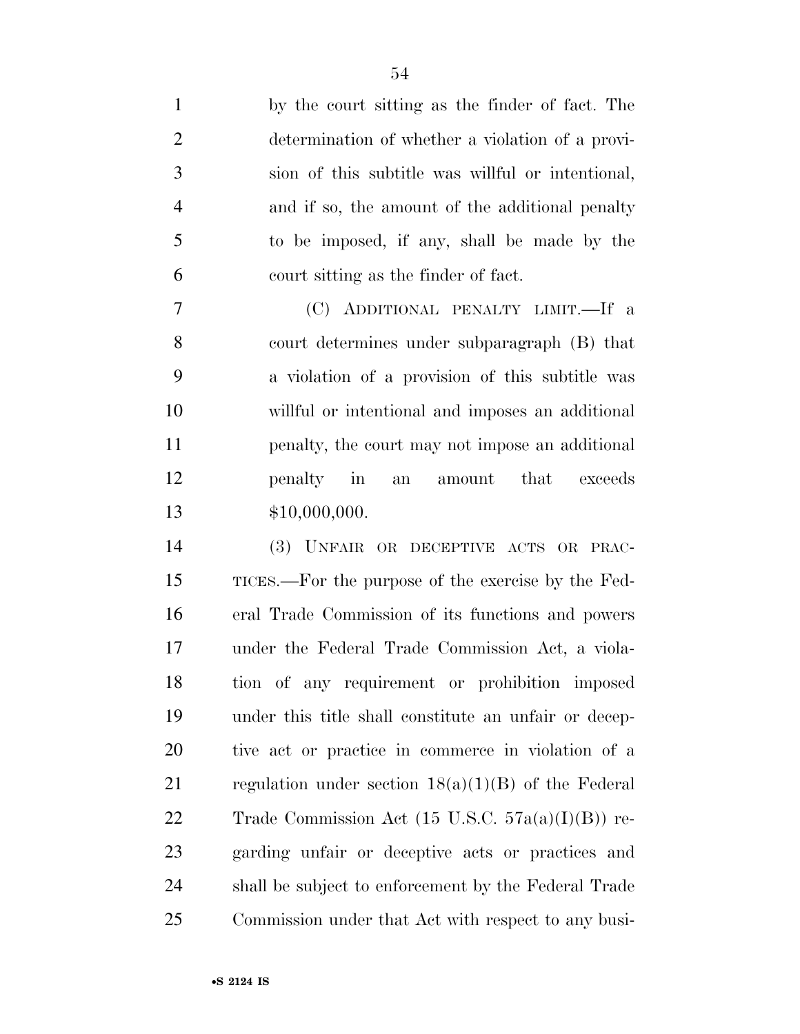by the court sitting as the finder of fact. The determination of whether a violation of a provision of this subtitle was willful or intentional, and if so, the amount of the additional penalty to be imposed, if any, shall be made by the court sitting as the finder of fact.

(C) ADDITIONAL PENALTY LIMIT.—If a court determines under subparagraph (B) that a violation of a provision of this subtitle was willful or intentional and imposes an additional penalty, the court may not impose an additional penalty in an amount that exceeds $10,000,000.

(3) UNFAIR OR DECEPTIVE ACTS OR PRACTICES.—For the purpose of the exercise by the Federal Trade Commission of its functions and powers under the Federal Trade Commission Act, a violation of any requirement or prohibition imposed under this title shall constitute an unfair or deceptive act or practice in commerce in violation of a regulation under section 18(a)(1)(B) of the Federal Trade Commission Act (15 U.S.C. 57a(a)(I)(B)) regarding unfair or deceptive acts or practices and shall be subject to enforcement by the Federal Trade Commission under that Act with respect to any busi-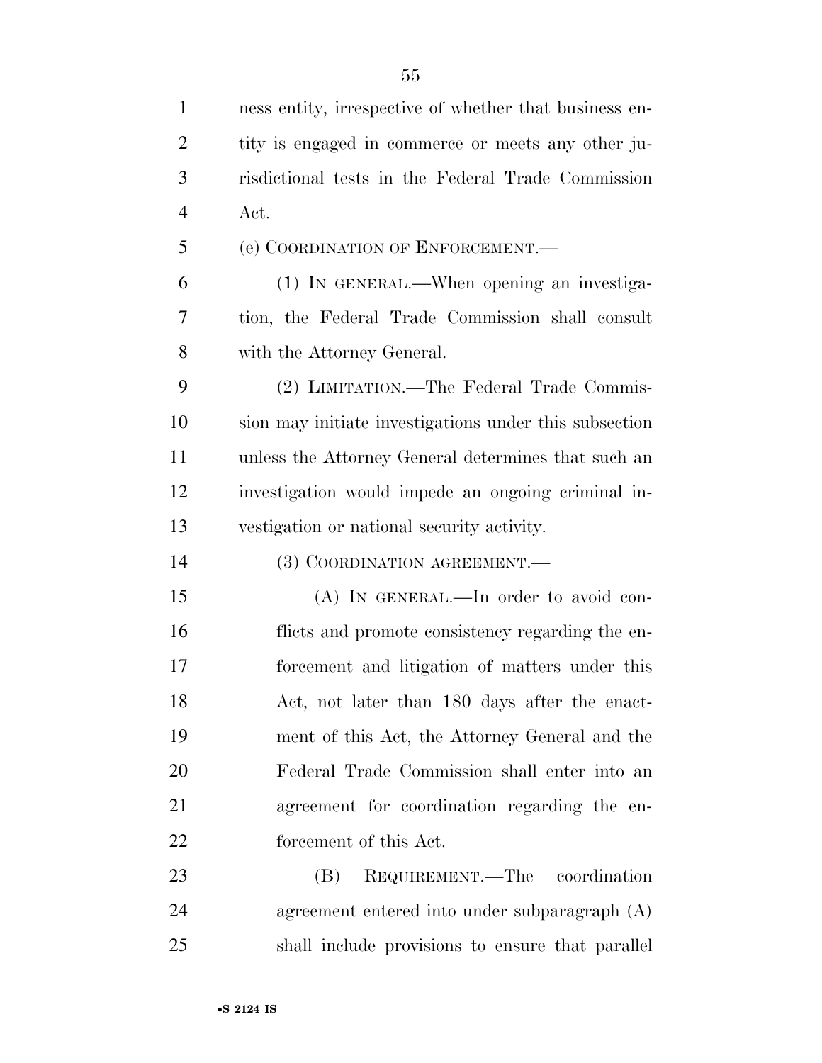ness entity, irrespective of whether that business entity is engaged in commerce or meets any other jurisdictional tests in the Federal Trade Commission Act.

(e) COORDINATION OF ENFORCEMENT.—

(1) IN GENERAL.—When opening an investigation, the Federal Trade Commission shall consult with the Attorney General.

(2) LIMITATION.—The Federal Trade Commission may initiate investigations under this subsection unless the Attorney General determines that such an investigation would impede an ongoing criminal investigation or national security activity.

(3) COORDINATION AGREEMENT.—

(A) IN GENERAL.—In order to avoid conflicts and promote consistency regarding the enforcement and litigation of matters under this Act, not later than 180 days after the enactment of this Act, the Attorney General and the Federal Trade Commission shall enter into an agreement for coordination regarding the enforcement of this Act.

(B) REQUIREMENT.—The coordination agreement entered into under subparagraph (A) shall include provisions to ensure that parallel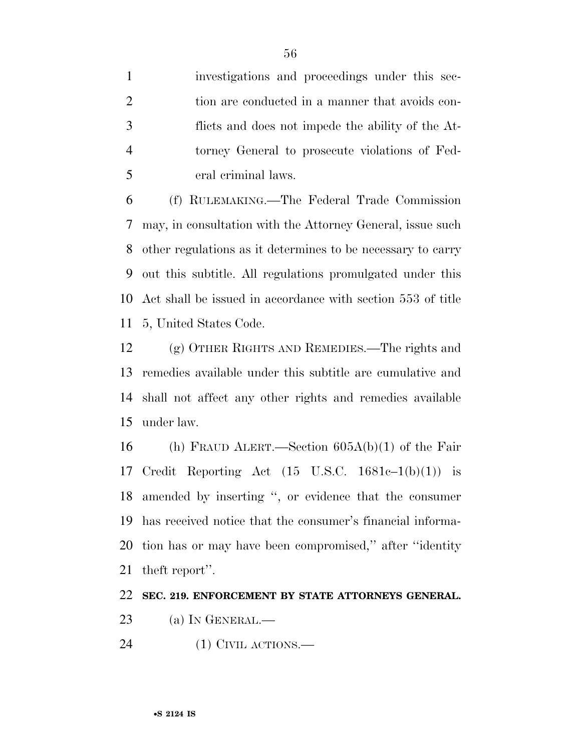investigations and proceedings under this section are conducted in a manner that avoids conflicts and does not impede the ability of the Attorney General to prosecute violations of Federal criminal laws.

(f) RULEMAKING.—The Federal Trade Commission may, in consultation with the Attorney General, issue such other regulations as it determines to be necessary to carry out this subtitle. All regulations promulgated under this Act shall be issued in accordance with section 553 of title 5, United States Code.

(g) OTHER RIGHTS AND REMEDIES.—The rights and remedies available under this subtitle are cumulative and shall not affect any other rights and remedies available under law.

(h) FRAUD ALERT.—Section 605A(b)(1) of the Fair Credit Reporting Act (15 U.S.C. 1681c–1(b)(1)) is amended by inserting '', or evidence that the consumer has received notice that the consumer's financial information has or may have been compromised,'' after ''identity theft report''.

**SEC. 219. ENFORCEMENT BY STATE ATTORNEYS GENERAL.**

(a) IN GENERAL.—

(1) CIVIL ACTIONS.—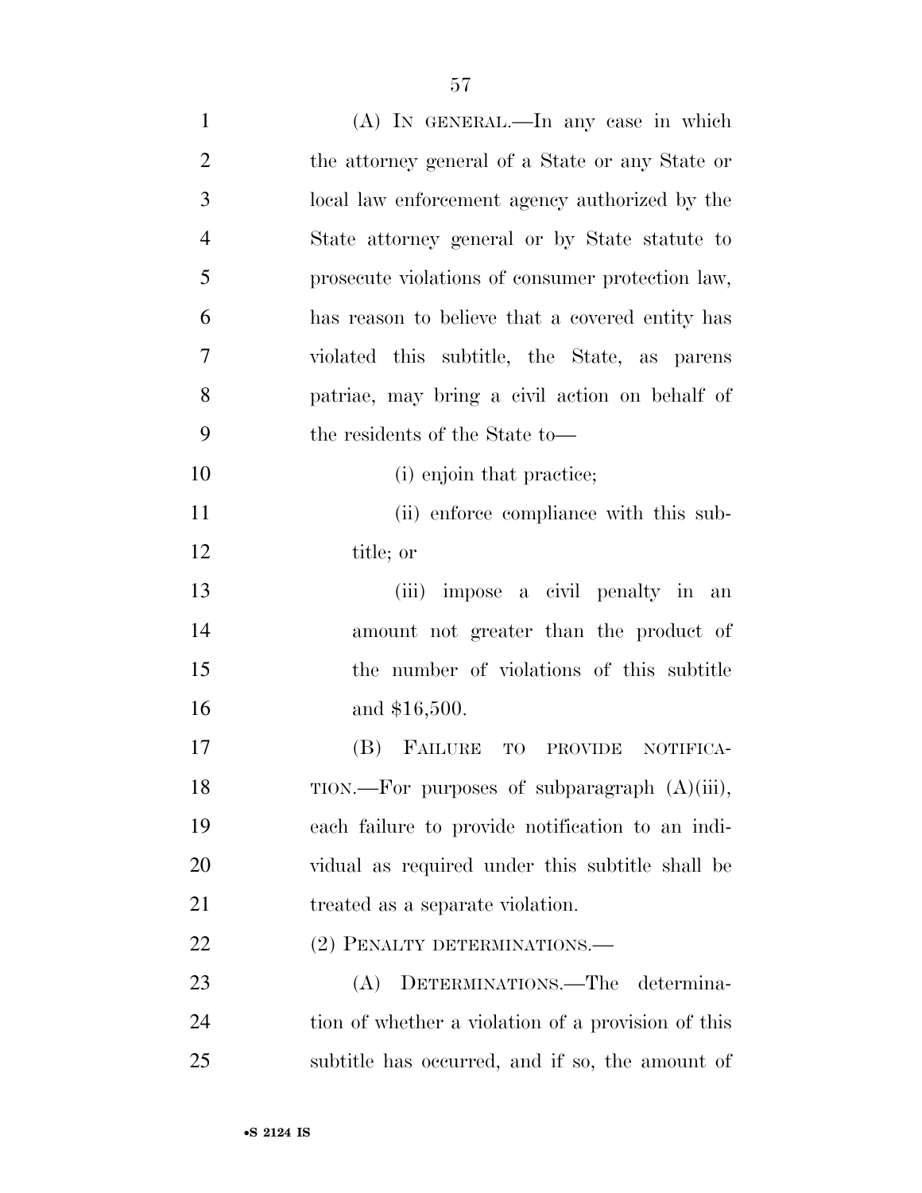(A) IN GENERAL.—In any case in which the attorney general of a State or any State or local law enforcement agency authorized by the State attorney general or by State statute to prosecute violations of consumer protection law, has reason to believe that a covered entity has violated this subtitle, the State, as parens patriae, may bring a civil action on behalf of the residents of the State to—

(i) enjoin that practice;

(ii) enforce compliance with this subtitle; or

(iii) impose a civil penalty in an amount not greater than the product of the number of violations of this subtitle and $16,500.

(B) FAILURE TO PROVIDE NOTIFICATION.—For purposes of subparagraph (A)(iii), each failure to provide notification to an individual as required under this subtitle shall be treated as a separate violation.

(2) PENALTY DETERMINATIONS.—

(A) DETERMINATIONS.—The determination of whether a violation of a provision of this subtitle has occurred, and if so, the amount of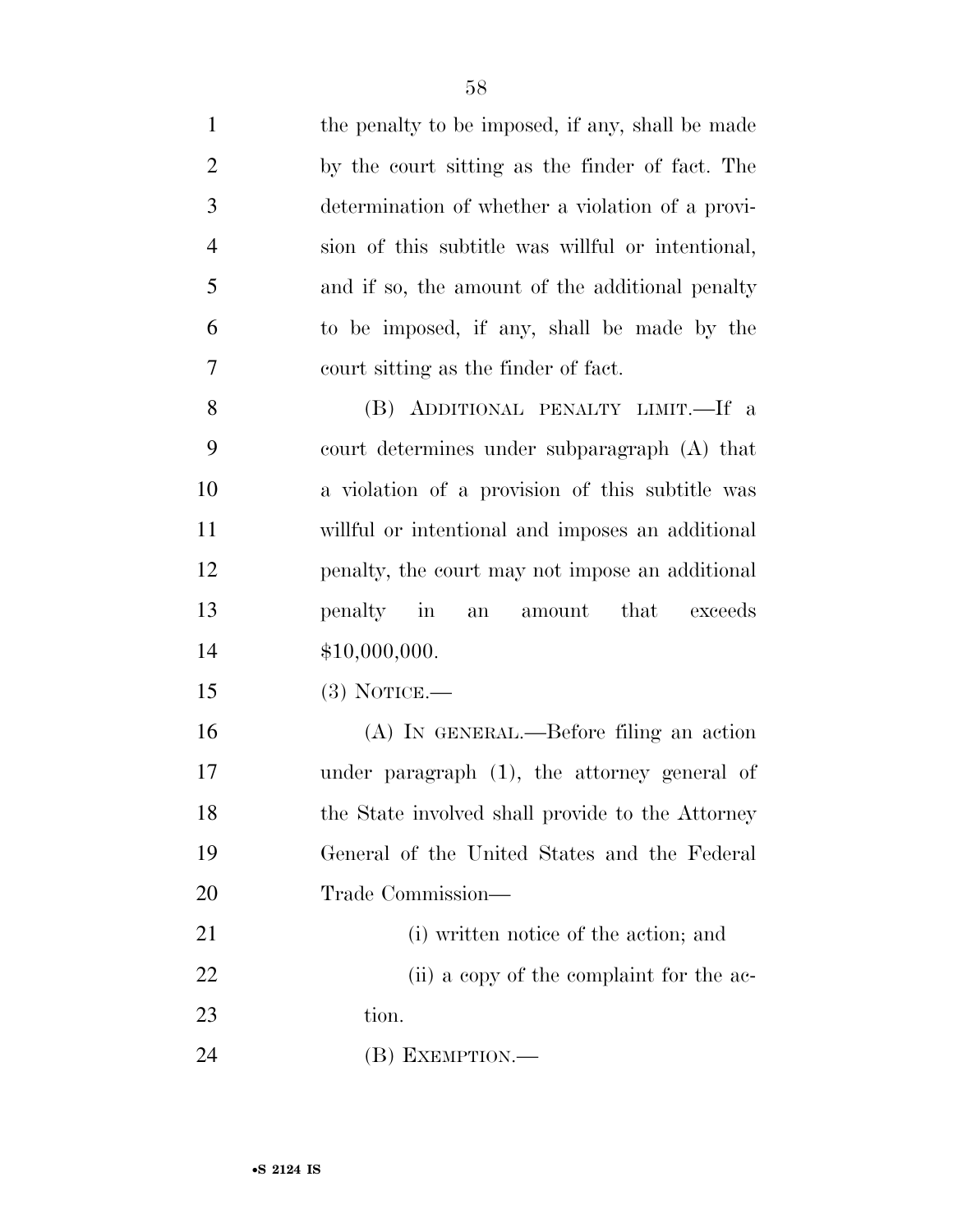the penalty to be imposed, if any, shall be made by the court sitting as the finder of fact. The determination of whether a violation of a provision of this subtitle was willful or intentional, and if so, the amount of the additional penalty to be imposed, if any, shall be made by the court sitting as the finder of fact.

(B) ADDITIONAL PENALTY LIMIT.—If a court determines under subparagraph (A) that a violation of a provision of this subtitle was willful or intentional and imposes an additional penalty, the court may not impose an additional penalty in an amount that exceeds $10,000,000.

(3) NOTICE.—

(A) IN GENERAL.—Before filing an action under paragraph (1), the attorney general of the State involved shall provide to the Attorney General of the United States and the Federal Trade Commission—

(i) written notice of the action; and

(ii) a copy of the complaint for the action.

(B) EXEMPTION.—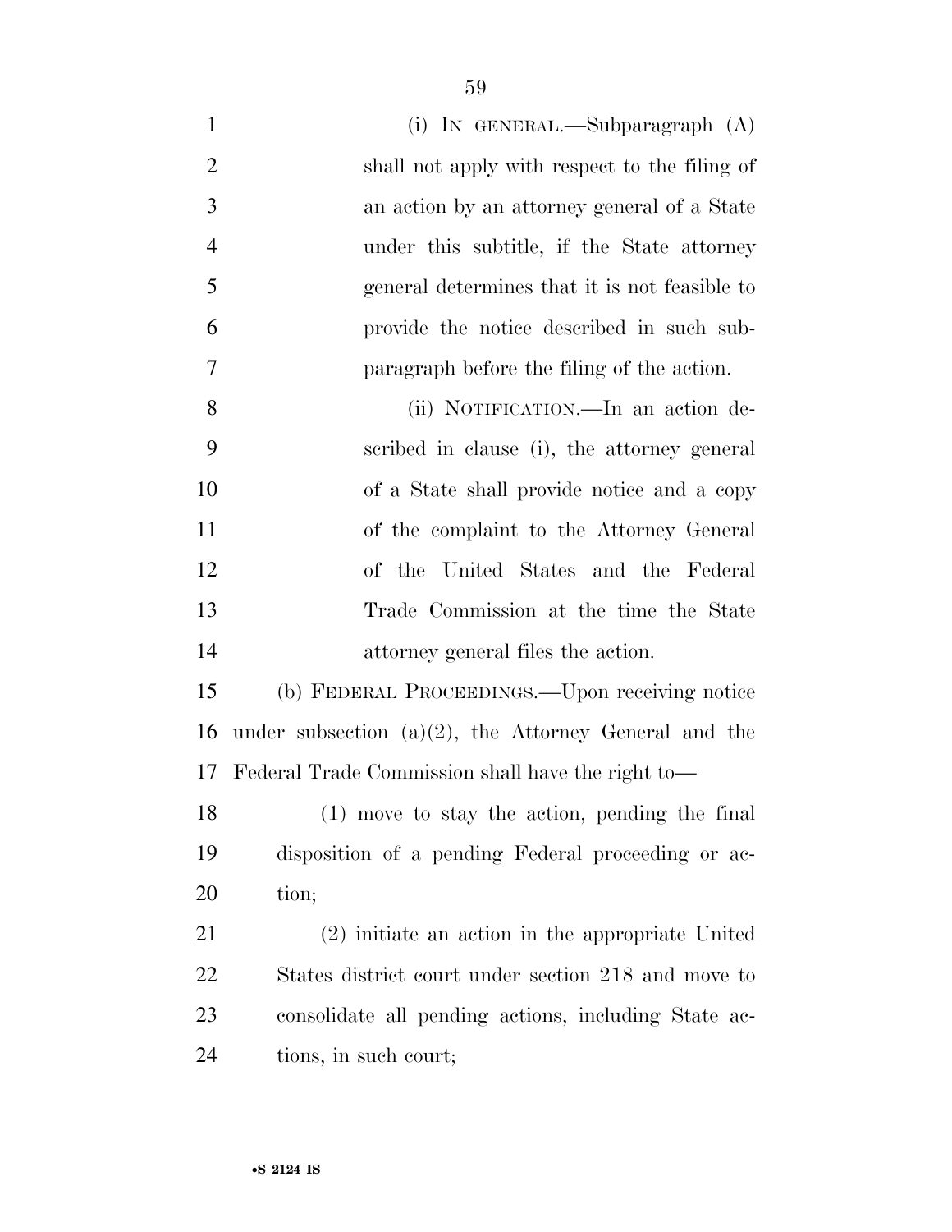(i) IN GENERAL.—Subparagraph (A) shall not apply with respect to the filing of an action by an attorney general of a State under this subtitle, if the State attorney general determines that it is not feasible to provide the notice described in such subparagraph before the filing of the action.

(ii) NOTIFICATION.—In an action described in clause (i), the attorney general of a State shall provide notice and a copy of the complaint to the Attorney General of the United States and the Federal Trade Commission at the time the State attorney general files the action.

(b) FEDERAL PROCEEDINGS.—Upon receiving notice under subsection (a)(2), the Attorney General and the Federal Trade Commission shall have the right to—

(1) move to stay the action, pending the final disposition of a pending Federal proceeding or action;

(2) initiate an action in the appropriate United States district court under section 218 and move to consolidate all pending actions, including State actions, in such court;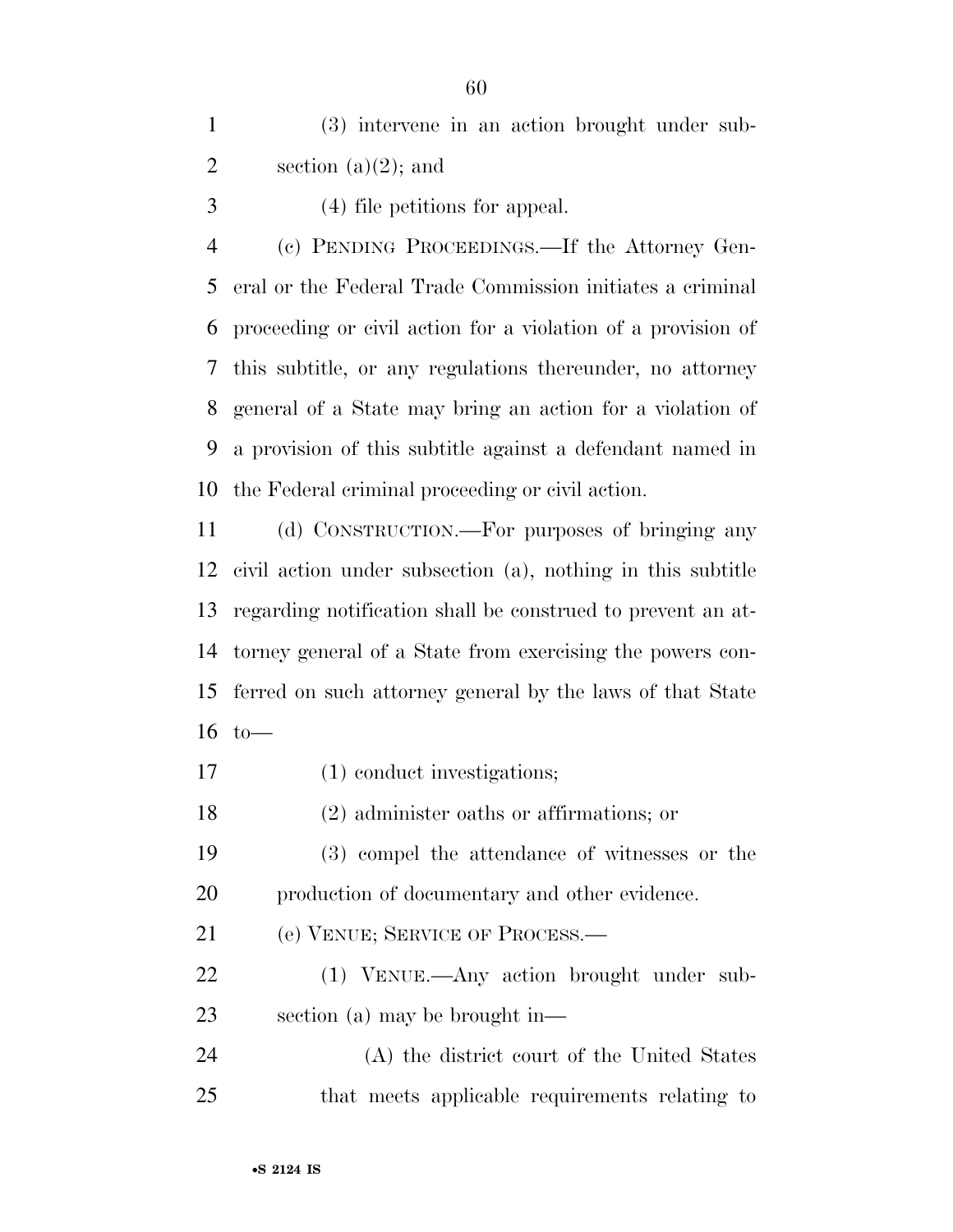(3) intervene in an action brought under subsection (a)(2); and

(4) file petitions for appeal.

(c) PENDING PROCEEDINGS.—If the Attorney General or the Federal Trade Commission initiates a criminal proceeding or civil action for a violation of a provision of this subtitle, or any regulations thereunder, no attorney general of a State may bring an action for a violation of a provision of this subtitle against a defendant named in the Federal criminal proceeding or civil action.

(d) CONSTRUCTION.—For purposes of bringing any civil action under subsection (a), nothing in this subtitle regarding notification shall be construed to prevent an attorney general of a State from exercising the powers conferred on such attorney general by the laws of that State to—

(1) conduct investigations;

(2) administer oaths or affirmations; or

(3) compel the attendance of witnesses or the production of documentary and other evidence.

(e) VENUE; SERVICE OF PROCESS.—

(1) VENUE.—Any action brought under subsection (a) may be brought in—

(A) the district court of the United States that meets applicable requirements relating to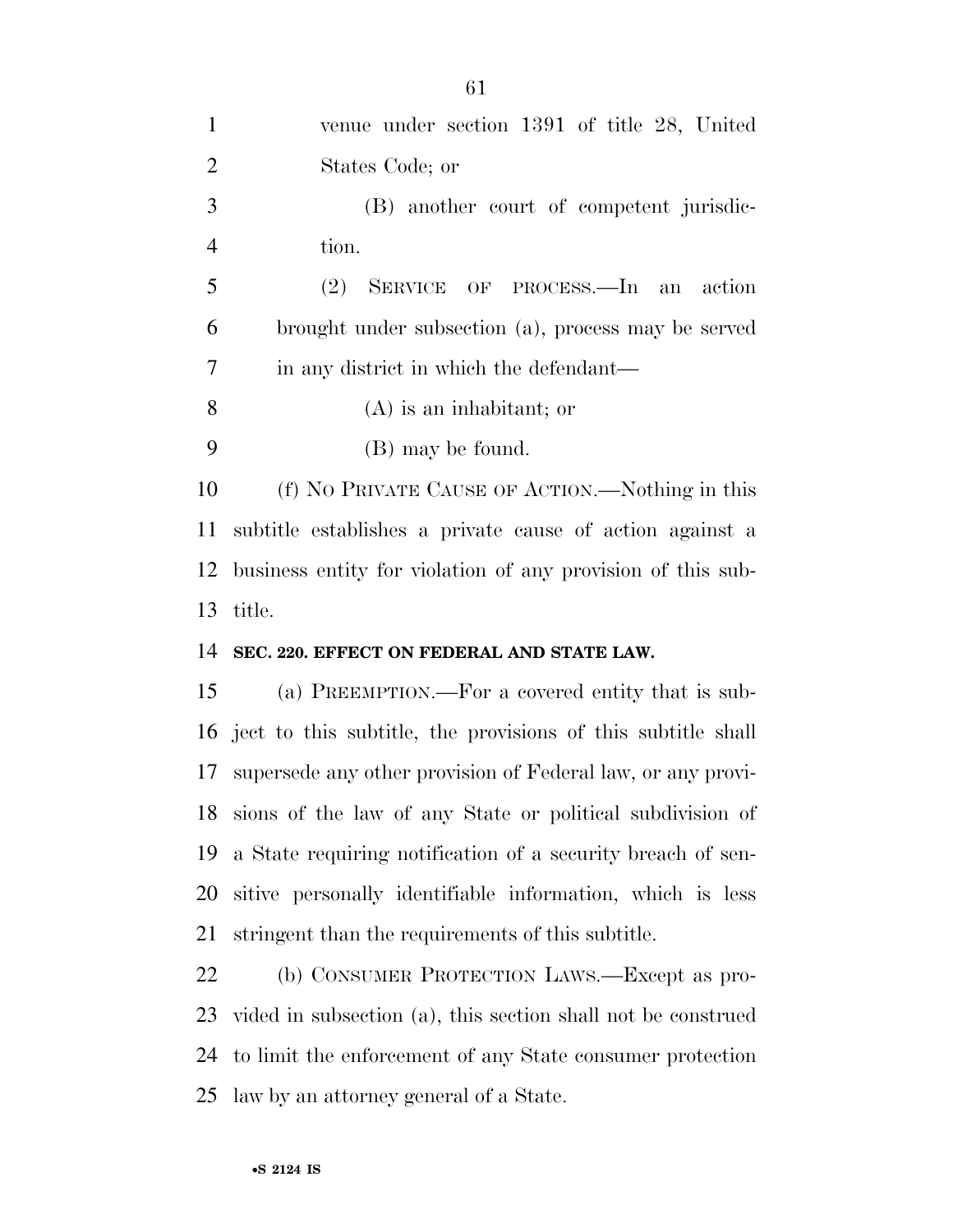venue under section 1391 of title 28, United States Code; or

(B) another court of competent jurisdiction.

(2) SERVICE OF PROCESS.—In an action brought under subsection (a), process may be served in any district in which the defendant—

(A) is an inhabitant; or

(B) may be found.

(f) NO PRIVATE CAUSE OF ACTION.—Nothing in this subtitle establishes a private cause of action against a business entity for violation of any provision of this subtitle.

**SEC. 220. EFFECT ON FEDERAL AND STATE LAW.**

(a) PREEMPTION.—For a covered entity that is subject to this subtitle, the provisions of this subtitle shall supersede any other provision of Federal law, or any provisions of the law of any State or political subdivision of a State requiring notification of a security breach of sensitive personally identifiable information, which is less stringent than the requirements of this subtitle.

(b) CONSUMER PROTECTION LAWS.—Except as provided in subsection (a), this section shall not be construed to limit the enforcement of any State consumer protection law by an attorney general of a State.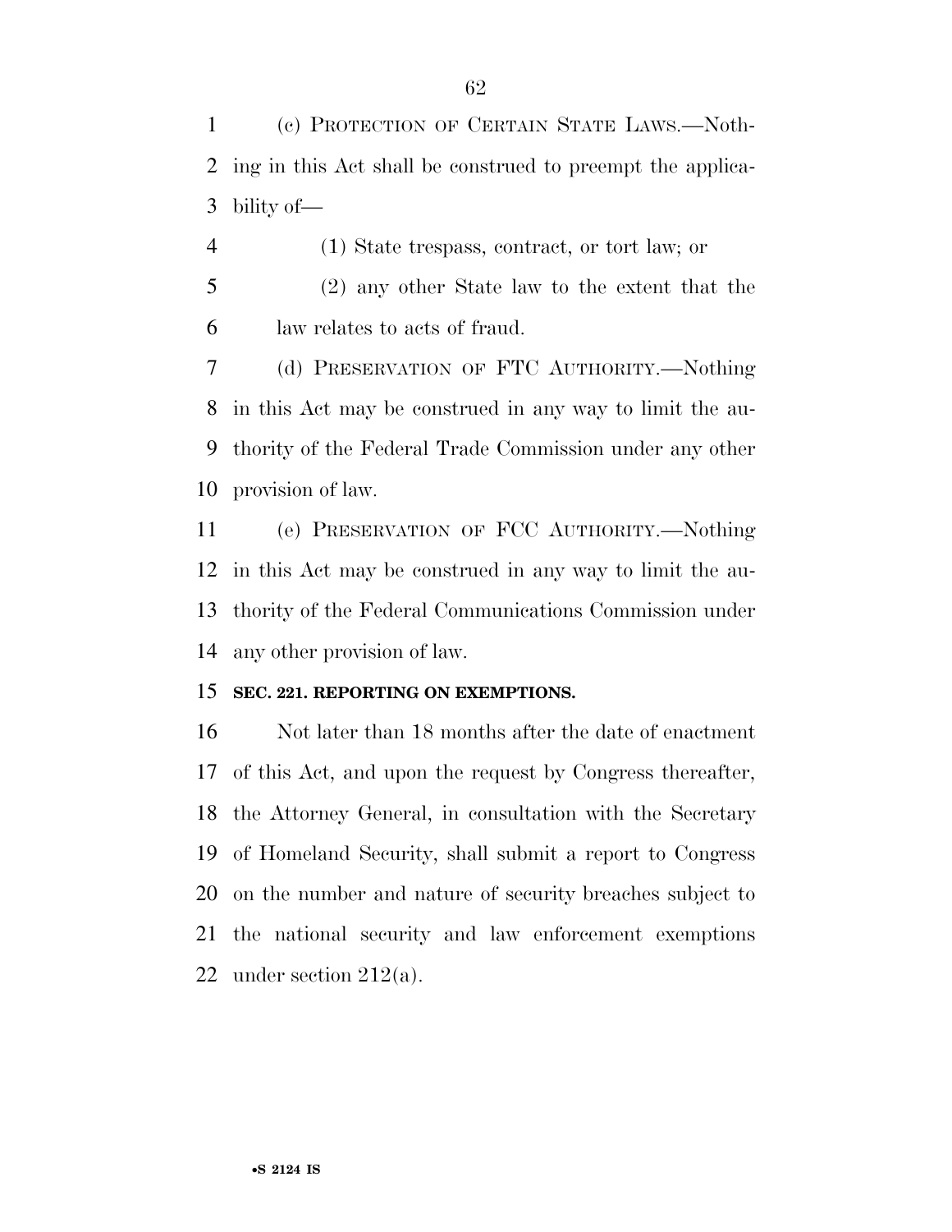(c) PROTECTION OF CERTAIN STATE LAWS.—Nothing in this Act shall be construed to preempt the applicability of—

(1) State trespass, contract, or tort law; or

(2) any other State law to the extent that the law relates to acts of fraud.

(d) PRESERVATION OF FTC AUTHORITY.—Nothing in this Act may be construed in any way to limit the authority of the Federal Trade Commission under any other provision of law.

(e) PRESERVATION OF FCC AUTHORITY.—Nothing in this Act may be construed in any way to limit the authority of the Federal Communications Commission under any other provision of law.

**SEC. 221. REPORTING ON EXEMPTIONS.**

Not later than 18 months after the date of enactment of this Act, and upon the request by Congress thereafter, the Attorney General, in consultation with the Secretary of Homeland Security, shall submit a report to Congress on the number and nature of security breaches subject to the national security and law enforcement exemptions under section 212(a).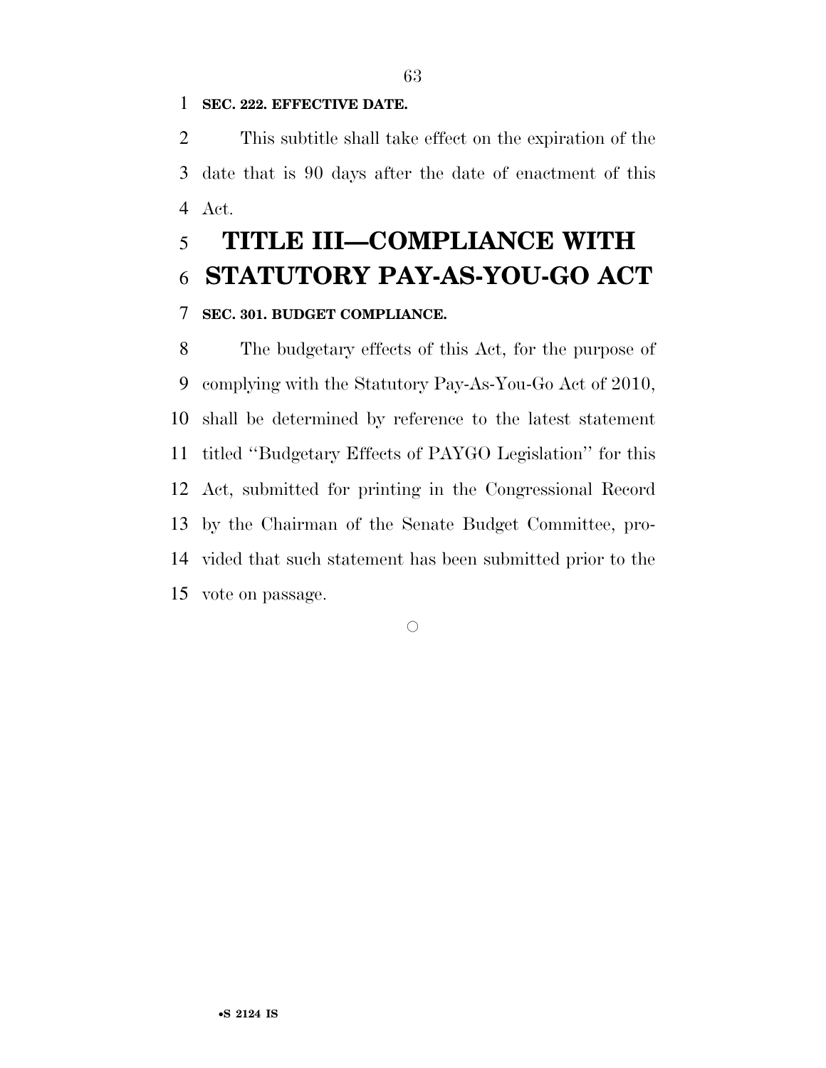**SEC. 222. EFFECTIVE DATE.**

This subtitle shall take effect on the expiration of the date that is 90 days after the date of enactment of this Act.

# TITLE III—COMPLIANCE WITH STATUTORY PAY-AS-YOU-GO ACT

**SEC. 301. BUDGET COMPLIANCE.**

The budgetary effects of this Act, for the purpose of complying with the Statutory Pay-As-You-Go Act of 2010, shall be determined by reference to the latest statement titled ''Budgetary Effects of PAYGO Legislation'' for this Act, submitted for printing in the Congressional Record by the Chairman of the Senate Budget Committee, provided that such statement has been submitted prior to the vote on passage.

○